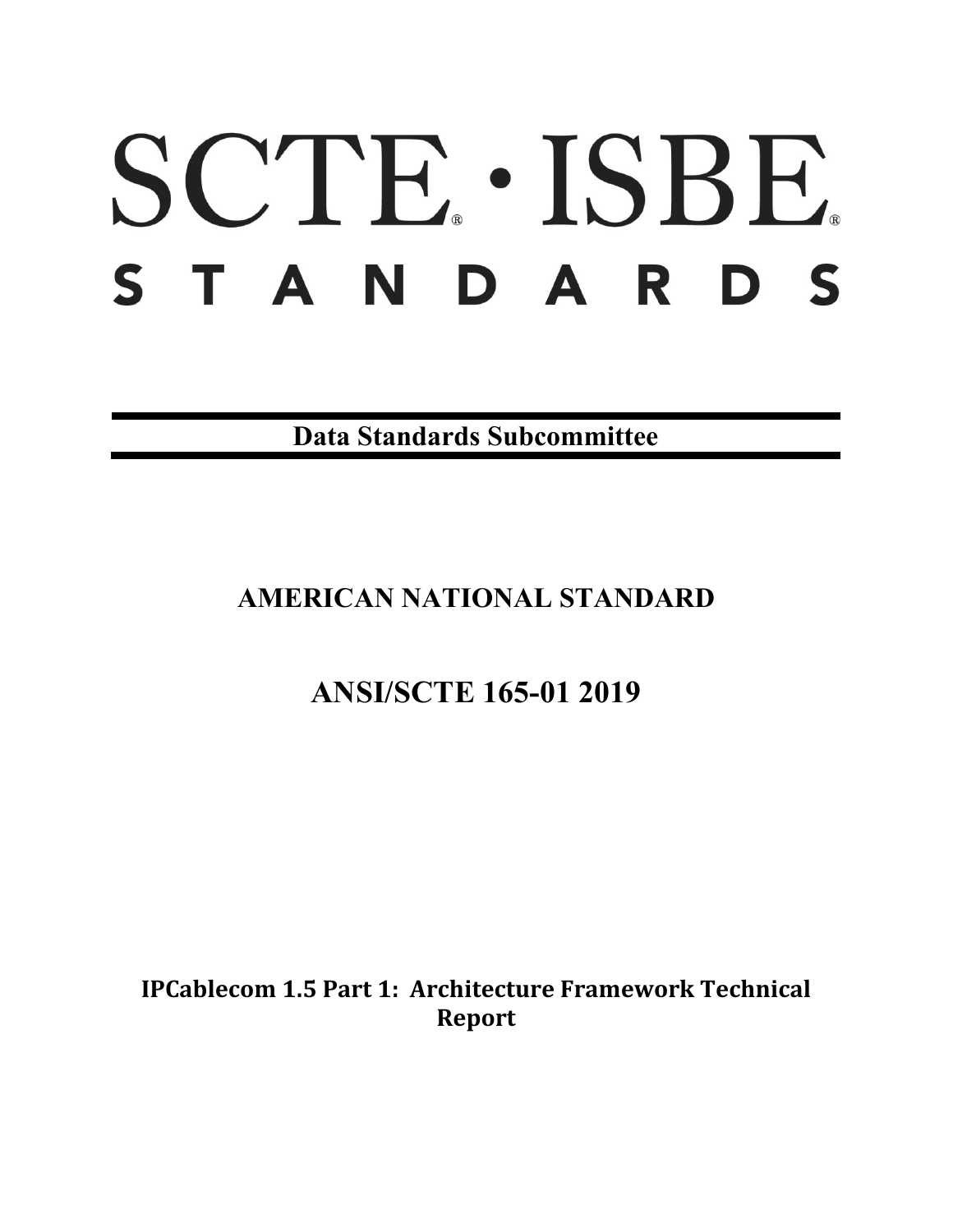# SCTE · ISBE

# STANDARDS

**Data Standards Subcommittee**

## AMERICAN NATIONAL STANDARD

## ANSI/SCTE 165-01 2019

**IPCablecom 1.5 Part 1: Architecture Framework Technical Report**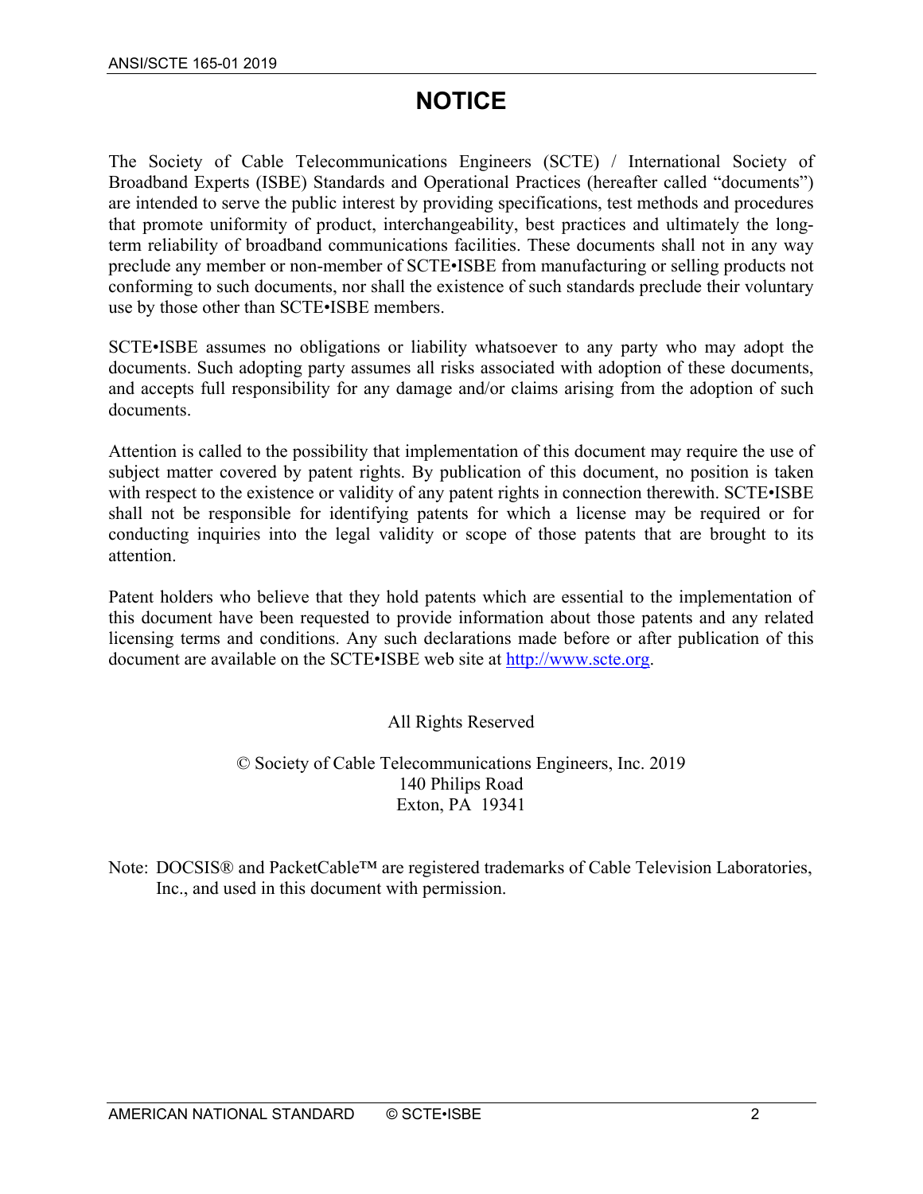# NOTICE

The Society of Cable Telecommunications Engineers (SCTE) / International Society of Broadband Experts (ISBE) Standards and Operational Practices (hereafter called "documents") are intended to serve the public interest by providing specifications, test methods and procedures that promote uniformity of product, interchangeability, best practices and ultimately the long-term reliability of broadband communications facilities. These documents shall not in any way preclude any member or non-member of SCTE•ISBE from manufacturing or selling products not conforming to such documents, nor shall the existence of such standards preclude their voluntary use by those other than SCTE•ISBE members.

SCTE•ISBE assumes no obligations or liability whatsoever to any party who may adopt the documents. Such adopting party assumes all risks associated with adoption of these documents, and accepts full responsibility for any damage and/or claims arising from the adoption of such documents.

Attention is called to the possibility that implementation of this document may require the use of subject matter covered by patent rights. By publication of this document, no position is taken with respect to the existence or validity of any patent rights in connection therewith. SCTE•ISBE shall not be responsible for identifying patents for which a license may be required or for conducting inquiries into the legal validity or scope of those patents that are brought to its attention.

Patent holders who believe that they hold patents which are essential to the implementation of this document have been requested to provide information about those patents and any related licensing terms and conditions. Any such declarations made before or after publication of this document are available on the SCTE•ISBE web site at http://www.scte.org.

All Rights Reserved

© Society of Cable Telecommunications Engineers, Inc. 2019
140 Philips Road
Exton, PA 19341

Note: DOCSIS® and PacketCable™ are registered trademarks of Cable Television Laboratories, Inc., and used in this document with permission.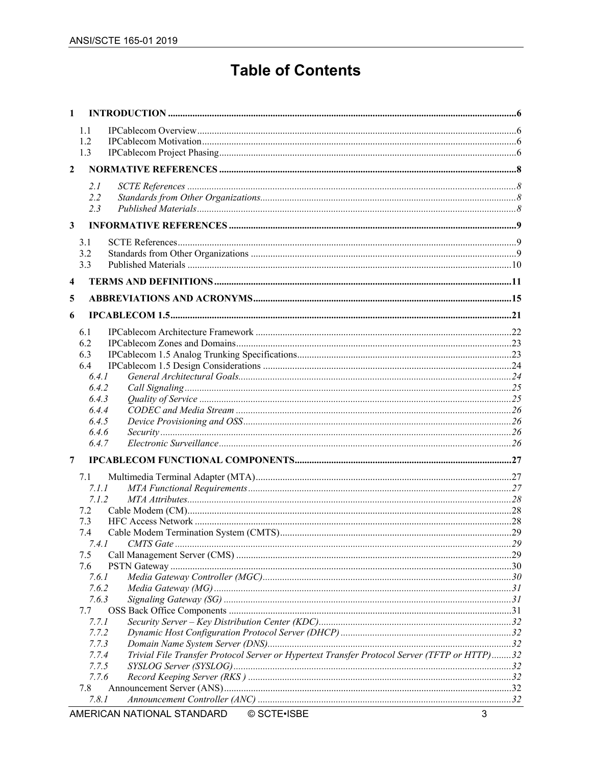# Table of Contents

**1 INTRODUCTION** ..... 6

- 1.1 IPCablecom Overview ..... 6
- 1.2 IPCablecom Motivation ..... 6
- 1.3 IPCablecom Project Phasing ..... 6

**2 NORMATIVE REFERENCES** ..... 8

- *2.1 SCTE References* ..... 8
- *2.2 Standards from Other Organizations* ..... 8
- *2.3 Published Materials* ..... 8

**3 INFORMATIVE REFERENCES** ..... 9

- 3.1 SCTE References ..... 9
- 3.2 Standards from Other Organizations ..... 9
- 3.3 Published Materials ..... 10

**4 TERMS AND DEFINITIONS** ..... 11

**5 ABBREVIATIONS AND ACRONYMS** ..... 15

**6 IPCABLECOM 1.5** ..... 21

- 6.1 IPCablecom Architecture Framework ..... 22
- 6.2 IPCablecom Zones and Domains ..... 23
- 6.3 IPCablecom 1.5 Analog Trunking Specifications ..... 23
- 6.4 IPCablecom 1.5 Design Considerations ..... 24
  - *6.4.1 General Architectural Goals* ..... 24
  - *6.4.2 Call Signaling* ..... 25
  - *6.4.3 Quality of Service* ..... 25
  - *6.4.4 CODEC and Media Stream* ..... 26
  - *6.4.5 Device Provisioning and OSS* ..... 26
  - *6.4.6 Security* ..... 26
  - *6.4.7 Electronic Surveillance* ..... 26

**7 IPCABLECOM FUNCTIONAL COMPONENTS** ..... 27

- 7.1 Multimedia Terminal Adapter (MTA) ..... 27
  - *7.1.1 MTA Functional Requirements* ..... 27
  - *7.1.2 MTA Attributes* ..... 28
- 7.2 Cable Modem (CM) ..... 28
- 7.3 HFC Access Network ..... 28
- 7.4 Cable Modem Termination System (CMTS) ..... 29
  - *7.4.1 CMTS Gate* ..... 29
- 7.5 Call Management Server (CMS) ..... 29
- 7.6 PSTN Gateway ..... 30
  - *7.6.1 Media Gateway Controller (MGC)* ..... 30
  - *7.6.2 Media Gateway (MG)* ..... 31
  - *7.6.3 Signaling Gateway (SG)* ..... 31
- 7.7 OSS Back Office Components ..... 31
  - *7.7.1 Security Server – Key Distribution Center (KDC)* ..... 32
  - *7.7.2 Dynamic Host Configuration Protocol Server (DHCP)* ..... 32
  - *7.7.3 Domain Name System Server (DNS)* ..... 32
  - *7.7.4 Trivial File Transfer Protocol Server or Hypertext Transfer Protocol Server (TFTP or HTTP)* ..... 32
  - *7.7.5 SYSLOG Server (SYSLOG)* ..... 32
  - *7.7.6 Record Keeping Server (RKS )* ..... 32
- 7.8 Announcement Server (ANS) ..... 32
  - *7.8.1 Announcement Controller (ANC)* ..... 32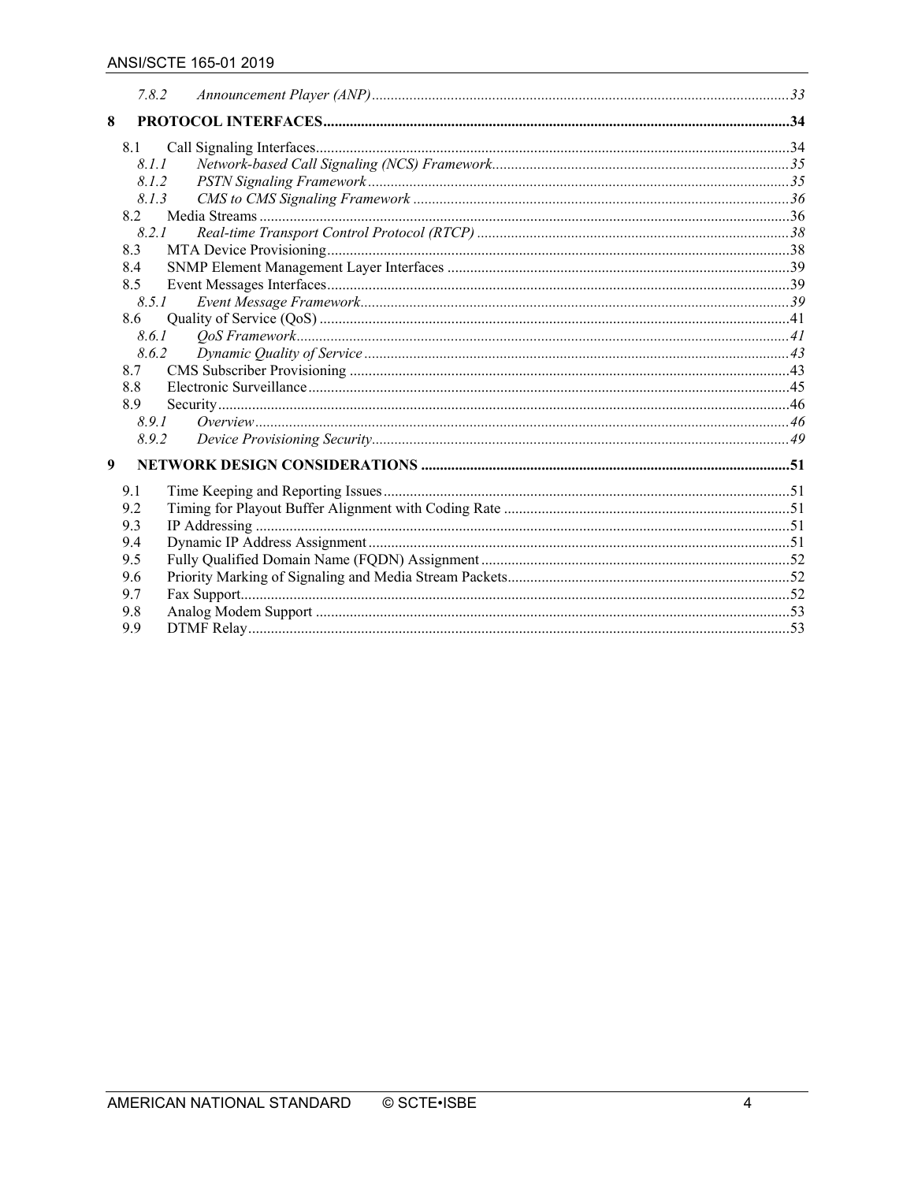7.8.2 *Announcement Player (ANP)* ..... 33

**8 PROTOCOL INTERFACES** ..... 34

8.1 Call Signaling Interfaces ..... 34

8.1.1 *Network-based Call Signaling (NCS) Framework* ..... 35

8.1.2 *PSTN Signaling Framework* ..... 35

8.1.3 *CMS to CMS Signaling Framework* ..... 36

8.2 Media Streams ..... 36

8.2.1 *Real-time Transport Control Protocol (RTCP)* ..... 38

8.3 MTA Device Provisioning ..... 38

8.4 SNMP Element Management Layer Interfaces ..... 39

8.5 Event Messages Interfaces ..... 39

8.5.1 *Event Message Framework* ..... 39

8.6 Quality of Service (QoS) ..... 41

8.6.1 *QoS Framework* ..... 41

8.6.2 *Dynamic Quality of Service* ..... 43

8.7 CMS Subscriber Provisioning ..... 43

8.8 Electronic Surveillance ..... 45

8.9 Security ..... 46

8.9.1 *Overview* ..... 46

8.9.2 *Device Provisioning Security* ..... 49

**9 NETWORK DESIGN CONSIDERATIONS** ..... 51

9.1 Time Keeping and Reporting Issues ..... 51

9.2 Timing for Playout Buffer Alignment with Coding Rate ..... 51

9.3 IP Addressing ..... 51

9.4 Dynamic IP Address Assignment ..... 51

9.5 Fully Qualified Domain Name (FQDN) Assignment ..... 52

9.6 Priority Marking of Signaling and Media Stream Packets ..... 52

9.7 Fax Support ..... 52

9.8 Analog Modem Support ..... 53

9.9 DTMF Relay ..... 53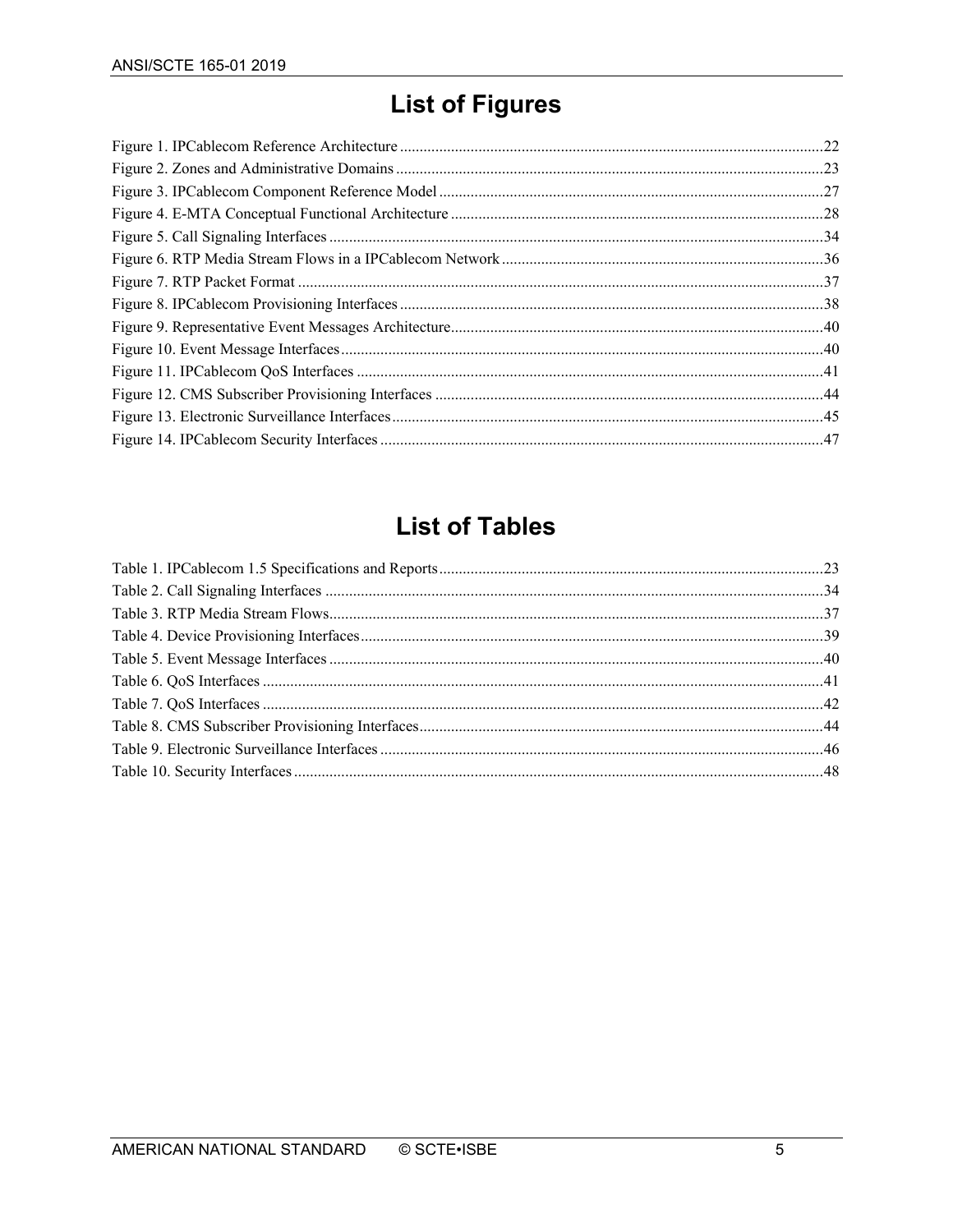# List of Figures

Figure 1. IPCablecom Reference Architecture ....................................................................................................22
Figure 2. Zones and Administrative Domains ....................................................................................................23
Figure 3. IPCablecom Component Reference Model ........................................................................................27
Figure 4. E-MTA Conceptual Functional Architecture ......................................................................................28
Figure 5. Call Signaling Interfaces ....................................................................................................................34
Figure 6. RTP Media Stream Flows in a IPCablecom Network ........................................................................36
Figure 7. RTP Packet Format ............................................................................................................................37
Figure 8. IPCablecom Provisioning Interfaces ...................................................................................................38
Figure 9. Representative Event Messages Architecture.....................................................................................40
Figure 10. Event Message Interfaces..................................................................................................................40
Figure 11. IPCablecom QoS Interfaces ..............................................................................................................41
Figure 12. CMS Subscriber Provisioning Interfaces ..........................................................................................44
Figure 13. Electronic Surveillance Interfaces.....................................................................................................45
Figure 14. IPCablecom Security Interfaces ........................................................................................................47

# List of Tables

Table 1. IPCablecom 1.5 Specifications and Reports.........................................................................................23
Table 2. Call Signaling Interfaces ......................................................................................................................34
Table 3. RTP Media Stream Flows.....................................................................................................................37
Table 4. Device Provisioning Interfaces.............................................................................................................39
Table 5. Event Message Interfaces .....................................................................................................................40
Table 6. QoS Interfaces ......................................................................................................................................41
Table 7. QoS Interfaces ......................................................................................................................................42
Table 8. CMS Subscriber Provisioning Interfaces..............................................................................................44
Table 9. Electronic Surveillance Interfaces ........................................................................................................46
Table 10. Security Interfaces ..............................................................................................................................48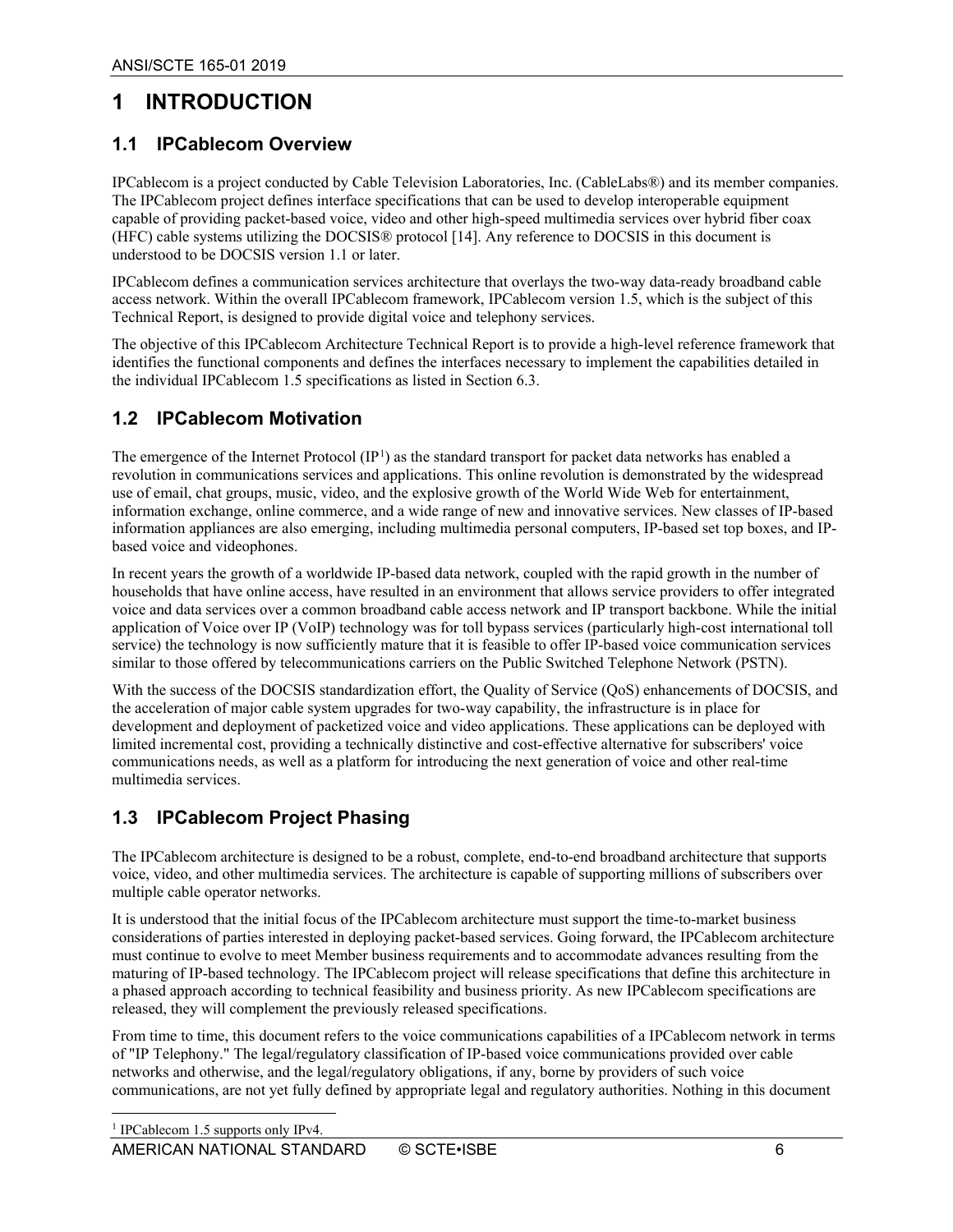# 1 INTRODUCTION

## 1.1 IPCablecom Overview

IPCablecom is a project conducted by Cable Television Laboratories, Inc. (CableLabs®) and its member companies. The IPCablecom project defines interface specifications that can be used to develop interoperable equipment capable of providing packet-based voice, video and other high-speed multimedia services over hybrid fiber coax (HFC) cable systems utilizing the DOCSIS® protocol [14]. Any reference to DOCSIS in this document is understood to be DOCSIS version 1.1 or later.

IPCablecom defines a communication services architecture that overlays the two-way data-ready broadband cable access network. Within the overall IPCablecom framework, IPCablecom version 1.5, which is the subject of this Technical Report, is designed to provide digital voice and telephony services.

The objective of this IPCablecom Architecture Technical Report is to provide a high-level reference framework that identifies the functional components and defines the interfaces necessary to implement the capabilities detailed in the individual IPCablecom 1.5 specifications as listed in Section 6.3.

## 1.2 IPCablecom Motivation

The emergence of the Internet Protocol (IP[1]) as the standard transport for packet data networks has enabled a revolution in communications services and applications. This online revolution is demonstrated by the widespread use of email, chat groups, music, video, and the explosive growth of the World Wide Web for entertainment, information exchange, online commerce, and a wide range of new and innovative services. New classes of IP-based information appliances are also emerging, including multimedia personal computers, IP-based set top boxes, and IP-based voice and videophones.

In recent years the growth of a worldwide IP-based data network, coupled with the rapid growth in the number of households that have online access, have resulted in an environment that allows service providers to offer integrated voice and data services over a common broadband cable access network and IP transport backbone. While the initial application of Voice over IP (VoIP) technology was for toll bypass services (particularly high-cost international toll service) the technology is now sufficiently mature that it is feasible to offer IP-based voice communication services similar to those offered by telecommunications carriers on the Public Switched Telephone Network (PSTN).

With the success of the DOCSIS standardization effort, the Quality of Service (QoS) enhancements of DOCSIS, and the acceleration of major cable system upgrades for two-way capability, the infrastructure is in place for development and deployment of packetized voice and video applications. These applications can be deployed with limited incremental cost, providing a technically distinctive and cost-effective alternative for subscribers' voice communications needs, as well as a platform for introducing the next generation of voice and other real-time multimedia services.

## 1.3 IPCablecom Project Phasing

The IPCablecom architecture is designed to be a robust, complete, end-to-end broadband architecture that supports voice, video, and other multimedia services. The architecture is capable of supporting millions of subscribers over multiple cable operator networks.

It is understood that the initial focus of the IPCablecom architecture must support the time-to-market business considerations of parties interested in deploying packet-based services. Going forward, the IPCablecom architecture must continue to evolve to meet Member business requirements and to accommodate advances resulting from the maturing of IP-based technology. The IPCablecom project will release specifications that define this architecture in a phased approach according to technical feasibility and business priority. As new IPCablecom specifications are released, they will complement the previously released specifications.

From time to time, this document refers to the voice communications capabilities of a IPCablecom network in terms of "IP Telephony." The legal/regulatory classification of IP-based voice communications provided over cable networks and otherwise, and the legal/regulatory obligations, if any, borne by providers of such voice communications, are not yet fully defined by appropriate legal and regulatory authorities. Nothing in this document

---

[1] IPCablecom 1.5 supports only IPv4.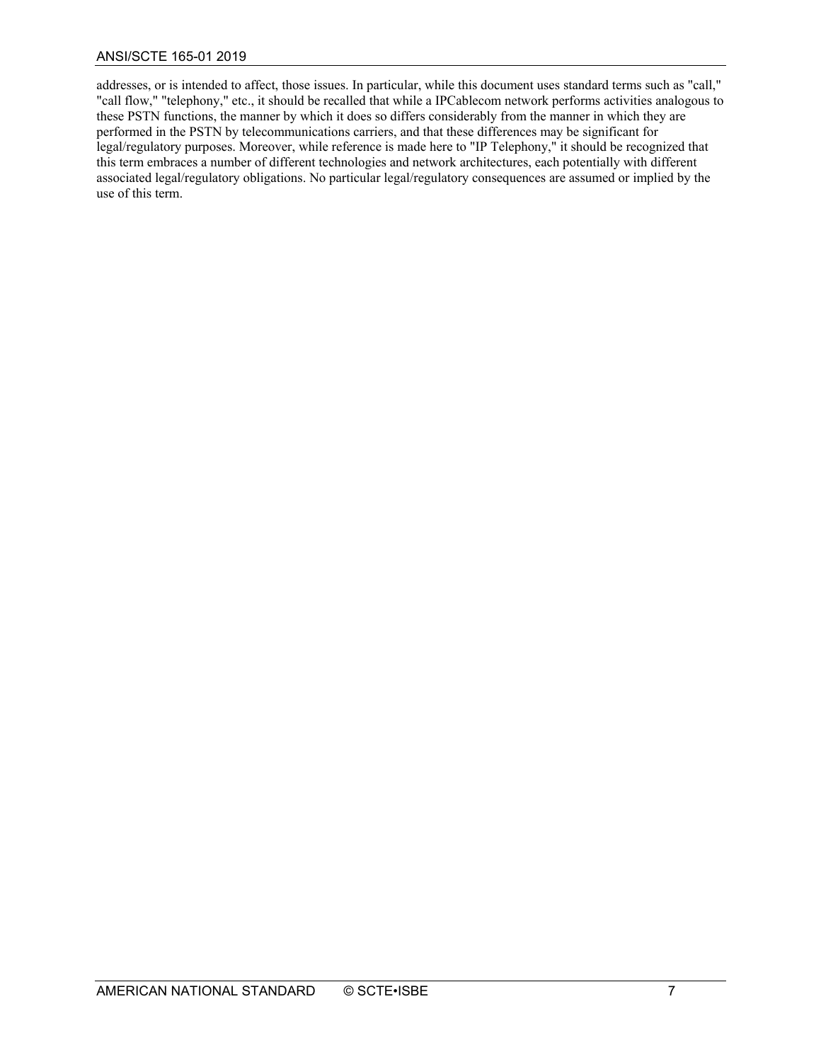addresses, or is intended to affect, those issues. In particular, while this document uses standard terms such as "call," "call flow," "telephony," etc., it should be recalled that while a IPCablecom network performs activities analogous to these PSTN functions, the manner by which it does so differs considerably from the manner in which they are performed in the PSTN by telecommunications carriers, and that these differences may be significant for legal/regulatory purposes. Moreover, while reference is made here to "IP Telephony," it should be recognized that this term embraces a number of different technologies and network architectures, each potentially with different associated legal/regulatory obligations. No particular legal/regulatory consequences are assumed or implied by the use of this term.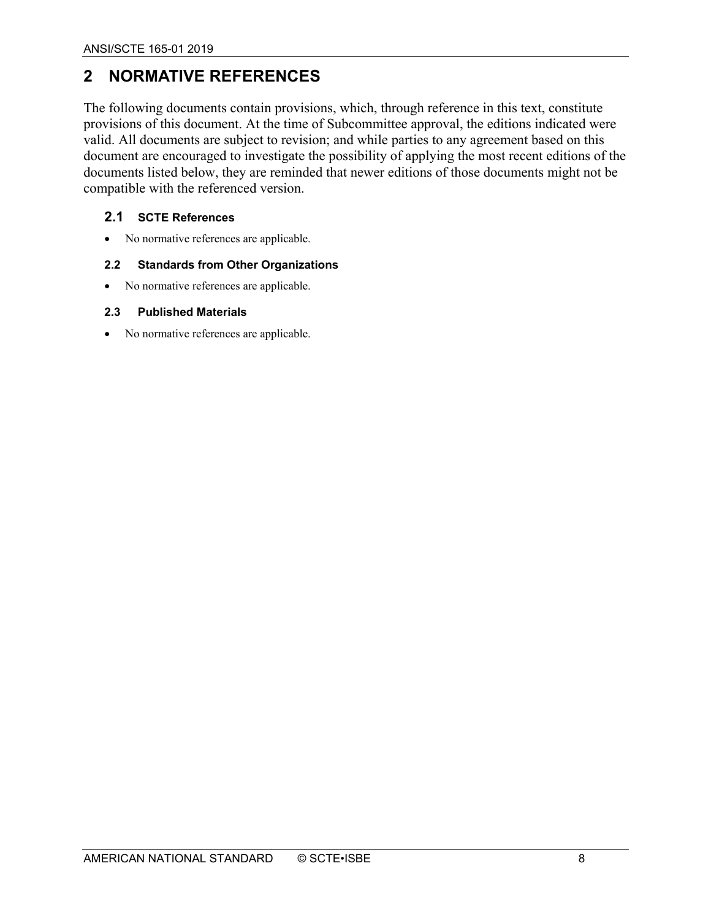# 2 NORMATIVE REFERENCES

The following documents contain provisions, which, through reference in this text, constitute provisions of this document. At the time of Subcommittee approval, the editions indicated were valid. All documents are subject to revision; and while parties to any agreement based on this document are encouraged to investigate the possibility of applying the most recent editions of the documents listed below, they are reminded that newer editions of those documents might not be compatible with the referenced version.

## 2.1 SCTE References

- No normative references are applicable.

## 2.2 Standards from Other Organizations

- No normative references are applicable.

## 2.3 Published Materials

- No normative references are applicable.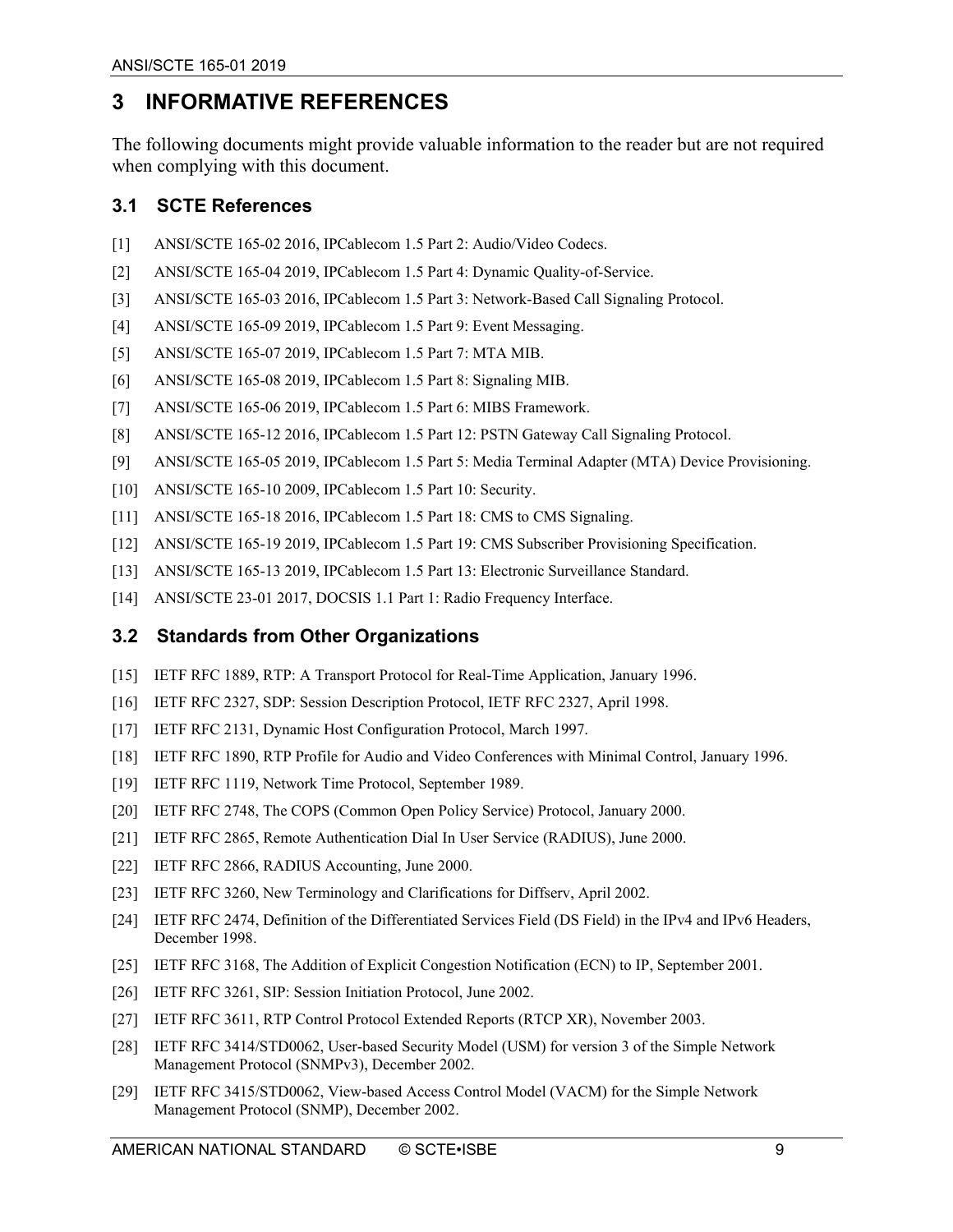# 3 INFORMATIVE REFERENCES

The following documents might provide valuable information to the reader but are not required when complying with this document.

## 3.1 SCTE References

[1] ANSI/SCTE 165-02 2016, IPCablecom 1.5 Part 2: Audio/Video Codecs.

[2] ANSI/SCTE 165-04 2019, IPCablecom 1.5 Part 4: Dynamic Quality-of-Service.

[3] ANSI/SCTE 165-03 2016, IPCablecom 1.5 Part 3: Network-Based Call Signaling Protocol.

[4] ANSI/SCTE 165-09 2019, IPCablecom 1.5 Part 9: Event Messaging.

[5] ANSI/SCTE 165-07 2019, IPCablecom 1.5 Part 7: MTA MIB.

[6] ANSI/SCTE 165-08 2019, IPCablecom 1.5 Part 8: Signaling MIB.

[7] ANSI/SCTE 165-06 2019, IPCablecom 1.5 Part 6: MIBS Framework.

[8] ANSI/SCTE 165-12 2016, IPCablecom 1.5 Part 12: PSTN Gateway Call Signaling Protocol.

[9] ANSI/SCTE 165-05 2019, IPCablecom 1.5 Part 5: Media Terminal Adapter (MTA) Device Provisioning.

[10] ANSI/SCTE 165-10 2009, IPCablecom 1.5 Part 10: Security.

[11] ANSI/SCTE 165-18 2016, IPCablecom 1.5 Part 18: CMS to CMS Signaling.

[12] ANSI/SCTE 165-19 2019, IPCablecom 1.5 Part 19: CMS Subscriber Provisioning Specification.

[13] ANSI/SCTE 165-13 2019, IPCablecom 1.5 Part 13: Electronic Surveillance Standard.

[14] ANSI/SCTE 23-01 2017, DOCSIS 1.1 Part 1: Radio Frequency Interface.

## 3.2 Standards from Other Organizations

[15] IETF RFC 1889, RTP: A Transport Protocol for Real-Time Application, January 1996.

[16] IETF RFC 2327, SDP: Session Description Protocol, IETF RFC 2327, April 1998.

[17] IETF RFC 2131, Dynamic Host Configuration Protocol, March 1997.

[18] IETF RFC 1890, RTP Profile for Audio and Video Conferences with Minimal Control, January 1996.

[19] IETF RFC 1119, Network Time Protocol, September 1989.

[20] IETF RFC 2748, The COPS (Common Open Policy Service) Protocol, January 2000.

[21] IETF RFC 2865, Remote Authentication Dial In User Service (RADIUS), June 2000.

[22] IETF RFC 2866, RADIUS Accounting, June 2000.

[23] IETF RFC 3260, New Terminology and Clarifications for Diffserv, April 2002.

[24] IETF RFC 2474, Definition of the Differentiated Services Field (DS Field) in the IPv4 and IPv6 Headers, December 1998.

[25] IETF RFC 3168, The Addition of Explicit Congestion Notification (ECN) to IP, September 2001.

[26] IETF RFC 3261, SIP: Session Initiation Protocol, June 2002.

[27] IETF RFC 3611, RTP Control Protocol Extended Reports (RTCP XR), November 2003.

[28] IETF RFC 3414/STD0062, User-based Security Model (USM) for version 3 of the Simple Network Management Protocol (SNMPv3), December 2002.

[29] IETF RFC 3415/STD0062, View-based Access Control Model (VACM) for the Simple Network Management Protocol (SNMP), December 2002.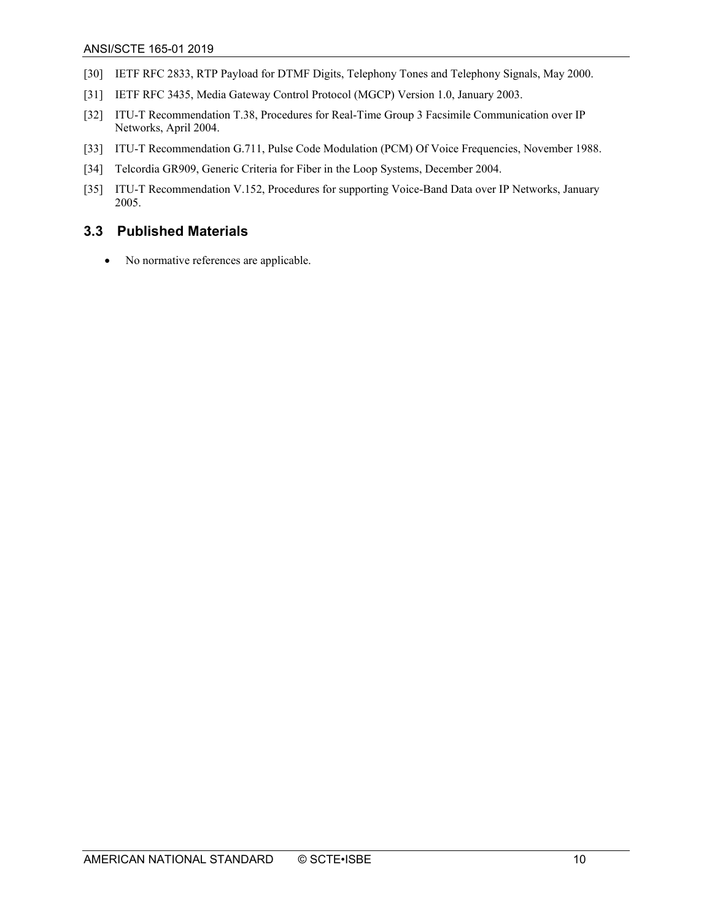[30] IETF RFC 2833, RTP Payload for DTMF Digits, Telephony Tones and Telephony Signals, May 2000.

[31] IETF RFC 3435, Media Gateway Control Protocol (MGCP) Version 1.0, January 2003.

[32] ITU-T Recommendation T.38, Procedures for Real-Time Group 3 Facsimile Communication over IP Networks, April 2004.

[33] ITU-T Recommendation G.711, Pulse Code Modulation (PCM) Of Voice Frequencies, November 1988.

[34] Telcordia GR909, Generic Criteria for Fiber in the Loop Systems, December 2004.

[35] ITU-T Recommendation V.152, Procedures for supporting Voice-Band Data over IP Networks, January 2005.

## 3.3 Published Materials

- No normative references are applicable.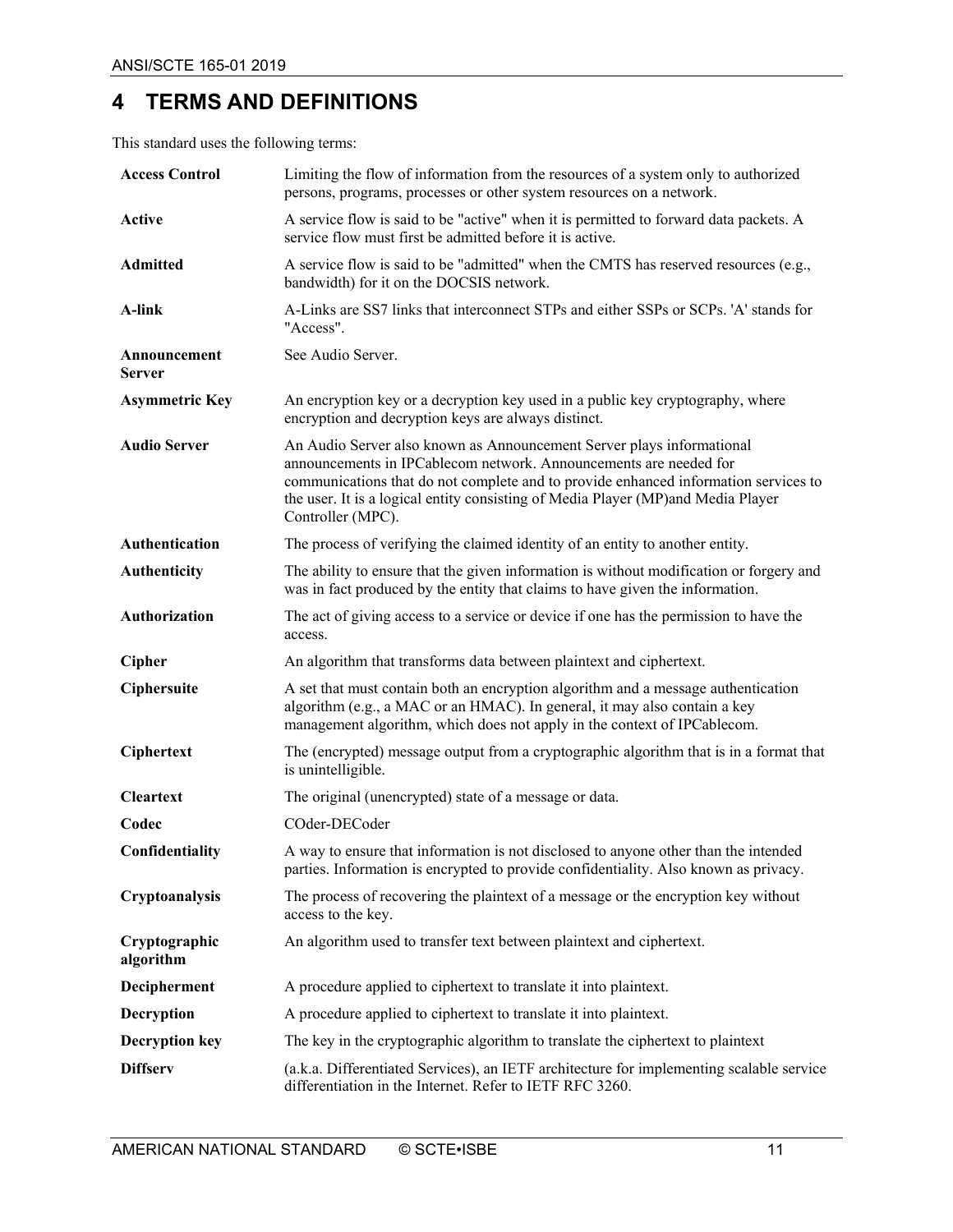# 4 TERMS AND DEFINITIONS

This standard uses the following terms:

| | |
|---|---|
| **Access Control** | Limiting the flow of information from the resources of a system only to authorized persons, programs, processes or other system resources on a network. |
| **Active** | A service flow is said to be "active" when it is permitted to forward data packets. A service flow must first be admitted before it is active. |
| **Admitted** | A service flow is said to be "admitted" when the CMTS has reserved resources (e.g., bandwidth) for it on the DOCSIS network. |
| **A-link** | A-Links are SS7 links that interconnect STPs and either SSPs or SCPs. 'A' stands for "Access". |
| **Announcement Server** | See Audio Server. |
| **Asymmetric Key** | An encryption key or a decryption key used in a public key cryptography, where encryption and decryption keys are always distinct. |
| **Audio Server** | An Audio Server also known as Announcement Server plays informational announcements in IPCablecom network. Announcements are needed for communications that do not complete and to provide enhanced information services to the user. It is a logical entity consisting of Media Player (MP)and Media Player Controller (MPC). |
| **Authentication** | The process of verifying the claimed identity of an entity to another entity. |
| **Authenticity** | The ability to ensure that the given information is without modification or forgery and was in fact produced by the entity that claims to have given the information. |
| **Authorization** | The act of giving access to a service or device if one has the permission to have the access. |
| **Cipher** | An algorithm that transforms data between plaintext and ciphertext. |
| **Ciphersuite** | A set that must contain both an encryption algorithm and a message authentication algorithm (e.g., a MAC or an HMAC). In general, it may also contain a key management algorithm, which does not apply in the context of IPCablecom. |
| **Ciphertext** | The (encrypted) message output from a cryptographic algorithm that is in a format that is unintelligible. |
| **Cleartext** | The original (unencrypted) state of a message or data. |
| **Codec** | COder-DECoder |
| **Confidentiality** | A way to ensure that information is not disclosed to anyone other than the intended parties. Information is encrypted to provide confidentiality. Also known as privacy. |
| **Cryptoanalysis** | The process of recovering the plaintext of a message or the encryption key without access to the key. |
| **Cryptographic algorithm** | An algorithm used to transfer text between plaintext and ciphertext. |
| **Decipherment** | A procedure applied to ciphertext to translate it into plaintext. |
| **Decryption** | A procedure applied to ciphertext to translate it into plaintext. |
| **Decryption key** | The key in the cryptographic algorithm to translate the ciphertext to plaintext |
| **Diffserv** | (a.k.a. Differentiated Services), an IETF architecture for implementing scalable service differentiation in the Internet. Refer to IETF RFC 3260. |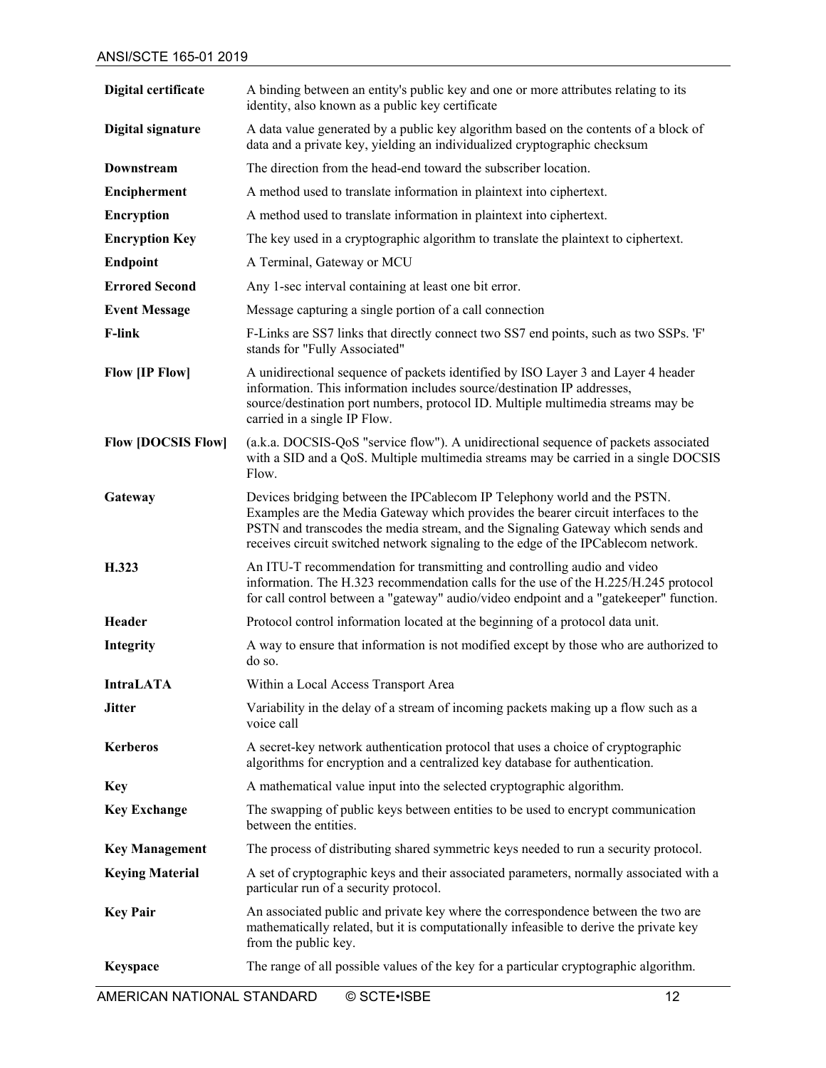| | |
|---|---|
| **Digital certificate** | A binding between an entity's public key and one or more attributes relating to its identity, also known as a public key certificate |
| **Digital signature** | A data value generated by a public key algorithm based on the contents of a block of data and a private key, yielding an individualized cryptographic checksum |
| **Downstream** | The direction from the head-end toward the subscriber location. |
| **Encipherment** | A method used to translate information in plaintext into ciphertext. |
| **Encryption** | A method used to translate information in plaintext into ciphertext. |
| **Encryption Key** | The key used in a cryptographic algorithm to translate the plaintext to ciphertext. |
| **Endpoint** | A Terminal, Gateway or MCU |
| **Errored Second** | Any 1-sec interval containing at least one bit error. |
| **Event Message** | Message capturing a single portion of a call connection |
| **F-link** | F-Links are SS7 links that directly connect two SS7 end points, such as two SSPs. 'F' stands for "Fully Associated" |
| **Flow [IP Flow]** | A unidirectional sequence of packets identified by ISO Layer 3 and Layer 4 header information. This information includes source/destination IP addresses, source/destination port numbers, protocol ID. Multiple multimedia streams may be carried in a single IP Flow. |
| **Flow [DOCSIS Flow]** | (a.k.a. DOCSIS-QoS "service flow"). A unidirectional sequence of packets associated with a SID and a QoS. Multiple multimedia streams may be carried in a single DOCSIS Flow. |
| **Gateway** | Devices bridging between the IPCablecom IP Telephony world and the PSTN. Examples are the Media Gateway which provides the bearer circuit interfaces to the PSTN and transcodes the media stream, and the Signaling Gateway which sends and receives circuit switched network signaling to the edge of the IPCablecom network. |
| **H.323** | An ITU-T recommendation for transmitting and controlling audio and video information. The H.323 recommendation calls for the use of the H.225/H.245 protocol for call control between a "gateway" audio/video endpoint and a "gatekeeper" function. |
| **Header** | Protocol control information located at the beginning of a protocol data unit. |
| **Integrity** | A way to ensure that information is not modified except by those who are authorized to do so. |
| **IntraLATA** | Within a Local Access Transport Area |
| **Jitter** | Variability in the delay of a stream of incoming packets making up a flow such as a voice call |
| **Kerberos** | A secret-key network authentication protocol that uses a choice of cryptographic algorithms for encryption and a centralized key database for authentication. |
| **Key** | A mathematical value input into the selected cryptographic algorithm. |
| **Key Exchange** | The swapping of public keys between entities to be used to encrypt communication between the entities. |
| **Key Management** | The process of distributing shared symmetric keys needed to run a security protocol. |
| **Keying Material** | A set of cryptographic keys and their associated parameters, normally associated with a particular run of a security protocol. |
| **Key Pair** | An associated public and private key where the correspondence between the two are mathematically related, but it is computationally infeasible to derive the private key from the public key. |
| **Keyspace** | The range of all possible values of the key for a particular cryptographic algorithm. |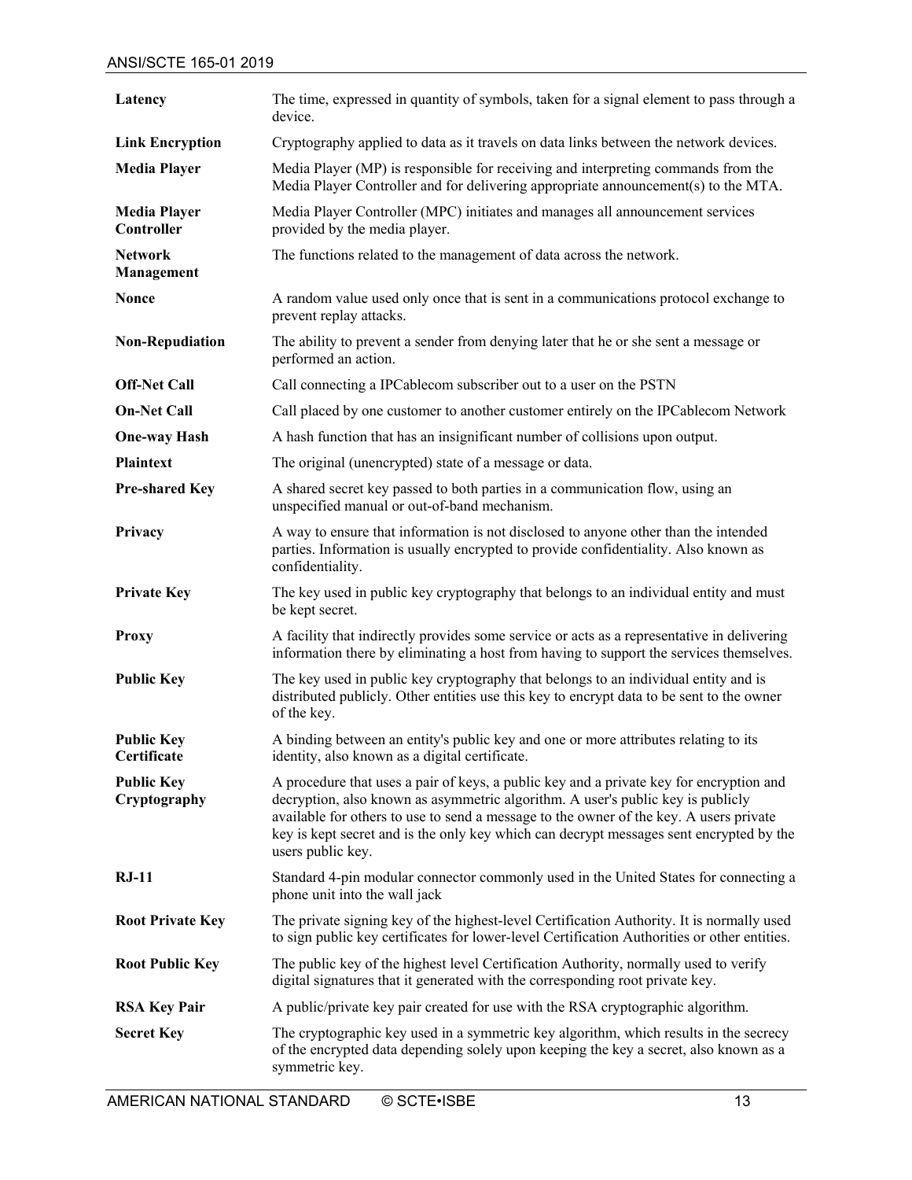| | |
|---|---|
| **Latency** | The time, expressed in quantity of symbols, taken for a signal element to pass through a device. |
| **Link Encryption** | Cryptography applied to data as it travels on data links between the network devices. |
| **Media Player** | Media Player (MP) is responsible for receiving and interpreting commands from the Media Player Controller and for delivering appropriate announcement(s) to the MTA. |
| **Media Player Controller** | Media Player Controller (MPC) initiates and manages all announcement services provided by the media player. |
| **Network Management** | The functions related to the management of data across the network. |
| **Nonce** | A random value used only once that is sent in a communications protocol exchange to prevent replay attacks. |
| **Non-Repudiation** | The ability to prevent a sender from denying later that he or she sent a message or performed an action. |
| **Off-Net Call** | Call connecting a IPCablecom subscriber out to a user on the PSTN |
| **On-Net Call** | Call placed by one customer to another customer entirely on the IPCablecom Network |
| **One-way Hash** | A hash function that has an insignificant number of collisions upon output. |
| **Plaintext** | The original (unencrypted) state of a message or data. |
| **Pre-shared Key** | A shared secret key passed to both parties in a communication flow, using an unspecified manual or out-of-band mechanism. |
| **Privacy** | A way to ensure that information is not disclosed to anyone other than the intended parties. Information is usually encrypted to provide confidentiality. Also known as confidentiality. |
| **Private Key** | The key used in public key cryptography that belongs to an individual entity and must be kept secret. |
| **Proxy** | A facility that indirectly provides some service or acts as a representative in delivering information there by eliminating a host from having to support the services themselves. |
| **Public Key** | The key used in public key cryptography that belongs to an individual entity and is distributed publicly. Other entities use this key to encrypt data to be sent to the owner of the key. |
| **Public Key Certificate** | A binding between an entity's public key and one or more attributes relating to its identity, also known as a digital certificate. |
| **Public Key Cryptography** | A procedure that uses a pair of keys, a public key and a private key for encryption and decryption, also known as asymmetric algorithm. A user's public key is publicly available for others to use to send a message to the owner of the key. A users private key is kept secret and is the only key which can decrypt messages sent encrypted by the users public key. |
| **RJ-11** | Standard 4-pin modular connector commonly used in the United States for connecting a phone unit into the wall jack |
| **Root Private Key** | The private signing key of the highest-level Certification Authority. It is normally used to sign public key certificates for lower-level Certification Authorities or other entities. |
| **Root Public Key** | The public key of the highest level Certification Authority, normally used to verify digital signatures that it generated with the corresponding root private key. |
| **RSA Key Pair** | A public/private key pair created for use with the RSA cryptographic algorithm. |
| **Secret Key** | The cryptographic key used in a symmetric key algorithm, which results in the secrecy of the encrypted data depending solely upon keeping the key a secret, also known as a symmetric key. |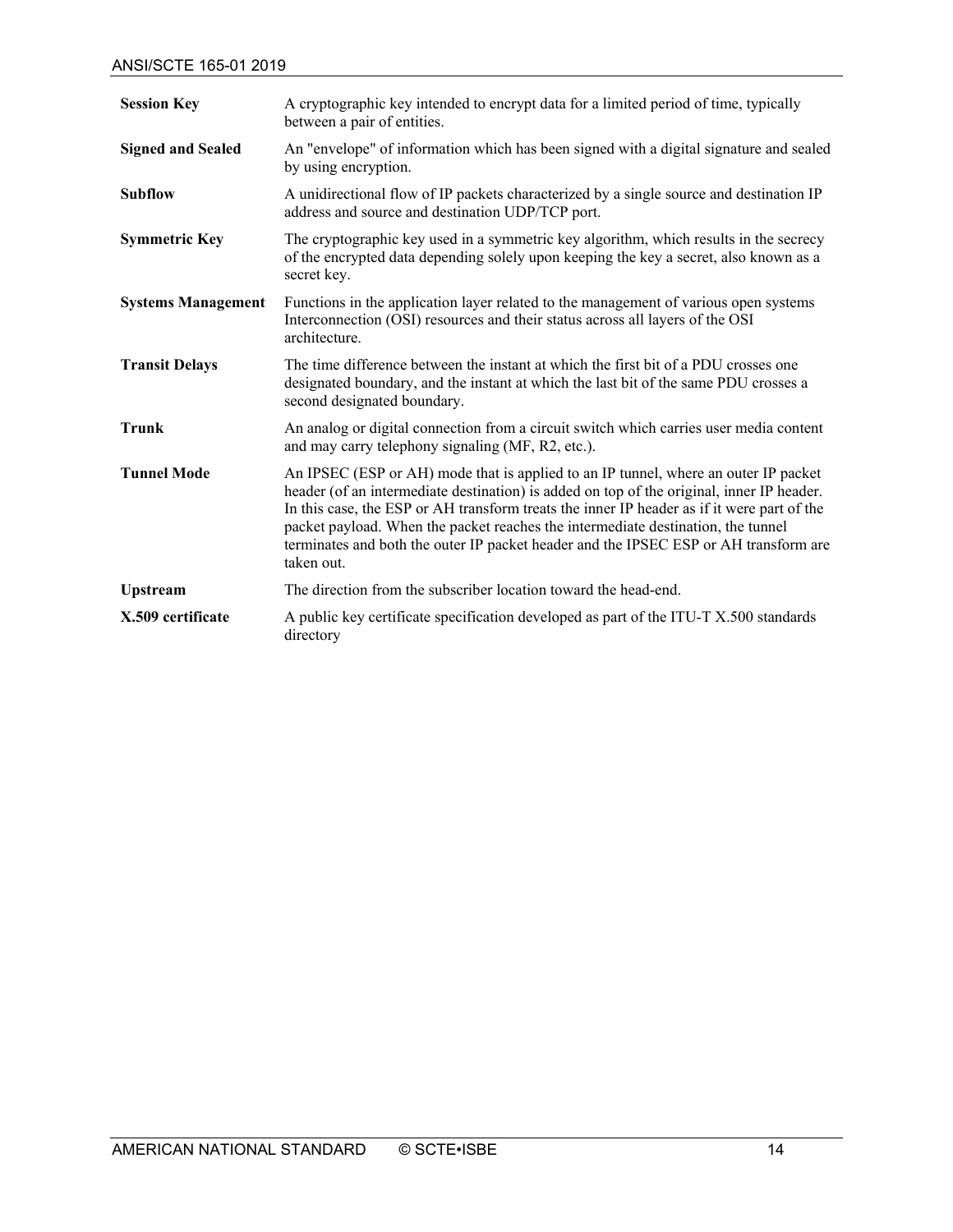| | |
|---|---|
| **Session Key** | A cryptographic key intended to encrypt data for a limited period of time, typically between a pair of entities. |
| **Signed and Sealed** | An "envelope" of information which has been signed with a digital signature and sealed by using encryption. |
| **Subflow** | A unidirectional flow of IP packets characterized by a single source and destination IP address and source and destination UDP/TCP port. |
| **Symmetric Key** | The cryptographic key used in a symmetric key algorithm, which results in the secrecy of the encrypted data depending solely upon keeping the key a secret, also known as a secret key. |
| **Systems Management** | Functions in the application layer related to the management of various open systems Interconnection (OSI) resources and their status across all layers of the OSI architecture. |
| **Transit Delays** | The time difference between the instant at which the first bit of a PDU crosses one designated boundary, and the instant at which the last bit of the same PDU crosses a second designated boundary. |
| **Trunk** | An analog or digital connection from a circuit switch which carries user media content and may carry telephony signaling (MF, R2, etc.). |
| **Tunnel Mode** | An IPSEC (ESP or AH) mode that is applied to an IP tunnel, where an outer IP packet header (of an intermediate destination) is added on top of the original, inner IP header. In this case, the ESP or AH transform treats the inner IP header as if it were part of the packet payload. When the packet reaches the intermediate destination, the tunnel terminates and both the outer IP packet header and the IPSEC ESP or AH transform are taken out. |
| **Upstream** | The direction from the subscriber location toward the head-end. |
| **X.509 certificate** | A public key certificate specification developed as part of the ITU-T X.500 standards directory |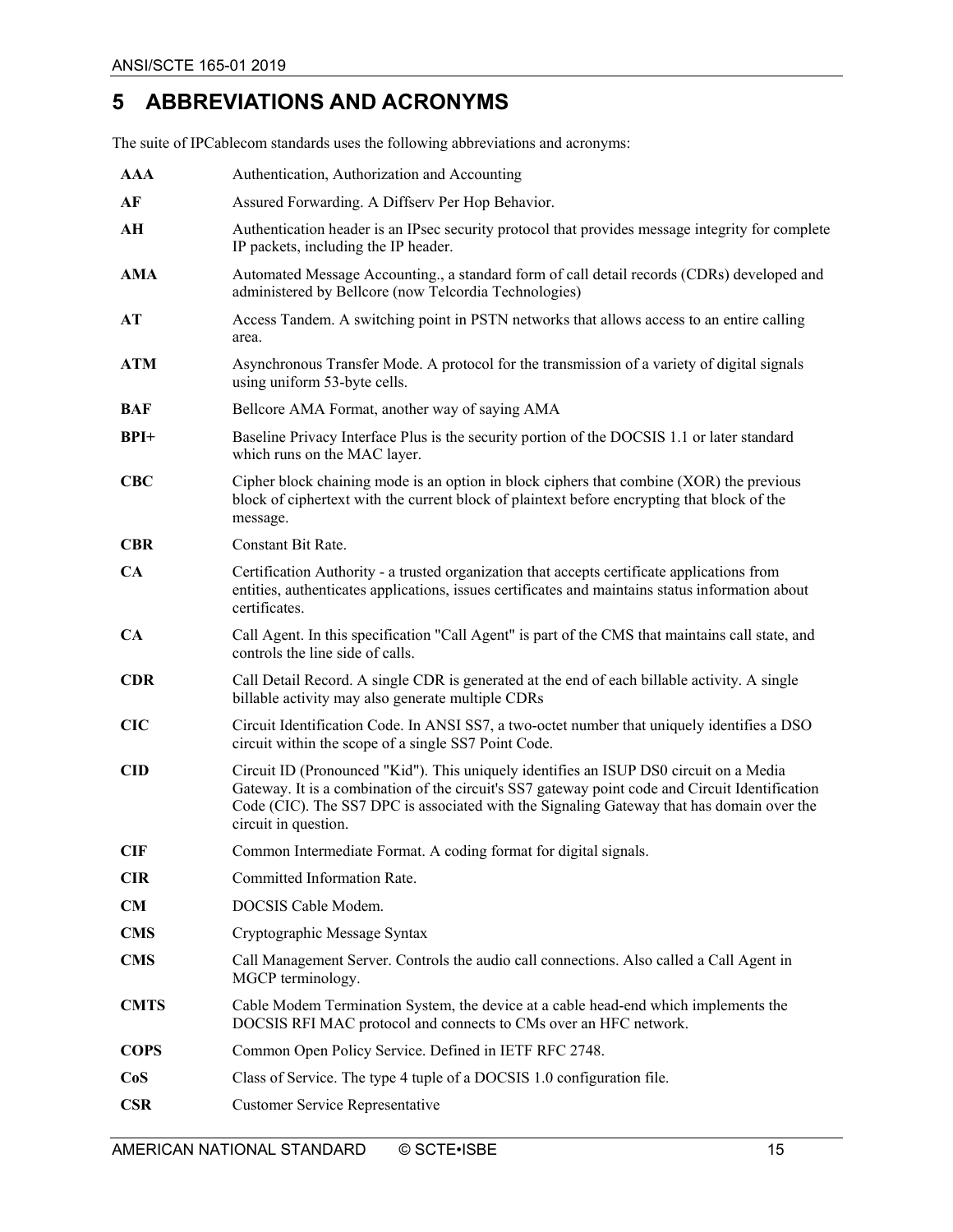# 5 ABBREVIATIONS AND ACRONYMS

The suite of IPCablecom standards uses the following abbreviations and acronyms:

| | |
|---|---|
| **AAA** | Authentication, Authorization and Accounting |
| **AF** | Assured Forwarding. A Diffserv Per Hop Behavior. |
| **AH** | Authentication header is an IPsec security protocol that provides message integrity for complete IP packets, including the IP header. |
| **AMA** | Automated Message Accounting., a standard form of call detail records (CDRs) developed and administered by Bellcore (now Telcordia Technologies) |
| **AT** | Access Tandem. A switching point in PSTN networks that allows access to an entire calling area. |
| **ATM** | Asynchronous Transfer Mode. A protocol for the transmission of a variety of digital signals using uniform 53-byte cells. |
| **BAF** | Bellcore AMA Format, another way of saying AMA |
| **BPI+** | Baseline Privacy Interface Plus is the security portion of the DOCSIS 1.1 or later standard which runs on the MAC layer. |
| **CBC** | Cipher block chaining mode is an option in block ciphers that combine (XOR) the previous block of ciphertext with the current block of plaintext before encrypting that block of the message. |
| **CBR** | Constant Bit Rate. |
| **CA** | Certification Authority - a trusted organization that accepts certificate applications from entities, authenticates applications, issues certificates and maintains status information about certificates. |
| **CA** | Call Agent. In this specification "Call Agent" is part of the CMS that maintains call state, and controls the line side of calls. |
| **CDR** | Call Detail Record. A single CDR is generated at the end of each billable activity. A single billable activity may also generate multiple CDRs |
| **CIC** | Circuit Identification Code. In ANSI SS7, a two-octet number that uniquely identifies a DSO circuit within the scope of a single SS7 Point Code. |
| **CID** | Circuit ID (Pronounced "Kid"). This uniquely identifies an ISUP DS0 circuit on a Media Gateway. It is a combination of the circuit's SS7 gateway point code and Circuit Identification Code (CIC). The SS7 DPC is associated with the Signaling Gateway that has domain over the circuit in question. |
| **CIF** | Common Intermediate Format. A coding format for digital signals. |
| **CIR** | Committed Information Rate. |
| **CM** | DOCSIS Cable Modem. |
| **CMS** | Cryptographic Message Syntax |
| **CMS** | Call Management Server. Controls the audio call connections. Also called a Call Agent in MGCP terminology. |
| **CMTS** | Cable Modem Termination System, the device at a cable head-end which implements the DOCSIS RFI MAC protocol and connects to CMs over an HFC network. |
| **COPS** | Common Open Policy Service. Defined in IETF RFC 2748. |
| **CoS** | Class of Service. The type 4 tuple of a DOCSIS 1.0 configuration file. |
| **CSR** | Customer Service Representative |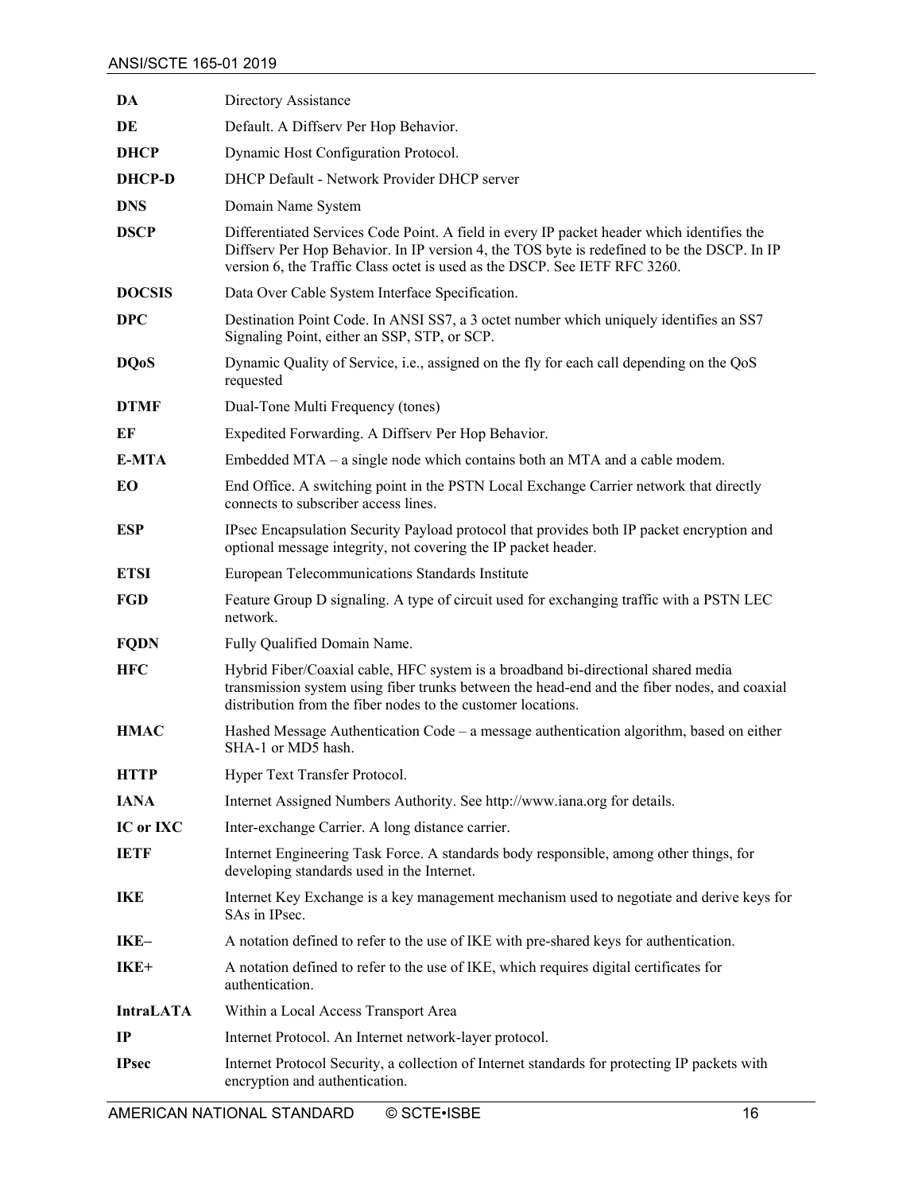| | |
|---|---|
| **DA** | Directory Assistance |
| **DE** | Default. A Diffserv Per Hop Behavior. |
| **DHCP** | Dynamic Host Configuration Protocol. |
| **DHCP-D** | DHCP Default - Network Provider DHCP server |
| **DNS** | Domain Name System |
| **DSCP** | Differentiated Services Code Point. A field in every IP packet header which identifies the Diffserv Per Hop Behavior. In IP version 4, the TOS byte is redefined to be the DSCP. In IP version 6, the Traffic Class octet is used as the DSCP. See IETF RFC 3260. |
| **DOCSIS** | Data Over Cable System Interface Specification. |
| **DPC** | Destination Point Code. In ANSI SS7, a 3 octet number which uniquely identifies an SS7 Signaling Point, either an SSP, STP, or SCP. |
| **DQoS** | Dynamic Quality of Service, i.e., assigned on the fly for each call depending on the QoS requested |
| **DTMF** | Dual-Tone Multi Frequency (tones) |
| **EF** | Expedited Forwarding. A Diffserv Per Hop Behavior. |
| **E-MTA** | Embedded MTA – a single node which contains both an MTA and a cable modem. |
| **EO** | End Office. A switching point in the PSTN Local Exchange Carrier network that directly connects to subscriber access lines. |
| **ESP** | IPsec Encapsulation Security Payload protocol that provides both IP packet encryption and optional message integrity, not covering the IP packet header. |
| **ETSI** | European Telecommunications Standards Institute |
| **FGD** | Feature Group D signaling. A type of circuit used for exchanging traffic with a PSTN LEC network. |
| **FQDN** | Fully Qualified Domain Name. |
| **HFC** | Hybrid Fiber/Coaxial cable, HFC system is a broadband bi-directional shared media transmission system using fiber trunks between the head-end and the fiber nodes, and coaxial distribution from the fiber nodes to the customer locations. |
| **HMAC** | Hashed Message Authentication Code – a message authentication algorithm, based on either SHA-1 or MD5 hash. |
| **HTTP** | Hyper Text Transfer Protocol. |
| **IANA** | Internet Assigned Numbers Authority. See http://www.iana.org for details. |
| **IC or IXC** | Inter-exchange Carrier. A long distance carrier. |
| **IETF** | Internet Engineering Task Force. A standards body responsible, among other things, for developing standards used in the Internet. |
| **IKE** | Internet Key Exchange is a key management mechanism used to negotiate and derive keys for SAs in IPsec. |
| **IKE–** | A notation defined to refer to the use of IKE with pre-shared keys for authentication. |
| **IKE+** | A notation defined to refer to the use of IKE, which requires digital certificates for authentication. |
| **IntraLATA** | Within a Local Access Transport Area |
| **IP** | Internet Protocol. An Internet network-layer protocol. |
| **IPsec** | Internet Protocol Security, a collection of Internet standards for protecting IP packets with encryption and authentication. |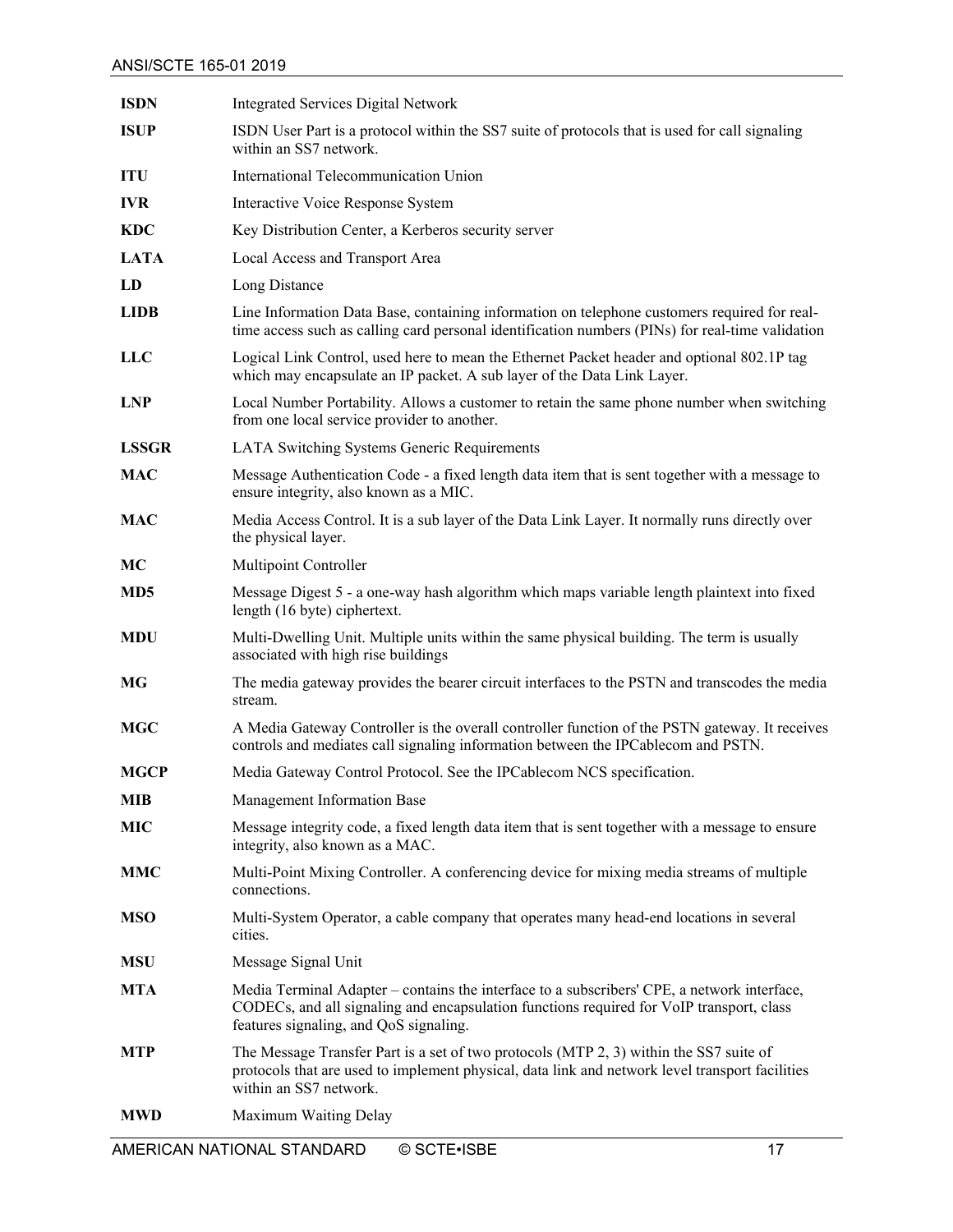| | |
|---|---|
| **ISDN** | Integrated Services Digital Network |
| **ISUP** | ISDN User Part is a protocol within the SS7 suite of protocols that is used for call signaling within an SS7 network. |
| **ITU** | International Telecommunication Union |
| **IVR** | Interactive Voice Response System |
| **KDC** | Key Distribution Center, a Kerberos security server |
| **LATA** | Local Access and Transport Area |
| **LD** | Long Distance |
| **LIDB** | Line Information Data Base, containing information on telephone customers required for real-time access such as calling card personal identification numbers (PINs) for real-time validation |
| **LLC** | Logical Link Control, used here to mean the Ethernet Packet header and optional 802.1P tag which may encapsulate an IP packet. A sub layer of the Data Link Layer. |
| **LNP** | Local Number Portability. Allows a customer to retain the same phone number when switching from one local service provider to another. |
| **LSSGR** | LATA Switching Systems Generic Requirements |
| **MAC** | Message Authentication Code - a fixed length data item that is sent together with a message to ensure integrity, also known as a MIC. |
| **MAC** | Media Access Control. It is a sub layer of the Data Link Layer. It normally runs directly over the physical layer. |
| **MC** | Multipoint Controller |
| **MD5** | Message Digest 5 - a one-way hash algorithm which maps variable length plaintext into fixed length (16 byte) ciphertext. |
| **MDU** | Multi-Dwelling Unit. Multiple units within the same physical building. The term is usually associated with high rise buildings |
| **MG** | The media gateway provides the bearer circuit interfaces to the PSTN and transcodes the media stream. |
| **MGC** | A Media Gateway Controller is the overall controller function of the PSTN gateway. It receives controls and mediates call signaling information between the IPCablecom and PSTN. |
| **MGCP** | Media Gateway Control Protocol. See the IPCablecom NCS specification. |
| **MIB** | Management Information Base |
| **MIC** | Message integrity code, a fixed length data item that is sent together with a message to ensure integrity, also known as a MAC. |
| **MMC** | Multi-Point Mixing Controller. A conferencing device for mixing media streams of multiple connections. |
| **MSO** | Multi-System Operator, a cable company that operates many head-end locations in several cities. |
| **MSU** | Message Signal Unit |
| **MTA** | Media Terminal Adapter – contains the interface to a subscribers' CPE, a network interface, CODECs, and all signaling and encapsulation functions required for VoIP transport, class features signaling, and QoS signaling. |
| **MTP** | The Message Transfer Part is a set of two protocols (MTP 2, 3) within the SS7 suite of protocols that are used to implement physical, data link and network level transport facilities within an SS7 network. |
| **MWD** | Maximum Waiting Delay |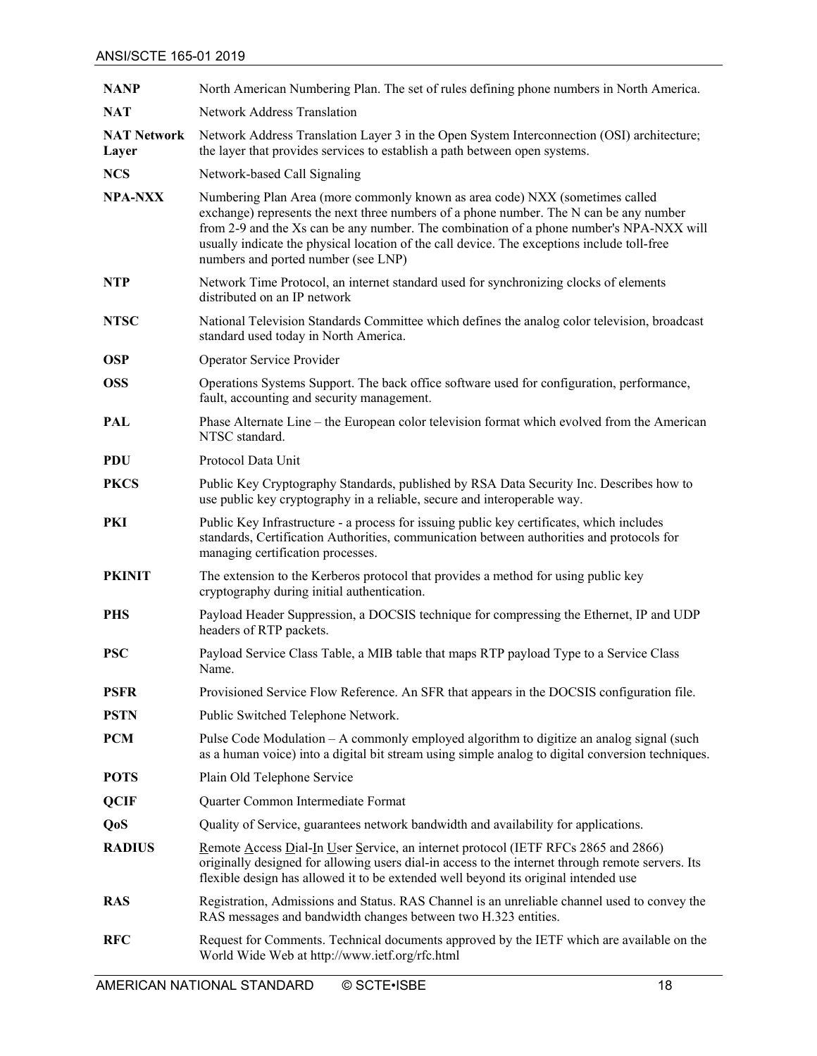| | |
|---|---|
| **NANP** | North American Numbering Plan. The set of rules defining phone numbers in North America. |
| **NAT** | Network Address Translation |
| **NAT Network Layer** | Network Address Translation Layer 3 in the Open System Interconnection (OSI) architecture; the layer that provides services to establish a path between open systems. |
| **NCS** | Network-based Call Signaling |
| **NPA-NXX** | Numbering Plan Area (more commonly known as area code) NXX (sometimes called exchange) represents the next three numbers of a phone number. The N can be any number from 2-9 and the Xs can be any number. The combination of a phone number's NPA-NXX will usually indicate the physical location of the call device. The exceptions include toll-free numbers and ported number (see LNP) |
| **NTP** | Network Time Protocol, an internet standard used for synchronizing clocks of elements distributed on an IP network |
| **NTSC** | National Television Standards Committee which defines the analog color television, broadcast standard used today in North America. |
| **OSP** | Operator Service Provider |
| **OSS** | Operations Systems Support. The back office software used for configuration, performance, fault, accounting and security management. |
| **PAL** | Phase Alternate Line – the European color television format which evolved from the American NTSC standard. |
| **PDU** | Protocol Data Unit |
| **PKCS** | Public Key Cryptography Standards, published by RSA Data Security Inc. Describes how to use public key cryptography in a reliable, secure and interoperable way. |
| **PKI** | Public Key Infrastructure - a process for issuing public key certificates, which includes standards, Certification Authorities, communication between authorities and protocols for managing certification processes. |
| **PKINIT** | The extension to the Kerberos protocol that provides a method for using public key cryptography during initial authentication. |
| **PHS** | Payload Header Suppression, a DOCSIS technique for compressing the Ethernet, IP and UDP headers of RTP packets. |
| **PSC** | Payload Service Class Table, a MIB table that maps RTP payload Type to a Service Class Name. |
| **PSFR** | Provisioned Service Flow Reference. An SFR that appears in the DOCSIS configuration file. |
| **PSTN** | Public Switched Telephone Network. |
| **PCM** | Pulse Code Modulation – A commonly employed algorithm to digitize an analog signal (such as a human voice) into a digital bit stream using simple analog to digital conversion techniques. |
| **POTS** | Plain Old Telephone Service |
| **QCIF** | Quarter Common Intermediate Format |
| **QoS** | Quality of Service, guarantees network bandwidth and availability for applications. |
| **RADIUS** | Remote Access Dial-In User Service, an internet protocol (IETF RFCs 2865 and 2866) originally designed for allowing users dial-in access to the internet through remote servers. Its flexible design has allowed it to be extended well beyond its original intended use |
| **RAS** | Registration, Admissions and Status. RAS Channel is an unreliable channel used to convey the RAS messages and bandwidth changes between two H.323 entities. |
| **RFC** | Request for Comments. Technical documents approved by the IETF which are available on the World Wide Web at http://www.ietf.org/rfc.html |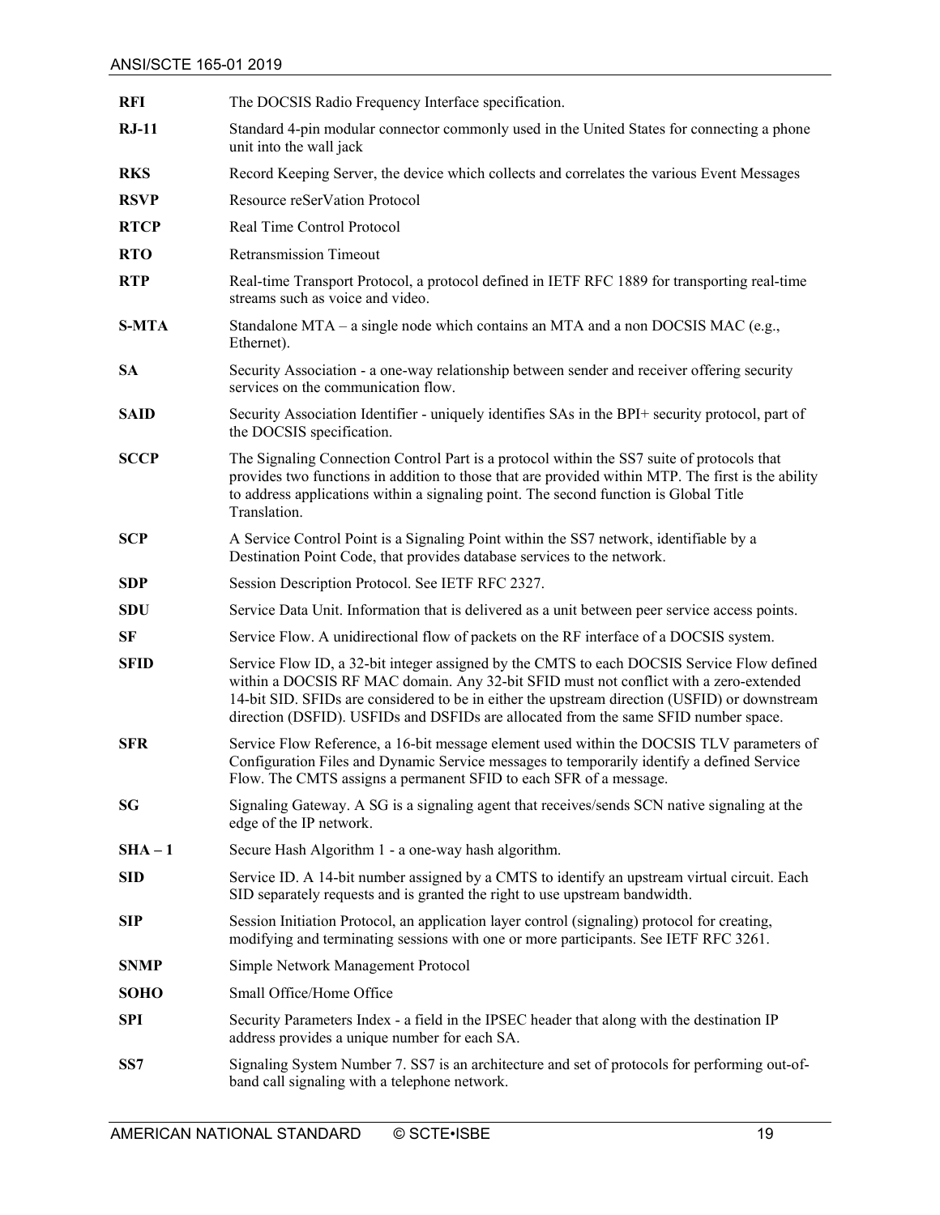| | |
|---|---|
| **RFI** | The DOCSIS Radio Frequency Interface specification. |
| **RJ-11** | Standard 4-pin modular connector commonly used in the United States for connecting a phone unit into the wall jack |
| **RKS** | Record Keeping Server, the device which collects and correlates the various Event Messages |
| **RSVP** | Resource reSerVation Protocol |
| **RTCP** | Real Time Control Protocol |
| **RTO** | Retransmission Timeout |
| **RTP** | Real-time Transport Protocol, a protocol defined in IETF RFC 1889 for transporting real-time streams such as voice and video. |
| **S-MTA** | Standalone MTA – a single node which contains an MTA and a non DOCSIS MAC (e.g., Ethernet). |
| **SA** | Security Association - a one-way relationship between sender and receiver offering security services on the communication flow. |
| **SAID** | Security Association Identifier - uniquely identifies SAs in the BPI+ security protocol, part of the DOCSIS specification. |
| **SCCP** | The Signaling Connection Control Part is a protocol within the SS7 suite of protocols that provides two functions in addition to those that are provided within MTP. The first is the ability to address applications within a signaling point. The second function is Global Title Translation. |
| **SCP** | A Service Control Point is a Signaling Point within the SS7 network, identifiable by a Destination Point Code, that provides database services to the network. |
| **SDP** | Session Description Protocol. See IETF RFC 2327. |
| **SDU** | Service Data Unit. Information that is delivered as a unit between peer service access points. |
| **SF** | Service Flow. A unidirectional flow of packets on the RF interface of a DOCSIS system. |
| **SFID** | Service Flow ID, a 32-bit integer assigned by the CMTS to each DOCSIS Service Flow defined within a DOCSIS RF MAC domain. Any 32-bit SFID must not conflict with a zero-extended 14-bit SID. SFIDs are considered to be in either the upstream direction (USFID) or downstream direction (DSFID). USFIDs and DSFIDs are allocated from the same SFID number space. |
| **SFR** | Service Flow Reference, a 16-bit message element used within the DOCSIS TLV parameters of Configuration Files and Dynamic Service messages to temporarily identify a defined Service Flow. The CMTS assigns a permanent SFID to each SFR of a message. |
| **SG** | Signaling Gateway. A SG is a signaling agent that receives/sends SCN native signaling at the edge of the IP network. |
| **SHA – 1** | Secure Hash Algorithm 1 - a one-way hash algorithm. |
| **SID** | Service ID. A 14-bit number assigned by a CMTS to identify an upstream virtual circuit. Each SID separately requests and is granted the right to use upstream bandwidth. |
| **SIP** | Session Initiation Protocol, an application layer control (signaling) protocol for creating, modifying and terminating sessions with one or more participants. See IETF RFC 3261. |
| **SNMP** | Simple Network Management Protocol |
| **SOHO** | Small Office/Home Office |
| **SPI** | Security Parameters Index - a field in the IPSEC header that along with the destination IP address provides a unique number for each SA. |
| **SS7** | Signaling System Number 7. SS7 is an architecture and set of protocols for performing out-of-band call signaling with a telephone network. |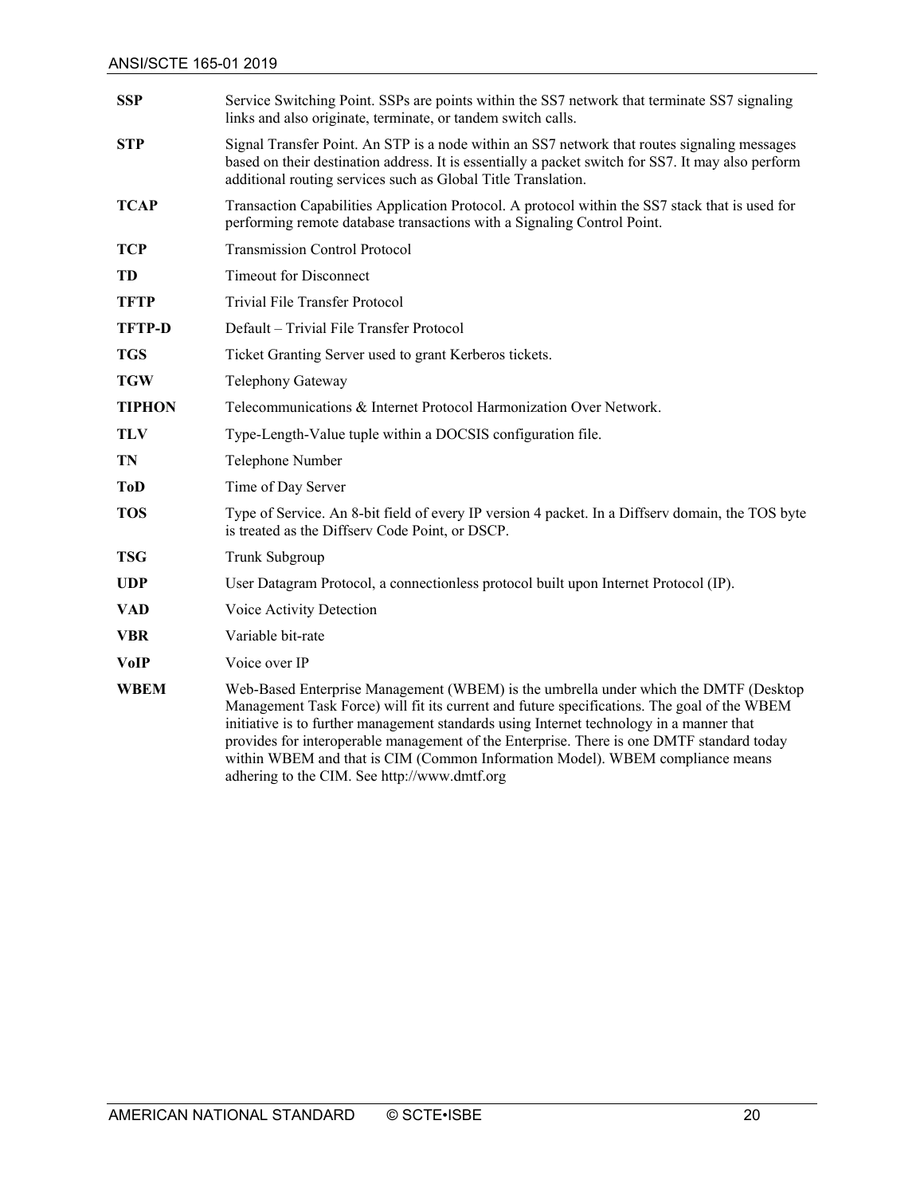| | |
|---|---|
| **SSP** | Service Switching Point. SSPs are points within the SS7 network that terminate SS7 signaling links and also originate, terminate, or tandem switch calls. |
| **STP** | Signal Transfer Point. An STP is a node within an SS7 network that routes signaling messages based on their destination address. It is essentially a packet switch for SS7. It may also perform additional routing services such as Global Title Translation. |
| **TCAP** | Transaction Capabilities Application Protocol. A protocol within the SS7 stack that is used for performing remote database transactions with a Signaling Control Point. |
| **TCP** | Transmission Control Protocol |
| **TD** | Timeout for Disconnect |
| **TFTP** | Trivial File Transfer Protocol |
| **TFTP-D** | Default – Trivial File Transfer Protocol |
| **TGS** | Ticket Granting Server used to grant Kerberos tickets. |
| **TGW** | Telephony Gateway |
| **TIPHON** | Telecommunications & Internet Protocol Harmonization Over Network. |
| **TLV** | Type-Length-Value tuple within a DOCSIS configuration file. |
| **TN** | Telephone Number |
| **ToD** | Time of Day Server |
| **TOS** | Type of Service. An 8-bit field of every IP version 4 packet. In a Diffserv domain, the TOS byte is treated as the Diffserv Code Point, or DSCP. |
| **TSG** | Trunk Subgroup |
| **UDP** | User Datagram Protocol, a connectionless protocol built upon Internet Protocol (IP). |
| **VAD** | Voice Activity Detection |
| **VBR** | Variable bit-rate |
| **VoIP** | Voice over IP |
| **WBEM** | Web-Based Enterprise Management (WBEM) is the umbrella under which the DMTF (Desktop Management Task Force) will fit its current and future specifications. The goal of the WBEM initiative is to further management standards using Internet technology in a manner that provides for interoperable management of the Enterprise. There is one DMTF standard today within WBEM and that is CIM (Common Information Model). WBEM compliance means adhering to the CIM. See http://www.dmtf.org |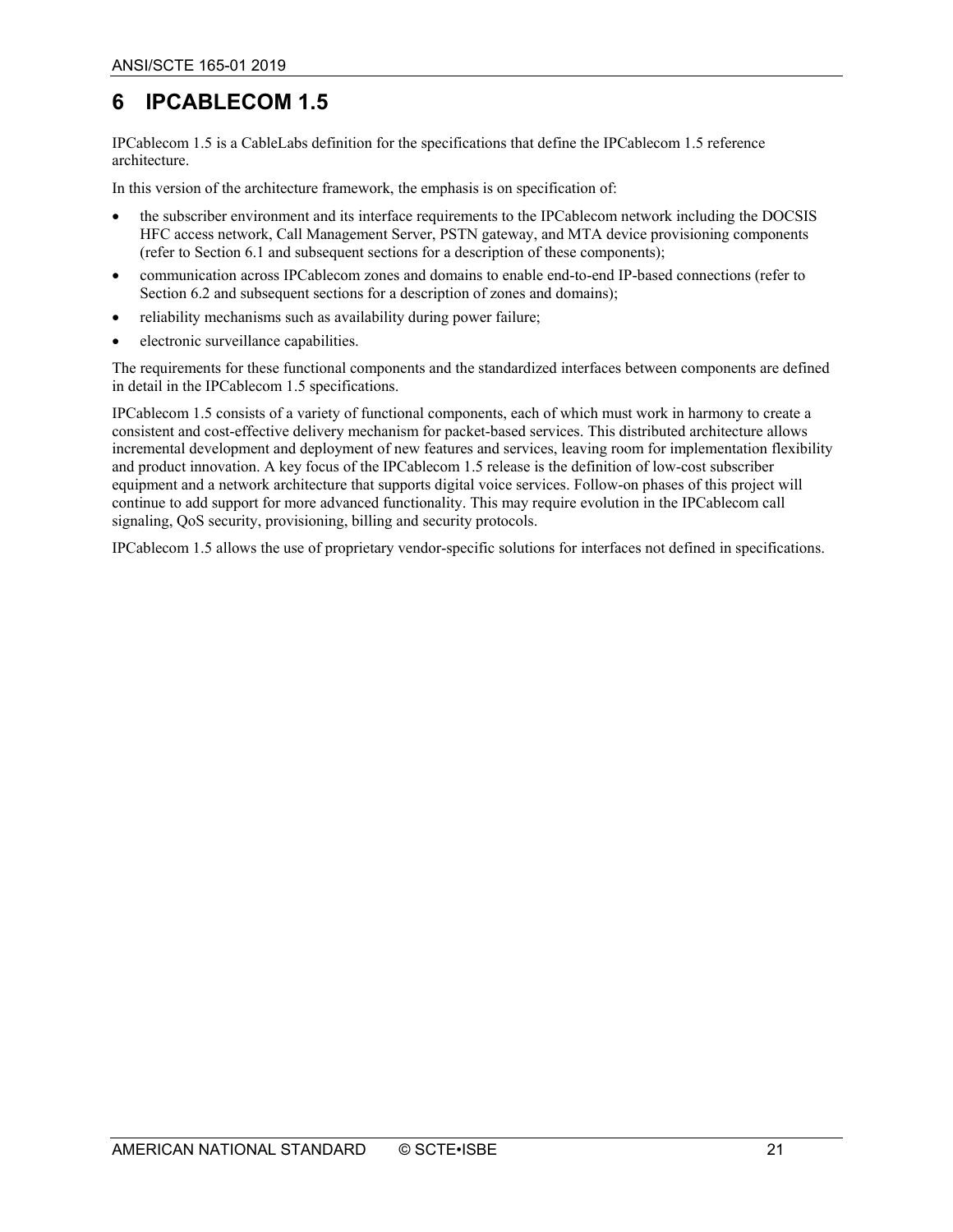# 6 IPCABLECOM 1.5

IPCablecom 1.5 is a CableLabs definition for the specifications that define the IPCablecom 1.5 reference architecture.

In this version of the architecture framework, the emphasis is on specification of:

- the subscriber environment and its interface requirements to the IPCablecom network including the DOCSIS HFC access network, Call Management Server, PSTN gateway, and MTA device provisioning components (refer to Section 6.1 and subsequent sections for a description of these components);
- communication across IPCablecom zones and domains to enable end-to-end IP-based connections (refer to Section 6.2 and subsequent sections for a description of zones and domains);
- reliability mechanisms such as availability during power failure;
- electronic surveillance capabilities.

The requirements for these functional components and the standardized interfaces between components are defined in detail in the IPCablecom 1.5 specifications.

IPCablecom 1.5 consists of a variety of functional components, each of which must work in harmony to create a consistent and cost-effective delivery mechanism for packet-based services. This distributed architecture allows incremental development and deployment of new features and services, leaving room for implementation flexibility and product innovation. A key focus of the IPCablecom 1.5 release is the definition of low-cost subscriber equipment and a network architecture that supports digital voice services. Follow-on phases of this project will continue to add support for more advanced functionality. This may require evolution in the IPCablecom call signaling, QoS security, provisioning, billing and security protocols.

IPCablecom 1.5 allows the use of proprietary vendor-specific solutions for interfaces not defined in specifications.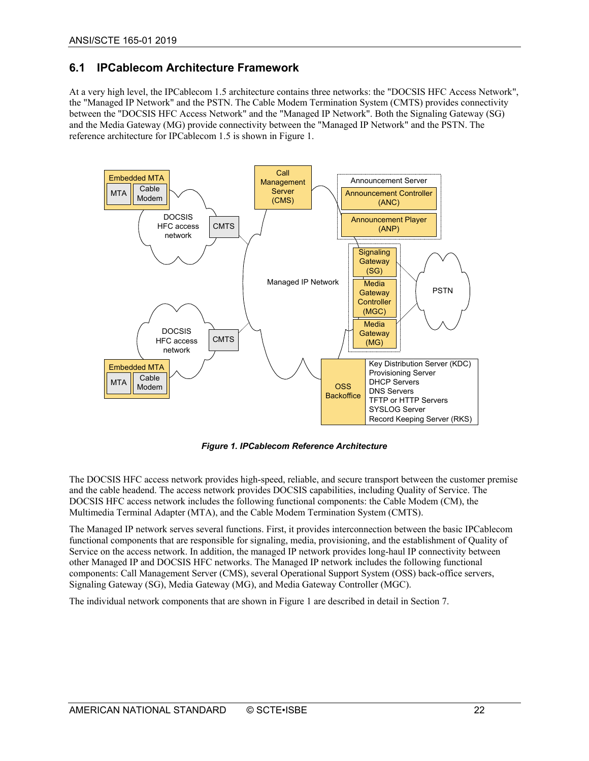## 6.1 IPCablecom Architecture Framework

At a very high level, the IPCablecom 1.5 architecture contains three networks: the "DOCSIS HFC Access Network", the "Managed IP Network" and the PSTN. The Cable Modem Termination System (CMTS) provides connectivity between the "DOCSIS HFC Access Network" and the "Managed IP Network". Both the Signaling Gateway (SG) and the Media Gateway (MG) provide connectivity between the "Managed IP Network" and the PSTN. The reference architecture for IPCablecom 1.5 is shown in Figure 1.

*Figure 1. IPCablecom Reference Architecture*

The DOCSIS HFC access network provides high-speed, reliable, and secure transport between the customer premise and the cable headend. The access network provides DOCSIS capabilities, including Quality of Service. The DOCSIS HFC access network includes the following functional components: the Cable Modem (CM), the Multimedia Terminal Adapter (MTA), and the Cable Modem Termination System (CMTS).

The Managed IP network serves several functions. First, it provides interconnection between the basic IPCablecom functional components that are responsible for signaling, media, provisioning, and the establishment of Quality of Service on the access network. In addition, the managed IP network provides long-haul IP connectivity between other Managed IP and DOCSIS HFC networks. The Managed IP network includes the following functional components: Call Management Server (CMS), several Operational Support System (OSS) back-office servers, Signaling Gateway (SG), Media Gateway (MG), and Media Gateway Controller (MGC).

The individual network components that are shown in Figure 1 are described in detail in Section 7.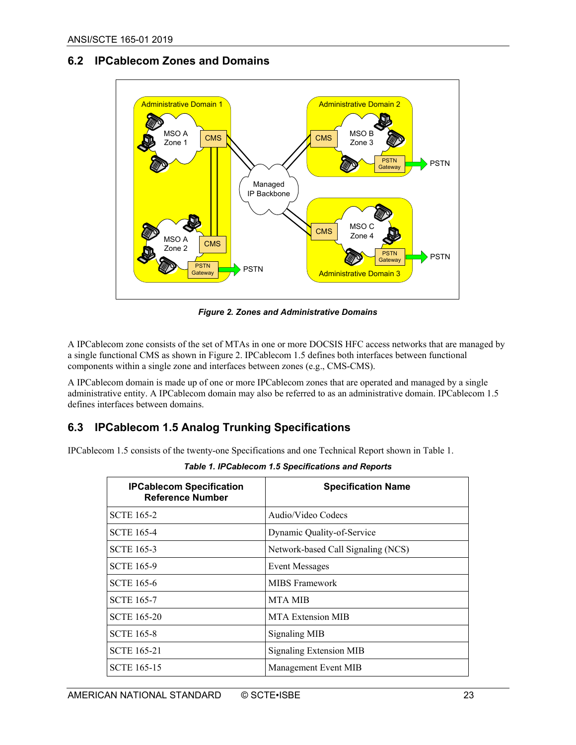## 6.2 IPCablecom Zones and Domains

*Figure 2. Zones and Administrative Domains*

A IPCablecom zone consists of the set of MTAs in one or more DOCSIS HFC access networks that are managed by a single functional CMS as shown in Figure 2. IPCablecom 1.5 defines both interfaces between functional components within a single zone and interfaces between zones (e.g., CMS-CMS).

A IPCablecom domain is made up of one or more IPCablecom zones that are operated and managed by a single administrative entity. A IPCablecom domain may also be referred to as an administrative domain. IPCablecom 1.5 defines interfaces between domains.

## 6.3 IPCablecom 1.5 Analog Trunking Specifications

IPCablecom 1.5 consists of the twenty-one Specifications and one Technical Report shown in Table 1.

*Table 1. IPCablecom 1.5 Specifications and Reports*

| IPCablecom Specification Reference Number | Specification Name |
|---|---|
| SCTE 165-2 | Audio/Video Codecs |
| SCTE 165-4 | Dynamic Quality-of-Service |
| SCTE 165-3 | Network-based Call Signaling (NCS) |
| SCTE 165-9 | Event Messages |
| SCTE 165-6 | MIBS Framework |
| SCTE 165-7 | MTA MIB |
| SCTE 165-20 | MTA Extension MIB |
| SCTE 165-8 | Signaling MIB |
| SCTE 165-21 | Signaling Extension MIB |
| SCTE 165-15 | Management Event MIB |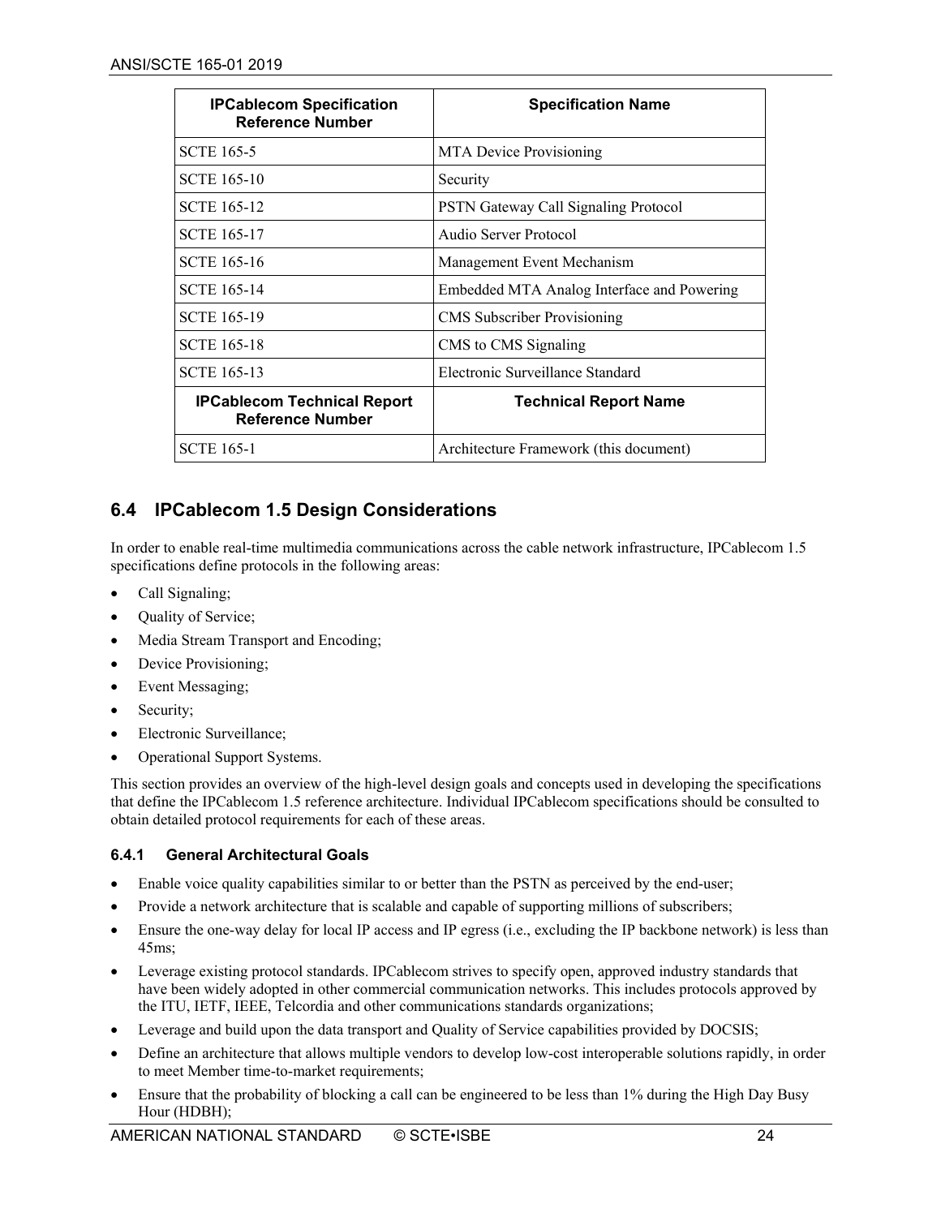| IPCablecom Specification Reference Number | Specification Name |
|---|---|
| SCTE 165-5 | MTA Device Provisioning |
| SCTE 165-10 | Security |
| SCTE 165-12 | PSTN Gateway Call Signaling Protocol |
| SCTE 165-17 | Audio Server Protocol |
| SCTE 165-16 | Management Event Mechanism |
| SCTE 165-14 | Embedded MTA Analog Interface and Powering |
| SCTE 165-19 | CMS Subscriber Provisioning |
| SCTE 165-18 | CMS to CMS Signaling |
| SCTE 165-13 | Electronic Surveillance Standard |
| **IPCablecom Technical Report Reference Number** | **Technical Report Name** |
| SCTE 165-1 | Architecture Framework (this document) |

## 6.4 IPCablecom 1.5 Design Considerations

In order to enable real-time multimedia communications across the cable network infrastructure, IPCablecom 1.5 specifications define protocols in the following areas:

- Call Signaling;
- Quality of Service;
- Media Stream Transport and Encoding;
- Device Provisioning;
- Event Messaging;
- Security;
- Electronic Surveillance;
- Operational Support Systems.

This section provides an overview of the high-level design goals and concepts used in developing the specifications that define the IPCablecom 1.5 reference architecture. Individual IPCablecom specifications should be consulted to obtain detailed protocol requirements for each of these areas.

### 6.4.1 General Architectural Goals

- Enable voice quality capabilities similar to or better than the PSTN as perceived by the end-user;
- Provide a network architecture that is scalable and capable of supporting millions of subscribers;
- Ensure the one-way delay for local IP access and IP egress (i.e., excluding the IP backbone network) is less than 45ms;
- Leverage existing protocol standards. IPCablecom strives to specify open, approved industry standards that have been widely adopted in other commercial communication networks. This includes protocols approved by the ITU, IETF, IEEE, Telcordia and other communications standards organizations;
- Leverage and build upon the data transport and Quality of Service capabilities provided by DOCSIS;
- Define an architecture that allows multiple vendors to develop low-cost interoperable solutions rapidly, in order to meet Member time-to-market requirements;
- Ensure that the probability of blocking a call can be engineered to be less than 1% during the High Day Busy Hour (HDBH);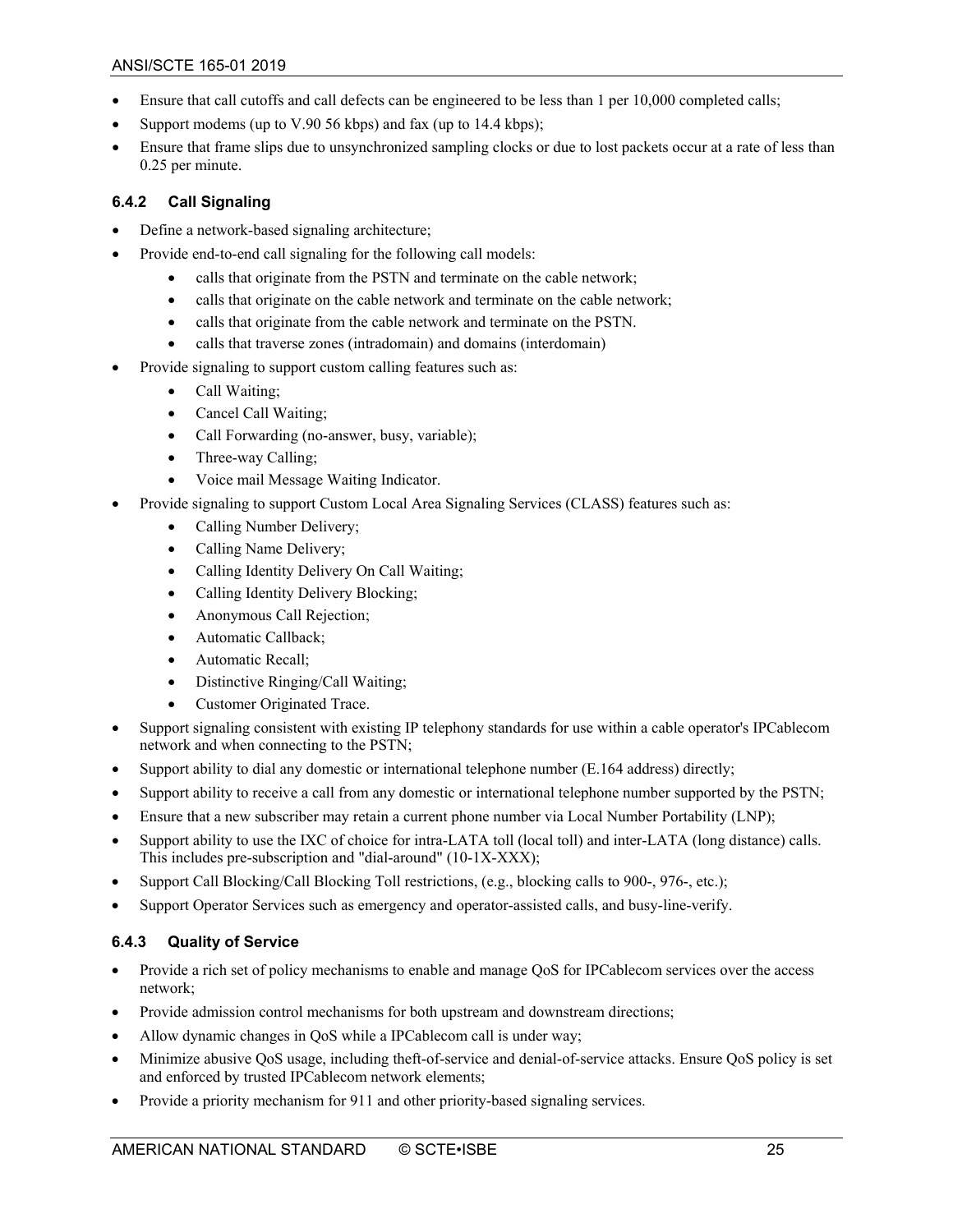- Ensure that call cutoffs and call defects can be engineered to be less than 1 per 10,000 completed calls;
- Support modems (up to V.90 56 kbps) and fax (up to 14.4 kbps);
- Ensure that frame slips due to unsynchronized sampling clocks or due to lost packets occur at a rate of less than 0.25 per minute.

### 6.4.2 Call Signaling

- Define a network-based signaling architecture;
- Provide end-to-end call signaling for the following call models:
  - calls that originate from the PSTN and terminate on the cable network;
  - calls that originate on the cable network and terminate on the cable network;
  - calls that originate from the cable network and terminate on the PSTN.
  - calls that traverse zones (intradomain) and domains (interdomain)
- Provide signaling to support custom calling features such as:
  - Call Waiting;
  - Cancel Call Waiting;
  - Call Forwarding (no-answer, busy, variable);
  - Three-way Calling;
  - Voice mail Message Waiting Indicator.
- Provide signaling to support Custom Local Area Signaling Services (CLASS) features such as:
  - Calling Number Delivery;
  - Calling Name Delivery;
  - Calling Identity Delivery On Call Waiting;
  - Calling Identity Delivery Blocking;
  - Anonymous Call Rejection;
  - Automatic Callback;
  - Automatic Recall;
  - Distinctive Ringing/Call Waiting;
  - Customer Originated Trace.
- Support signaling consistent with existing IP telephony standards for use within a cable operator's IPCablecom network and when connecting to the PSTN;
- Support ability to dial any domestic or international telephone number (E.164 address) directly;
- Support ability to receive a call from any domestic or international telephone number supported by the PSTN;
- Ensure that a new subscriber may retain a current phone number via Local Number Portability (LNP);
- Support ability to use the IXC of choice for intra-LATA toll (local toll) and inter-LATA (long distance) calls. This includes pre-subscription and "dial-around" (10-1X-XXX);
- Support Call Blocking/Call Blocking Toll restrictions, (e.g., blocking calls to 900-, 976-, etc.);
- Support Operator Services such as emergency and operator-assisted calls, and busy-line-verify.

### 6.4.3 Quality of Service

- Provide a rich set of policy mechanisms to enable and manage QoS for IPCablecom services over the access network;
- Provide admission control mechanisms for both upstream and downstream directions;
- Allow dynamic changes in QoS while a IPCablecom call is under way;
- Minimize abusive QoS usage, including theft-of-service and denial-of-service attacks. Ensure QoS policy is set and enforced by trusted IPCablecom network elements;
- Provide a priority mechanism for 911 and other priority-based signaling services.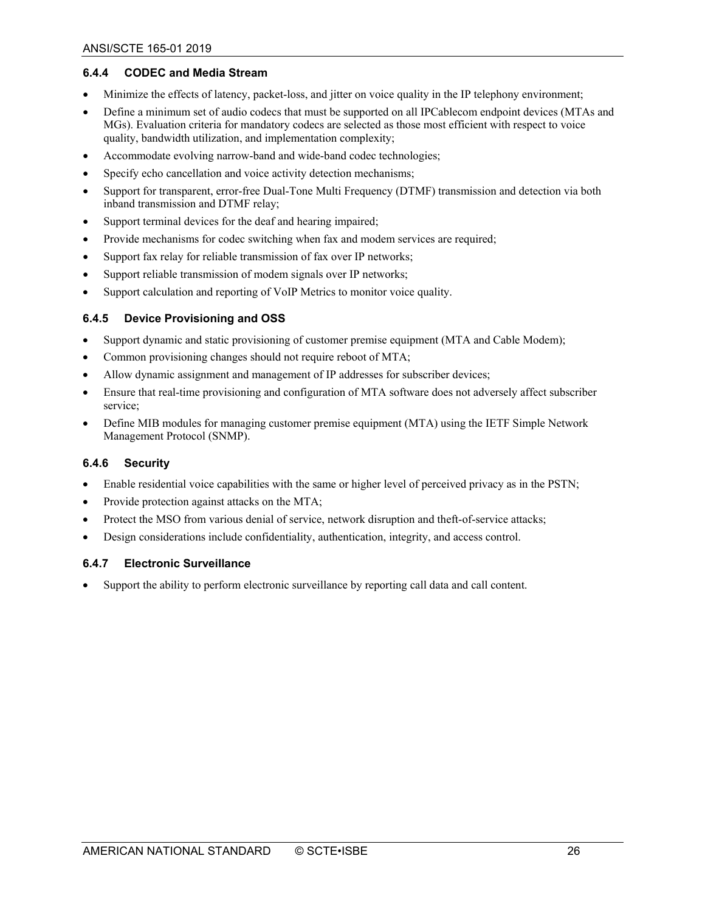### 6.4.4 CODEC and Media Stream

- Minimize the effects of latency, packet-loss, and jitter on voice quality in the IP telephony environment;
- Define a minimum set of audio codecs that must be supported on all IPCablecom endpoint devices (MTAs and MGs). Evaluation criteria for mandatory codecs are selected as those most efficient with respect to voice quality, bandwidth utilization, and implementation complexity;
- Accommodate evolving narrow-band and wide-band codec technologies;
- Specify echo cancellation and voice activity detection mechanisms;
- Support for transparent, error-free Dual-Tone Multi Frequency (DTMF) transmission and detection via both inband transmission and DTMF relay;
- Support terminal devices for the deaf and hearing impaired;
- Provide mechanisms for codec switching when fax and modem services are required;
- Support fax relay for reliable transmission of fax over IP networks;
- Support reliable transmission of modem signals over IP networks;
- Support calculation and reporting of VoIP Metrics to monitor voice quality.

### 6.4.5 Device Provisioning and OSS

- Support dynamic and static provisioning of customer premise equipment (MTA and Cable Modem);
- Common provisioning changes should not require reboot of MTA;
- Allow dynamic assignment and management of IP addresses for subscriber devices;
- Ensure that real-time provisioning and configuration of MTA software does not adversely affect subscriber service;
- Define MIB modules for managing customer premise equipment (MTA) using the IETF Simple Network Management Protocol (SNMP).

### 6.4.6 Security

- Enable residential voice capabilities with the same or higher level of perceived privacy as in the PSTN;
- Provide protection against attacks on the MTA;
- Protect the MSO from various denial of service, network disruption and theft-of-service attacks;
- Design considerations include confidentiality, authentication, integrity, and access control.

### 6.4.7 Electronic Surveillance

- Support the ability to perform electronic surveillance by reporting call data and call content.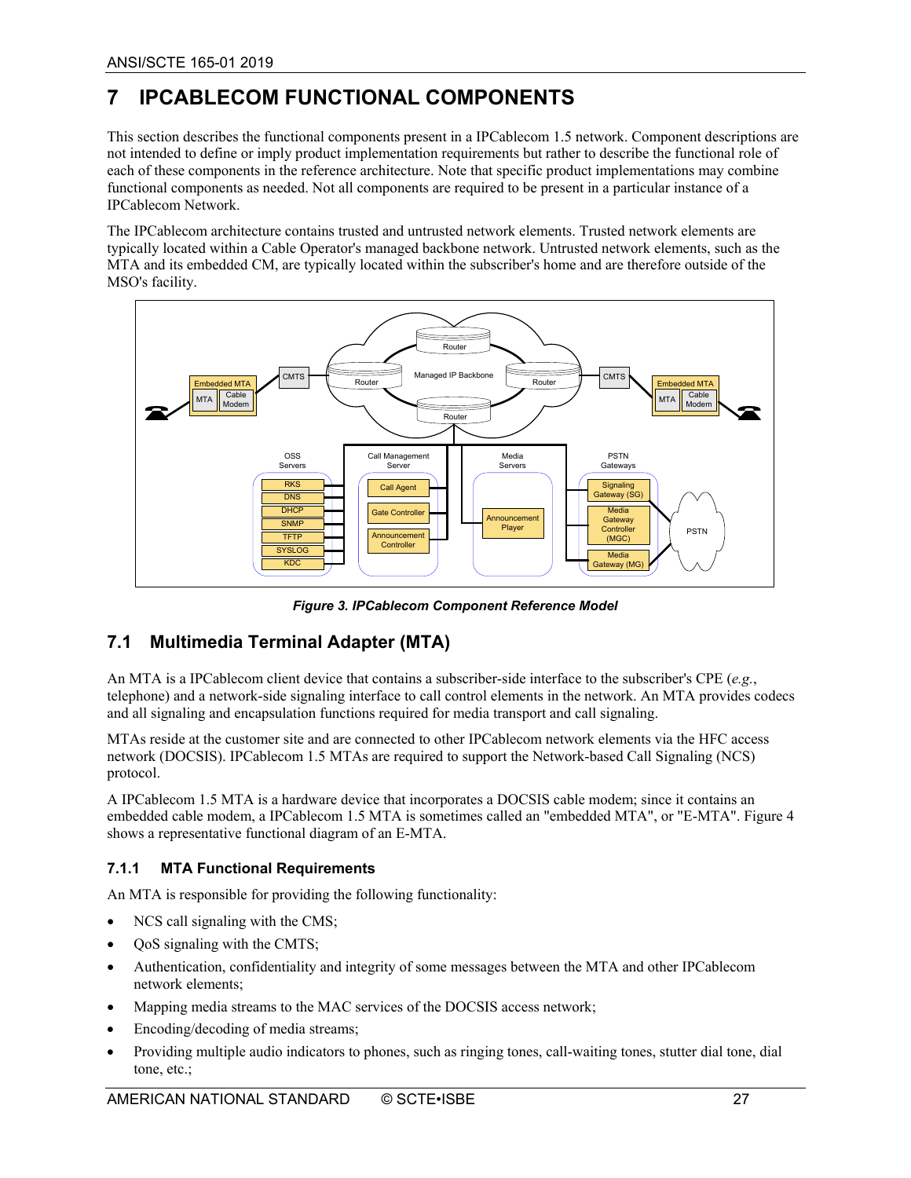# 7 IPCABLECOM FUNCTIONAL COMPONENTS

This section describes the functional components present in a IPCablecom 1.5 network. Component descriptions are not intended to define or imply product implementation requirements but rather to describe the functional role of each of these components in the reference architecture. Note that specific product implementations may combine functional components as needed. Not all components are required to be present in a particular instance of a IPCablecom Network.

The IPCablecom architecture contains trusted and untrusted network elements. Trusted network elements are typically located within a Cable Operator's managed backbone network. Untrusted network elements, such as the MTA and its embedded CM, are typically located within the subscriber's home and are therefore outside of the MSO's facility.

***Figure 3. IPCablecom Component Reference Model***

## 7.1 Multimedia Terminal Adapter (MTA)

An MTA is a IPCablecom client device that contains a subscriber-side interface to the subscriber's CPE (*e.g.*, telephone) and a network-side signaling interface to call control elements in the network. An MTA provides codecs and all signaling and encapsulation functions required for media transport and call signaling.

MTAs reside at the customer site and are connected to other IPCablecom network elements via the HFC access network (DOCSIS). IPCablecom 1.5 MTAs are required to support the Network-based Call Signaling (NCS) protocol.

A IPCablecom 1.5 MTA is a hardware device that incorporates a DOCSIS cable modem; since it contains an embedded cable modem, a IPCablecom 1.5 MTA is sometimes called an "embedded MTA", or "E-MTA". Figure 4 shows a representative functional diagram of an E-MTA.

### 7.1.1 MTA Functional Requirements

An MTA is responsible for providing the following functionality:

- NCS call signaling with the CMS;
- QoS signaling with the CMTS;
- Authentication, confidentiality and integrity of some messages between the MTA and other IPCablecom network elements;
- Mapping media streams to the MAC services of the DOCSIS access network;
- Encoding/decoding of media streams;
- Providing multiple audio indicators to phones, such as ringing tones, call-waiting tones, stutter dial tone, dial tone, etc.;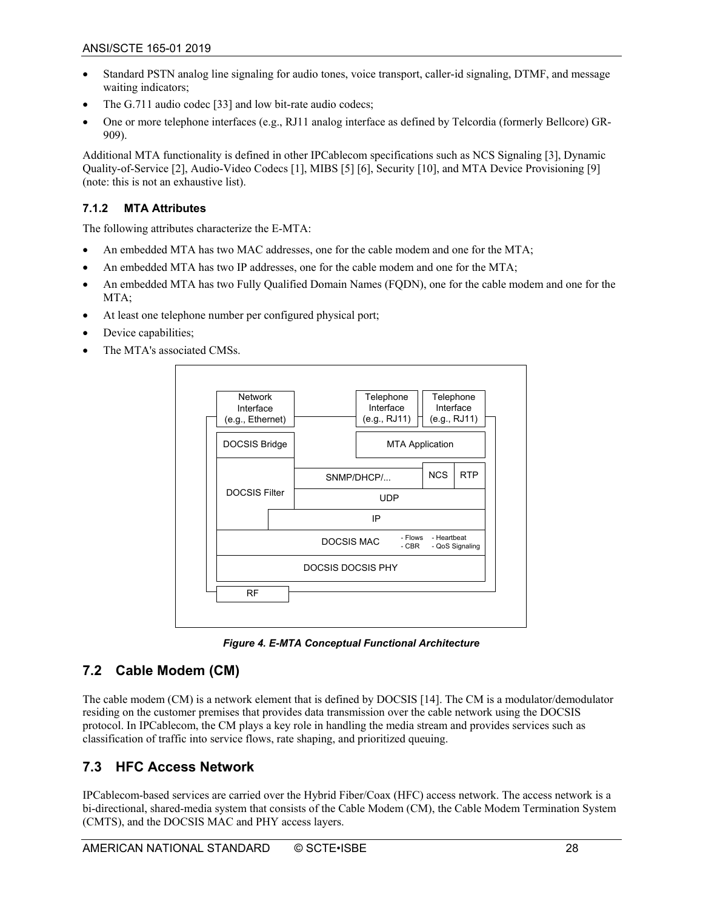- Standard PSTN analog line signaling for audio tones, voice transport, caller-id signaling, DTMF, and message waiting indicators;
- The G.711 audio codec [33] and low bit-rate audio codecs;
- One or more telephone interfaces (e.g., RJ11 analog interface as defined by Telcordia (formerly Bellcore) GR-909).

Additional MTA functionality is defined in other IPCablecom specifications such as NCS Signaling [3], Dynamic Quality-of-Service [2], Audio-Video Codecs [1], MIBS [5] [6], Security [10], and MTA Device Provisioning [9] (note: this is not an exhaustive list).

### 7.1.2 MTA Attributes

The following attributes characterize the E-MTA:

- An embedded MTA has two MAC addresses, one for the cable modem and one for the MTA;
- An embedded MTA has two IP addresses, one for the cable modem and one for the MTA;
- An embedded MTA has two Fully Qualified Domain Names (FQDN), one for the cable modem and one for the MTA;
- At least one telephone number per configured physical port;
- Device capabilities;
- The MTA's associated CMSs.

*Figure 4. E-MTA Conceptual Functional Architecture*

## 7.2 Cable Modem (CM)

The cable modem (CM) is a network element that is defined by DOCSIS [14]. The CM is a modulator/demodulator residing on the customer premises that provides data transmission over the cable network using the DOCSIS protocol. In IPCablecom, the CM plays a key role in handling the media stream and provides services such as classification of traffic into service flows, rate shaping, and prioritized queuing.

## 7.3 HFC Access Network

IPCablecom-based services are carried over the Hybrid Fiber/Coax (HFC) access network. The access network is a bi-directional, shared-media system that consists of the Cable Modem (CM), the Cable Modem Termination System (CMTS), and the DOCSIS MAC and PHY access layers.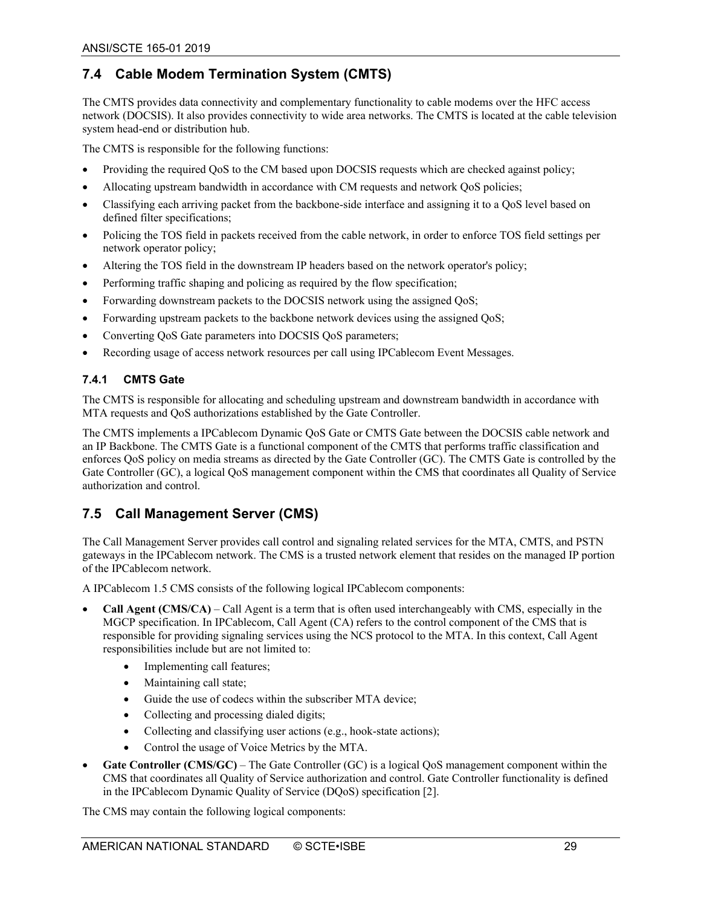## 7.4 Cable Modem Termination System (CMTS)

The CMTS provides data connectivity and complementary functionality to cable modems over the HFC access network (DOCSIS). It also provides connectivity to wide area networks. The CMTS is located at the cable television system head-end or distribution hub.

The CMTS is responsible for the following functions:

- Providing the required QoS to the CM based upon DOCSIS requests which are checked against policy;
- Allocating upstream bandwidth in accordance with CM requests and network QoS policies;
- Classifying each arriving packet from the backbone-side interface and assigning it to a QoS level based on defined filter specifications;
- Policing the TOS field in packets received from the cable network, in order to enforce TOS field settings per network operator policy;
- Altering the TOS field in the downstream IP headers based on the network operator's policy;
- Performing traffic shaping and policing as required by the flow specification;
- Forwarding downstream packets to the DOCSIS network using the assigned QoS;
- Forwarding upstream packets to the backbone network devices using the assigned QoS;
- Converting QoS Gate parameters into DOCSIS QoS parameters;
- Recording usage of access network resources per call using IPCablecom Event Messages.

### 7.4.1 CMTS Gate

The CMTS is responsible for allocating and scheduling upstream and downstream bandwidth in accordance with MTA requests and QoS authorizations established by the Gate Controller.

The CMTS implements a IPCablecom Dynamic QoS Gate or CMTS Gate between the DOCSIS cable network and an IP Backbone. The CMTS Gate is a functional component of the CMTS that performs traffic classification and enforces QoS policy on media streams as directed by the Gate Controller (GC). The CMTS Gate is controlled by the Gate Controller (GC), a logical QoS management component within the CMS that coordinates all Quality of Service authorization and control.

## 7.5 Call Management Server (CMS)

The Call Management Server provides call control and signaling related services for the MTA, CMTS, and PSTN gateways in the IPCablecom network. The CMS is a trusted network element that resides on the managed IP portion of the IPCablecom network.

A IPCablecom 1.5 CMS consists of the following logical IPCablecom components:

- **Call Agent (CMS/CA)** – Call Agent is a term that is often used interchangeably with CMS, especially in the MGCP specification. In IPCablecom, Call Agent (CA) refers to the control component of the CMS that is responsible for providing signaling services using the NCS protocol to the MTA. In this context, Call Agent responsibilities include but are not limited to:
    - Implementing call features;
    - Maintaining call state;
    - Guide the use of codecs within the subscriber MTA device;
    - Collecting and processing dialed digits;
    - Collecting and classifying user actions (e.g., hook-state actions);
    - Control the usage of Voice Metrics by the MTA.
- **Gate Controller (CMS/GC)** – The Gate Controller (GC) is a logical QoS management component within the CMS that coordinates all Quality of Service authorization and control. Gate Controller functionality is defined in the IPCablecom Dynamic Quality of Service (DQoS) specification [2].

The CMS may contain the following logical components: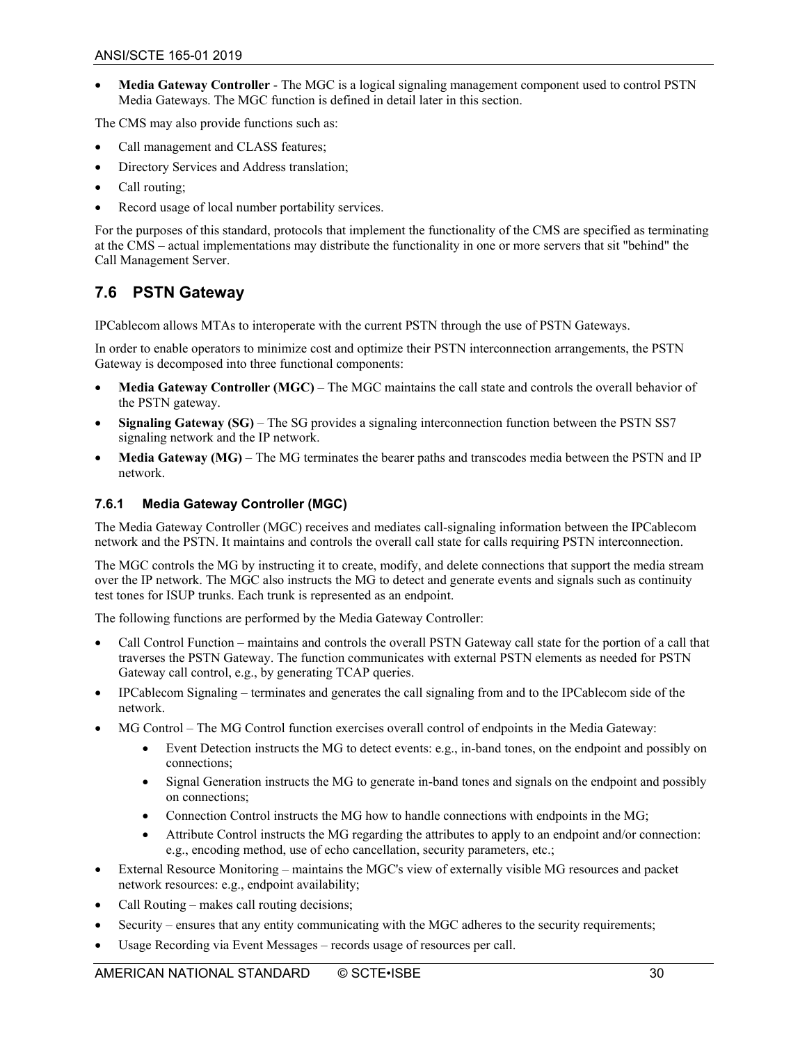- **Media Gateway Controller** - The MGC is a logical signaling management component used to control PSTN Media Gateways. The MGC function is defined in detail later in this section.

The CMS may also provide functions such as:

- Call management and CLASS features;
- Directory Services and Address translation;
- Call routing;
- Record usage of local number portability services.

For the purposes of this standard, protocols that implement the functionality of the CMS are specified as terminating at the CMS – actual implementations may distribute the functionality in one or more servers that sit "behind" the Call Management Server.

## 7.6 PSTN Gateway

IPCablecom allows MTAs to interoperate with the current PSTN through the use of PSTN Gateways.

In order to enable operators to minimize cost and optimize their PSTN interconnection arrangements, the PSTN Gateway is decomposed into three functional components:

- **Media Gateway Controller (MGC)** – The MGC maintains the call state and controls the overall behavior of the PSTN gateway.
- **Signaling Gateway (SG)** – The SG provides a signaling interconnection function between the PSTN SS7 signaling network and the IP network.
- **Media Gateway (MG)** – The MG terminates the bearer paths and transcodes media between the PSTN and IP network.

### 7.6.1 Media Gateway Controller (MGC)

The Media Gateway Controller (MGC) receives and mediates call-signaling information between the IPCablecom network and the PSTN. It maintains and controls the overall call state for calls requiring PSTN interconnection.

The MGC controls the MG by instructing it to create, modify, and delete connections that support the media stream over the IP network. The MGC also instructs the MG to detect and generate events and signals such as continuity test tones for ISUP trunks. Each trunk is represented as an endpoint.

The following functions are performed by the Media Gateway Controller:

- Call Control Function – maintains and controls the overall PSTN Gateway call state for the portion of a call that traverses the PSTN Gateway. The function communicates with external PSTN elements as needed for PSTN Gateway call control, e.g., by generating TCAP queries.
- IPCablecom Signaling – terminates and generates the call signaling from and to the IPCablecom side of the network.
- MG Control – The MG Control function exercises overall control of endpoints in the Media Gateway:
    - Event Detection instructs the MG to detect events: e.g., in-band tones, on the endpoint and possibly on connections;
    - Signal Generation instructs the MG to generate in-band tones and signals on the endpoint and possibly on connections;
    - Connection Control instructs the MG how to handle connections with endpoints in the MG;
    - Attribute Control instructs the MG regarding the attributes to apply to an endpoint and/or connection: e.g., encoding method, use of echo cancellation, security parameters, etc.;
- External Resource Monitoring – maintains the MGC's view of externally visible MG resources and packet network resources: e.g., endpoint availability;
- Call Routing – makes call routing decisions;
- Security – ensures that any entity communicating with the MGC adheres to the security requirements;
- Usage Recording via Event Messages – records usage of resources per call.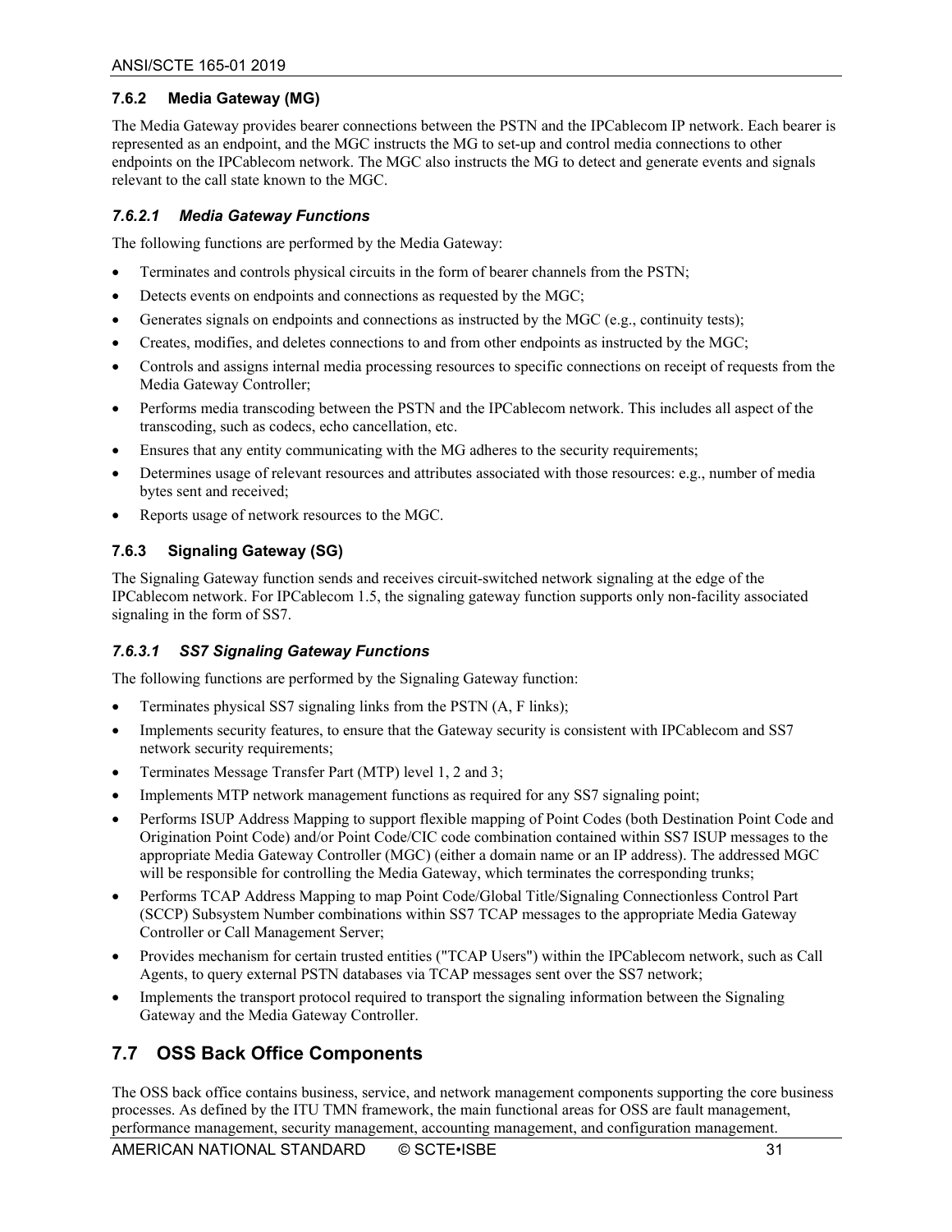### 7.6.2 Media Gateway (MG)

The Media Gateway provides bearer connections between the PSTN and the IPCablecom IP network. Each bearer is represented as an endpoint, and the MGC instructs the MG to set-up and control media connections to other endpoints on the IPCablecom network. The MGC also instructs the MG to detect and generate events and signals relevant to the call state known to the MGC.

#### *7.6.2.1 Media Gateway Functions*

The following functions are performed by the Media Gateway:

- Terminates and controls physical circuits in the form of bearer channels from the PSTN;
- Detects events on endpoints and connections as requested by the MGC;
- Generates signals on endpoints and connections as instructed by the MGC (e.g., continuity tests);
- Creates, modifies, and deletes connections to and from other endpoints as instructed by the MGC;
- Controls and assigns internal media processing resources to specific connections on receipt of requests from the Media Gateway Controller;
- Performs media transcoding between the PSTN and the IPCablecom network. This includes all aspect of the transcoding, such as codecs, echo cancellation, etc.
- Ensures that any entity communicating with the MG adheres to the security requirements;
- Determines usage of relevant resources and attributes associated with those resources: e.g., number of media bytes sent and received;
- Reports usage of network resources to the MGC.

### 7.6.3 Signaling Gateway (SG)

The Signaling Gateway function sends and receives circuit-switched network signaling at the edge of the IPCablecom network. For IPCablecom 1.5, the signaling gateway function supports only non-facility associated signaling in the form of SS7.

#### *7.6.3.1 SS7 Signaling Gateway Functions*

The following functions are performed by the Signaling Gateway function:

- Terminates physical SS7 signaling links from the PSTN (A, F links);
- Implements security features, to ensure that the Gateway security is consistent with IPCablecom and SS7 network security requirements;
- Terminates Message Transfer Part (MTP) level 1, 2 and 3;
- Implements MTP network management functions as required for any SS7 signaling point;
- Performs ISUP Address Mapping to support flexible mapping of Point Codes (both Destination Point Code and Origination Point Code) and/or Point Code/CIC code combination contained within SS7 ISUP messages to the appropriate Media Gateway Controller (MGC) (either a domain name or an IP address). The addressed MGC will be responsible for controlling the Media Gateway, which terminates the corresponding trunks;
- Performs TCAP Address Mapping to map Point Code/Global Title/Signaling Connectionless Control Part (SCCP) Subsystem Number combinations within SS7 TCAP messages to the appropriate Media Gateway Controller or Call Management Server;
- Provides mechanism for certain trusted entities ("TCAP Users") within the IPCablecom network, such as Call Agents, to query external PSTN databases via TCAP messages sent over the SS7 network;
- Implements the transport protocol required to transport the signaling information between the Signaling Gateway and the Media Gateway Controller.

## 7.7 OSS Back Office Components

The OSS back office contains business, service, and network management components supporting the core business processes. As defined by the ITU TMN framework, the main functional areas for OSS are fault management, performance management, security management, accounting management, and configuration management.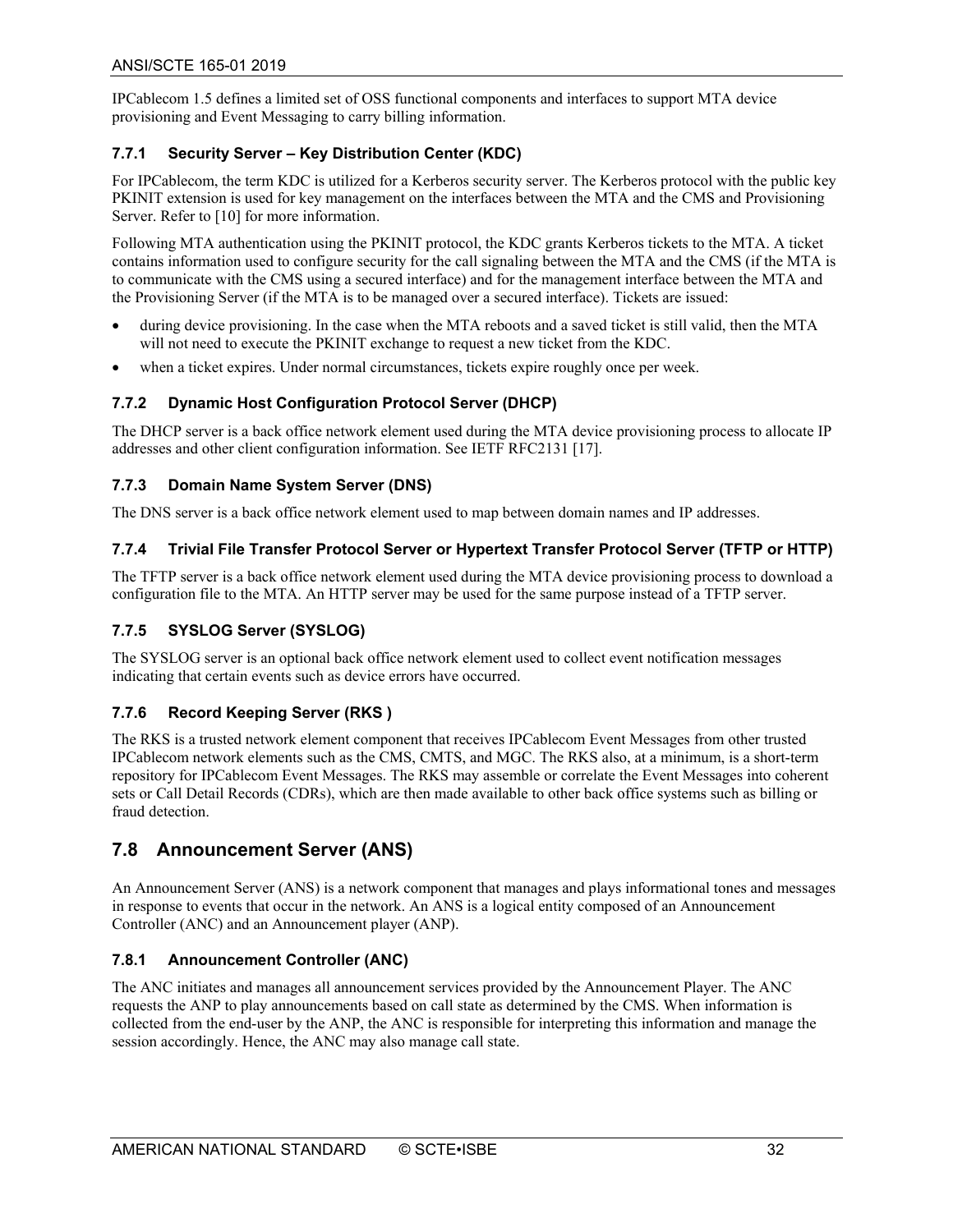IPCablecom 1.5 defines a limited set of OSS functional components and interfaces to support MTA device provisioning and Event Messaging to carry billing information.

### 7.7.1 Security Server – Key Distribution Center (KDC)

For IPCablecom, the term KDC is utilized for a Kerberos security server. The Kerberos protocol with the public key PKINIT extension is used for key management on the interfaces between the MTA and the CMS and Provisioning Server. Refer to [10] for more information.

Following MTA authentication using the PKINIT protocol, the KDC grants Kerberos tickets to the MTA. A ticket contains information used to configure security for the call signaling between the MTA and the CMS (if the MTA is to communicate with the CMS using a secured interface) and for the management interface between the MTA and the Provisioning Server (if the MTA is to be managed over a secured interface). Tickets are issued:

- during device provisioning. In the case when the MTA reboots and a saved ticket is still valid, then the MTA will not need to execute the PKINIT exchange to request a new ticket from the KDC.
- when a ticket expires. Under normal circumstances, tickets expire roughly once per week.

### 7.7.2 Dynamic Host Configuration Protocol Server (DHCP)

The DHCP server is a back office network element used during the MTA device provisioning process to allocate IP addresses and other client configuration information. See IETF RFC2131 [17].

### 7.7.3 Domain Name System Server (DNS)

The DNS server is a back office network element used to map between domain names and IP addresses.

### 7.7.4 Trivial File Transfer Protocol Server or Hypertext Transfer Protocol Server (TFTP or HTTP)

The TFTP server is a back office network element used during the MTA device provisioning process to download a configuration file to the MTA. An HTTP server may be used for the same purpose instead of a TFTP server.

### 7.7.5 SYSLOG Server (SYSLOG)

The SYSLOG server is an optional back office network element used to collect event notification messages indicating that certain events such as device errors have occurred.

### 7.7.6 Record Keeping Server (RKS )

The RKS is a trusted network element component that receives IPCablecom Event Messages from other trusted IPCablecom network elements such as the CMS, CMTS, and MGC. The RKS also, at a minimum, is a short-term repository for IPCablecom Event Messages. The RKS may assemble or correlate the Event Messages into coherent sets or Call Detail Records (CDRs), which are then made available to other back office systems such as billing or fraud detection.

## 7.8 Announcement Server (ANS)

An Announcement Server (ANS) is a network component that manages and plays informational tones and messages in response to events that occur in the network. An ANS is a logical entity composed of an Announcement Controller (ANC) and an Announcement player (ANP).

### 7.8.1 Announcement Controller (ANC)

The ANC initiates and manages all announcement services provided by the Announcement Player. The ANC requests the ANP to play announcements based on call state as determined by the CMS. When information is collected from the end-user by the ANP, the ANC is responsible for interpreting this information and manage the session accordingly. Hence, the ANC may also manage call state.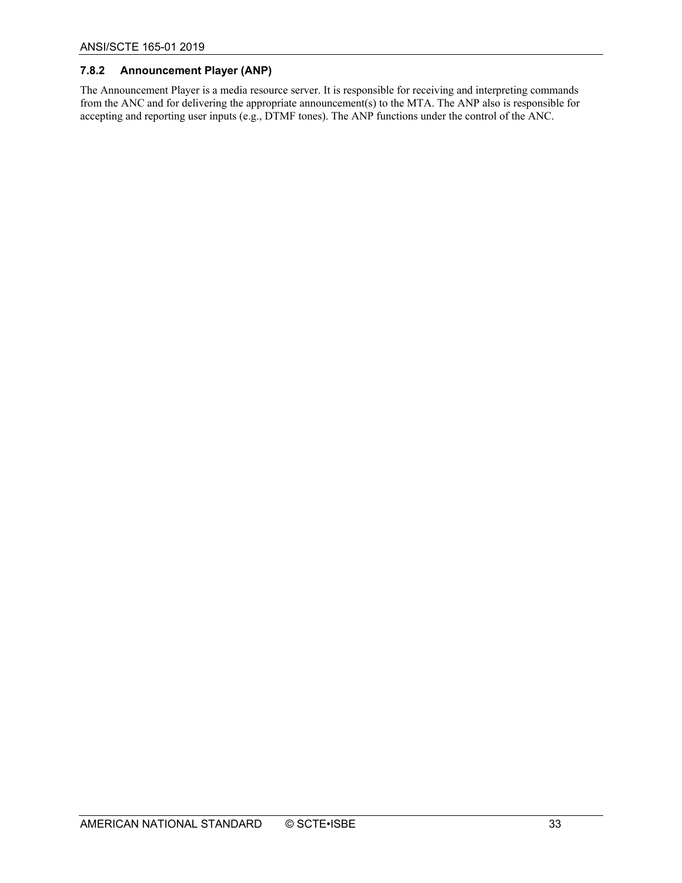### 7.8.2 Announcement Player (ANP)

The Announcement Player is a media resource server. It is responsible for receiving and interpreting commands from the ANC and for delivering the appropriate announcement(s) to the MTA. The ANP also is responsible for accepting and reporting user inputs (e.g., DTMF tones). The ANP functions under the control of the ANC.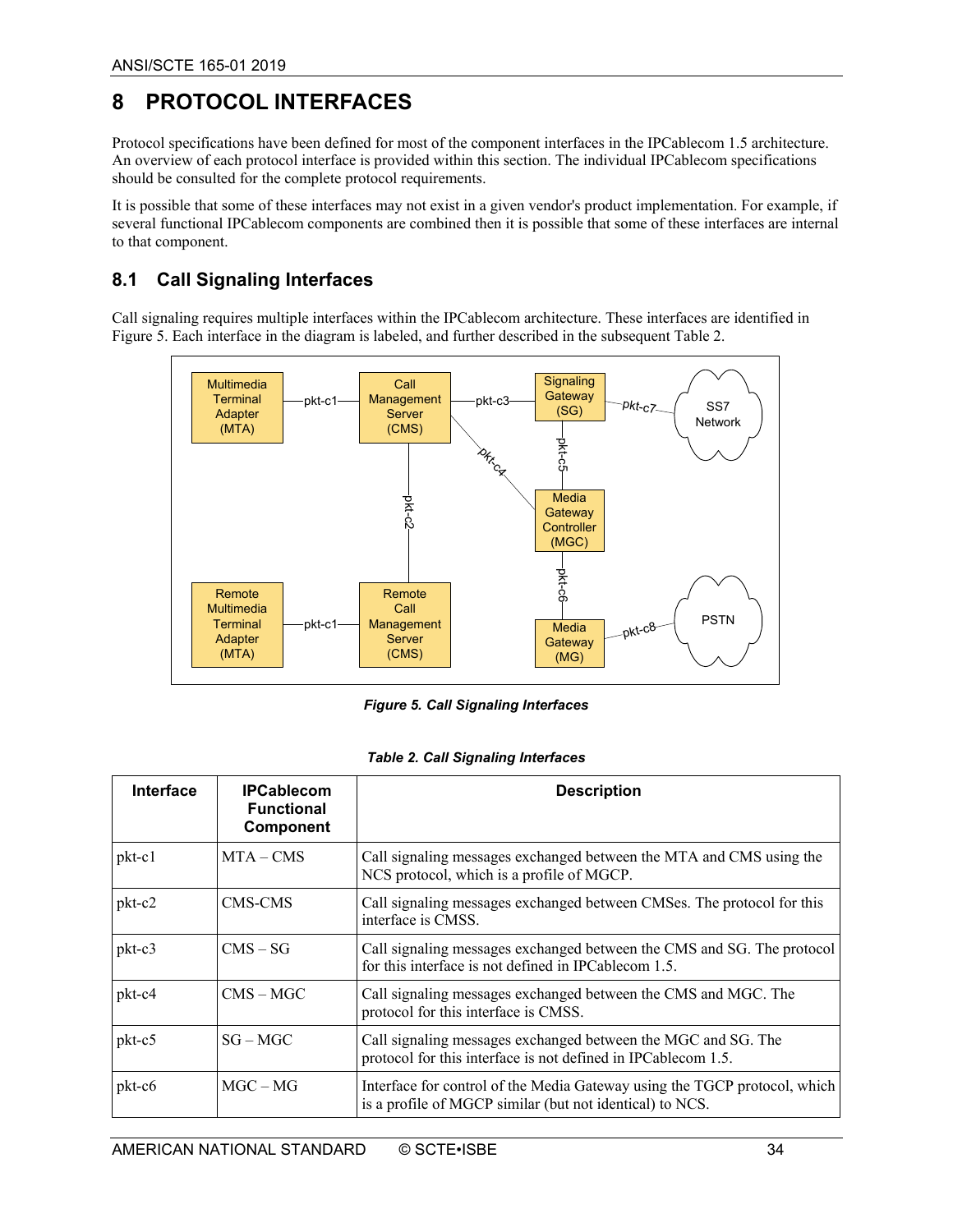# 8 PROTOCOL INTERFACES

Protocol specifications have been defined for most of the component interfaces in the IPCablecom 1.5 architecture. An overview of each protocol interface is provided within this section. The individual IPCablecom specifications should be consulted for the complete protocol requirements.

It is possible that some of these interfaces may not exist in a given vendor's product implementation. For example, if several functional IPCablecom components are combined then it is possible that some of these interfaces are internal to that component.

## 8.1 Call Signaling Interfaces

Call signaling requires multiple interfaces within the IPCablecom architecture. These interfaces are identified in Figure 5. Each interface in the diagram is labeled, and further described in the subsequent Table 2.

*Figure 5. Call Signaling Interfaces*

*Table 2. Call Signaling Interfaces*

| Interface | IPCablecom Functional Component | Description |
|---|---|---|
| pkt-c1 | MTA – CMS | Call signaling messages exchanged between the MTA and CMS using the NCS protocol, which is a profile of MGCP. |
| pkt-c2 | CMS-CMS | Call signaling messages exchanged between CMSes. The protocol for this interface is CMSS. |
| pkt-c3 | CMS – SG | Call signaling messages exchanged between the CMS and SG. The protocol for this interface is not defined in IPCablecom 1.5. |
| pkt-c4 | CMS – MGC | Call signaling messages exchanged between the CMS and MGC. The protocol for this interface is CMSS. |
| pkt-c5 | SG – MGC | Call signaling messages exchanged between the MGC and SG. The protocol for this interface is not defined in IPCablecom 1.5. |
| pkt-c6 | MGC – MG | Interface for control of the Media Gateway using the TGCP protocol, which is a profile of MGCP similar (but not identical) to NCS. |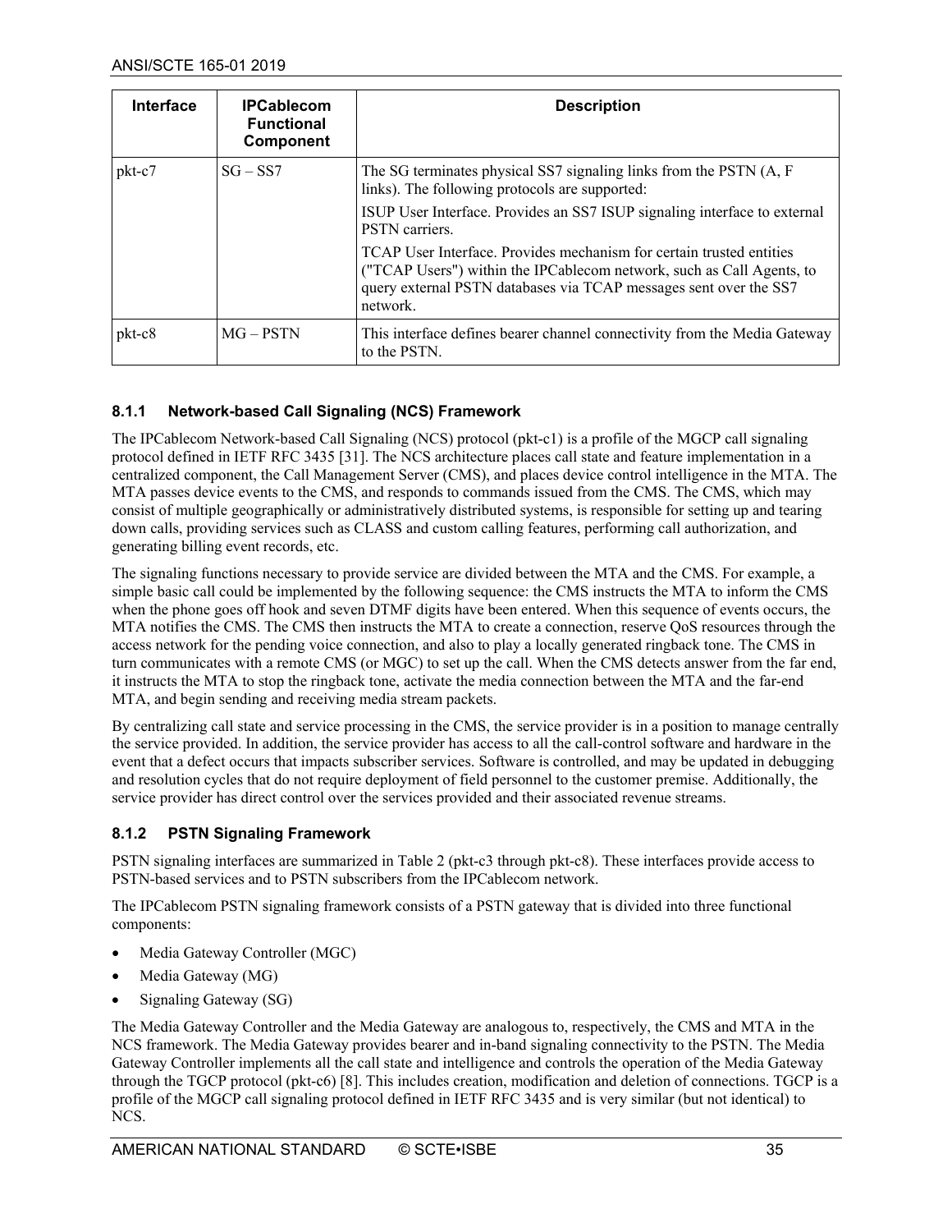| Interface | IPCablecom Functional Component | Description |
| --- | --- | --- |
| pkt-c7 | SG – SS7 | The SG terminates physical SS7 signaling links from the PSTN (A, F links). The following protocols are supported:<br>ISUP User Interface. Provides an SS7 ISUP signaling interface to external PSTN carriers.<br>TCAP User Interface. Provides mechanism for certain trusted entities ("TCAP Users") within the IPCablecom network, such as Call Agents, to query external PSTN databases via TCAP messages sent over the SS7 network. |
| pkt-c8 | MG – PSTN | This interface defines bearer channel connectivity from the Media Gateway to the PSTN. |

### 8.1.1 Network-based Call Signaling (NCS) Framework

The IPCablecom Network-based Call Signaling (NCS) protocol (pkt-c1) is a profile of the MGCP call signaling protocol defined in IETF RFC 3435 [31]. The NCS architecture places call state and feature implementation in a centralized component, the Call Management Server (CMS), and places device control intelligence in the MTA. The MTA passes device events to the CMS, and responds to commands issued from the CMS. The CMS, which may consist of multiple geographically or administratively distributed systems, is responsible for setting up and tearing down calls, providing services such as CLASS and custom calling features, performing call authorization, and generating billing event records, etc.

The signaling functions necessary to provide service are divided between the MTA and the CMS. For example, a simple basic call could be implemented by the following sequence: the CMS instructs the MTA to inform the CMS when the phone goes off hook and seven DTMF digits have been entered. When this sequence of events occurs, the MTA notifies the CMS. The CMS then instructs the MTA to create a connection, reserve QoS resources through the access network for the pending voice connection, and also to play a locally generated ringback tone. The CMS in turn communicates with a remote CMS (or MGC) to set up the call. When the CMS detects answer from the far end, it instructs the MTA to stop the ringback tone, activate the media connection between the MTA and the far-end MTA, and begin sending and receiving media stream packets.

By centralizing call state and service processing in the CMS, the service provider is in a position to manage centrally the service provided. In addition, the service provider has access to all the call-control software and hardware in the event that a defect occurs that impacts subscriber services. Software is controlled, and may be updated in debugging and resolution cycles that do not require deployment of field personnel to the customer premise. Additionally, the service provider has direct control over the services provided and their associated revenue streams.

### 8.1.2 PSTN Signaling Framework

PSTN signaling interfaces are summarized in Table 2 (pkt-c3 through pkt-c8). These interfaces provide access to PSTN-based services and to PSTN subscribers from the IPCablecom network.

The IPCablecom PSTN signaling framework consists of a PSTN gateway that is divided into three functional components:

- Media Gateway Controller (MGC)
- Media Gateway (MG)
- Signaling Gateway (SG)

The Media Gateway Controller and the Media Gateway are analogous to, respectively, the CMS and MTA in the NCS framework. The Media Gateway provides bearer and in-band signaling connectivity to the PSTN. The Media Gateway Controller implements all the call state and intelligence and controls the operation of the Media Gateway through the TGCP protocol (pkt-c6) [8]. This includes creation, modification and deletion of connections. TGCP is a profile of the MGCP call signaling protocol defined in IETF RFC 3435 and is very similar (but not identical) to NCS.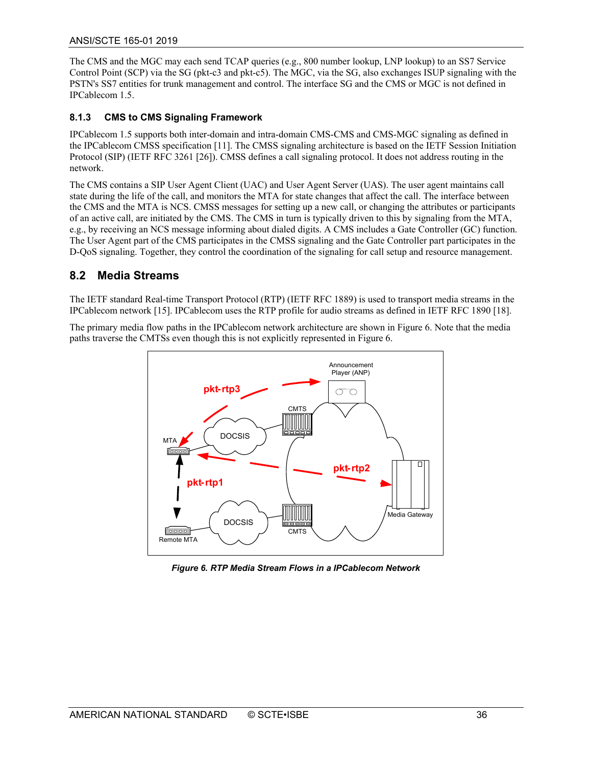The CMS and the MGC may each send TCAP queries (e.g., 800 number lookup, LNP lookup) to an SS7 Service Control Point (SCP) via the SG (pkt-c3 and pkt-c5). The MGC, via the SG, also exchanges ISUP signaling with the PSTN's SS7 entities for trunk management and control. The interface SG and the CMS or MGC is not defined in IPCablecom 1.5.

### 8.1.3 CMS to CMS Signaling Framework

IPCablecom 1.5 supports both inter-domain and intra-domain CMS-CMS and CMS-MGC signaling as defined in the IPCablecom CMSS specification [11]. The CMSS signaling architecture is based on the IETF Session Initiation Protocol (SIP) (IETF RFC 3261 [26]). CMSS defines a call signaling protocol. It does not address routing in the network.

The CMS contains a SIP User Agent Client (UAC) and User Agent Server (UAS). The user agent maintains call state during the life of the call, and monitors the MTA for state changes that affect the call. The interface between the CMS and the MTA is NCS. CMSS messages for setting up a new call, or changing the attributes or participants of an active call, are initiated by the CMS. The CMS in turn is typically driven to this by signaling from the MTA, e.g., by receiving an NCS message informing about dialed digits. A CMS includes a Gate Controller (GC) function. The User Agent part of the CMS participates in the CMSS signaling and the Gate Controller part participates in the D-QoS signaling. Together, they control the coordination of the signaling for call setup and resource management.

## 8.2 Media Streams

The IETF standard Real-time Transport Protocol (RTP) (IETF RFC 1889) is used to transport media streams in the IPCablecom network [15]. IPCablecom uses the RTP profile for audio streams as defined in IETF RFC 1890 [18].

The primary media flow paths in the IPCablecom network architecture are shown in Figure 6. Note that the media paths traverse the CMTSs even though this is not explicitly represented in Figure 6.

*Figure 6. RTP Media Stream Flows in a IPCablecom Network*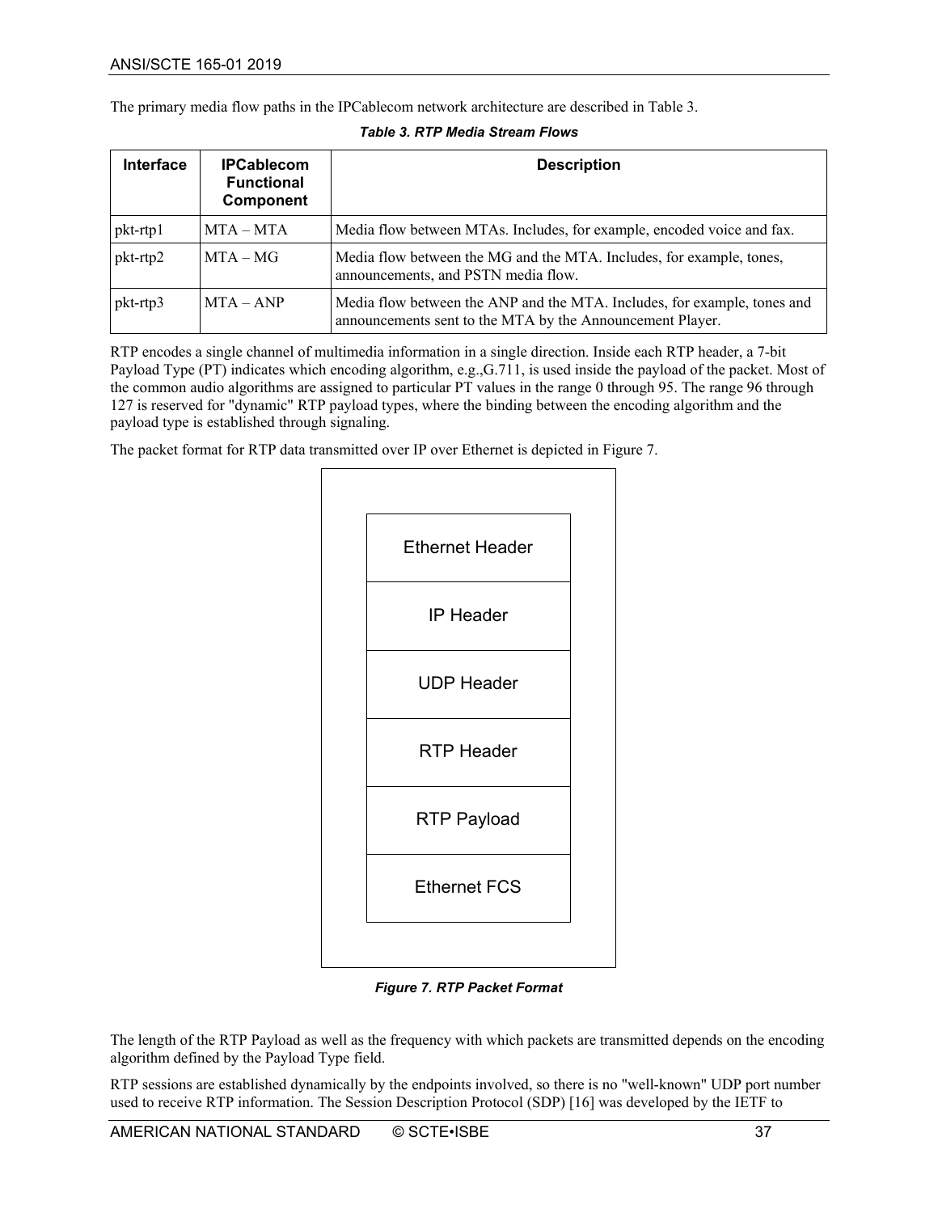The primary media flow paths in the IPCablecom network architecture are described in Table 3.

*Table 3. RTP Media Stream Flows*

| Interface | IPCablecom Functional Component | Description |
|---|---|---|
| pkt-rtp1 | MTA – MTA | Media flow between MTAs. Includes, for example, encoded voice and fax. |
| pkt-rtp2 | MTA – MG | Media flow between the MG and the MTA. Includes, for example, tones, announcements, and PSTN media flow. |
| pkt-rtp3 | MTA – ANP | Media flow between the ANP and the MTA. Includes, for example, tones and announcements sent to the MTA by the Announcement Player. |

RTP encodes a single channel of multimedia information in a single direction. Inside each RTP header, a 7-bit Payload Type (PT) indicates which encoding algorithm, e.g.,G.711, is used inside the payload of the packet. Most of the common audio algorithms are assigned to particular PT values in the range 0 through 95. The range 96 through 127 is reserved for "dynamic" RTP payload types, where the binding between the encoding algorithm and the payload type is established through signaling.

The packet format for RTP data transmitted over IP over Ethernet is depicted in Figure 7.

| Ethernet Header |
|---|
| IP Header |
| UDP Header |
| RTP Header |
| RTP Payload |
| Ethernet FCS |

*Figure 7. RTP Packet Format*

The length of the RTP Payload as well as the frequency with which packets are transmitted depends on the encoding algorithm defined by the Payload Type field.

RTP sessions are established dynamically by the endpoints involved, so there is no "well-known" UDP port number used to receive RTP information. The Session Description Protocol (SDP) [16] was developed by the IETF to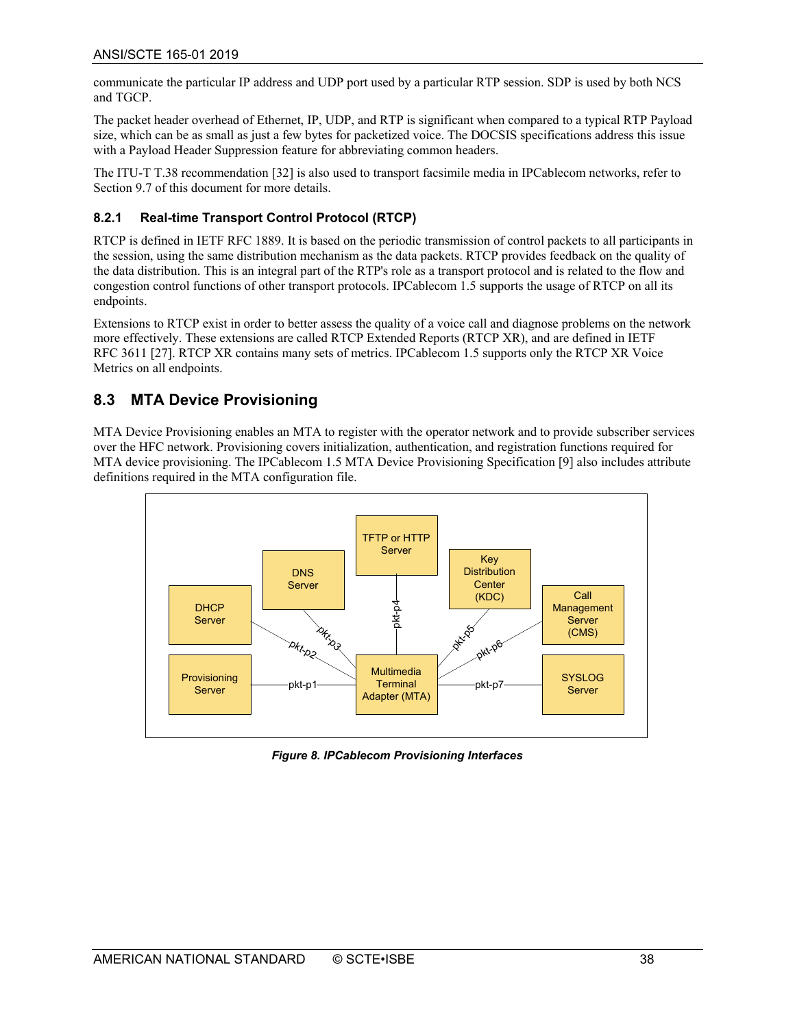communicate the particular IP address and UDP port used by a particular RTP session. SDP is used by both NCS and TGCP.

The packet header overhead of Ethernet, IP, UDP, and RTP is significant when compared to a typical RTP Payload size, which can be as small as just a few bytes for packetized voice. The DOCSIS specifications address this issue with a Payload Header Suppression feature for abbreviating common headers.

The ITU-T T.38 recommendation [32] is also used to transport facsimile media in IPCablecom networks, refer to Section 9.7 of this document for more details.

### 8.2.1 Real-time Transport Control Protocol (RTCP)

RTCP is defined in IETF RFC 1889. It is based on the periodic transmission of control packets to all participants in the session, using the same distribution mechanism as the data packets. RTCP provides feedback on the quality of the data distribution. This is an integral part of the RTP's role as a transport protocol and is related to the flow and congestion control functions of other transport protocols. IPCablecom 1.5 supports the usage of RTCP on all its endpoints.

Extensions to RTCP exist in order to better assess the quality of a voice call and diagnose problems on the network more effectively. These extensions are called RTCP Extended Reports (RTCP XR), and are defined in IETF RFC 3611 [27]. RTCP XR contains many sets of metrics. IPCablecom 1.5 supports only the RTCP XR Voice Metrics on all endpoints.

## 8.3 MTA Device Provisioning

MTA Device Provisioning enables an MTA to register with the operator network and to provide subscriber services over the HFC network. Provisioning covers initialization, authentication, and registration functions required for MTA device provisioning. The IPCablecom 1.5 MTA Device Provisioning Specification [9] also includes attribute definitions required in the MTA configuration file.

*Figure 8. IPCablecom Provisioning Interfaces*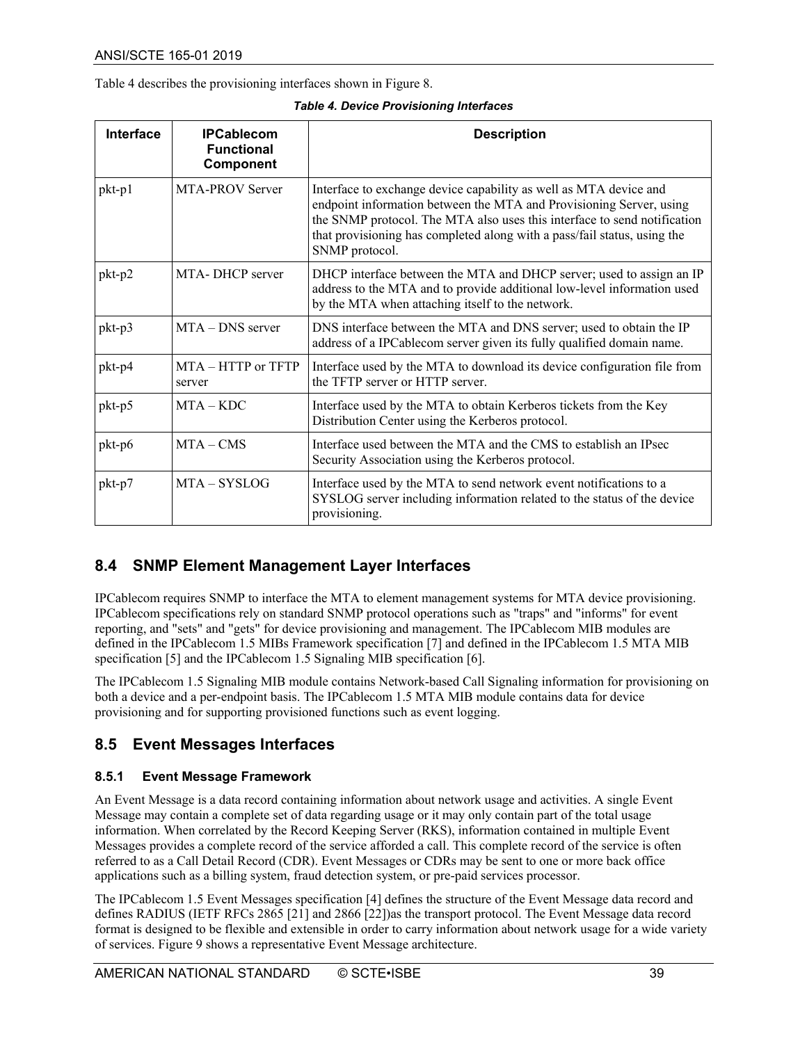Table 4 describes the provisioning interfaces shown in Figure 8.

***Table 4. Device Provisioning Interfaces***

| Interface | IPCablecom Functional Component | Description |
|---|---|---|
| pkt-p1 | MTA-PROV Server | Interface to exchange device capability as well as MTA device and endpoint information between the MTA and Provisioning Server, using the SNMP protocol. The MTA also uses this interface to send notification that provisioning has completed along with a pass/fail status, using the SNMP protocol. |
| pkt-p2 | MTA- DHCP server | DHCP interface between the MTA and DHCP server; used to assign an IP address to the MTA and to provide additional low-level information used by the MTA when attaching itself to the network. |
| pkt-p3 | MTA – DNS server | DNS interface between the MTA and DNS server; used to obtain the IP address of a IPCablecom server given its fully qualified domain name. |
| pkt-p4 | MTA – HTTP or TFTP server | Interface used by the MTA to download its device configuration file from the TFTP server or HTTP server. |
| pkt-p5 | MTA – KDC | Interface used by the MTA to obtain Kerberos tickets from the Key Distribution Center using the Kerberos protocol. |
| pkt-p6 | MTA – CMS | Interface used between the MTA and the CMS to establish an IPsec Security Association using the Kerberos protocol. |
| pkt-p7 | MTA – SYSLOG | Interface used by the MTA to send network event notifications to a SYSLOG server including information related to the status of the device provisioning. |

## 8.4 SNMP Element Management Layer Interfaces

IPCablecom requires SNMP to interface the MTA to element management systems for MTA device provisioning. IPCablecom specifications rely on standard SNMP protocol operations such as "traps" and "informs" for event reporting, and "sets" and "gets" for device provisioning and management. The IPCablecom MIB modules are defined in the IPCablecom 1.5 MIBs Framework specification [7] and defined in the IPCablecom 1.5 MTA MIB specification [5] and the IPCablecom 1.5 Signaling MIB specification [6].

The IPCablecom 1.5 Signaling MIB module contains Network-based Call Signaling information for provisioning on both a device and a per-endpoint basis. The IPCablecom 1.5 MTA MIB module contains data for device provisioning and for supporting provisioned functions such as event logging.

## 8.5 Event Messages Interfaces

### 8.5.1 Event Message Framework

An Event Message is a data record containing information about network usage and activities. A single Event Message may contain a complete set of data regarding usage or it may only contain part of the total usage information. When correlated by the Record Keeping Server (RKS), information contained in multiple Event Messages provides a complete record of the service afforded a call. This complete record of the service is often referred to as a Call Detail Record (CDR). Event Messages or CDRs may be sent to one or more back office applications such as a billing system, fraud detection system, or pre-paid services processor.

The IPCablecom 1.5 Event Messages specification [4] defines the structure of the Event Message data record and defines RADIUS (IETF RFCs 2865 [21] and 2866 [22])as the transport protocol. The Event Message data record format is designed to be flexible and extensible in order to carry information about network usage for a wide variety of services. Figure 9 shows a representative Event Message architecture.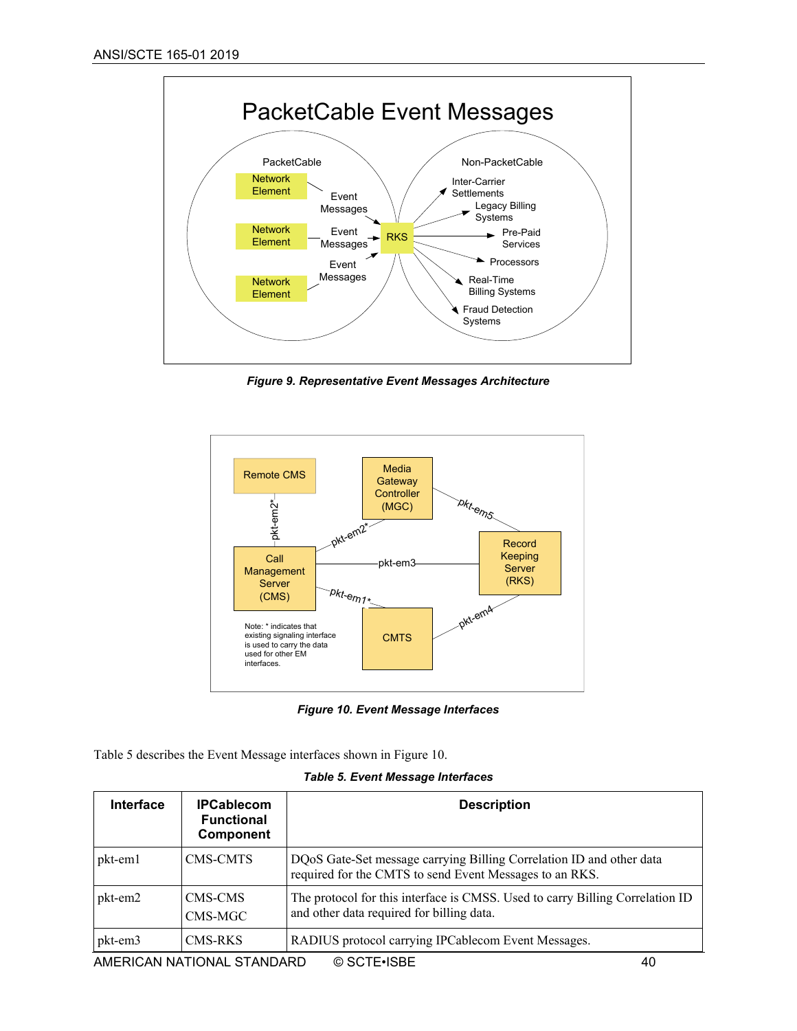**Figure 9. Representative Event Messages Architecture**

**Figure 10. Event Message Interfaces**

Table 5 describes the Event Message interfaces shown in Figure 10.

**Table 5. Event Message Interfaces**

| Interface | IPCablecom Functional Component | Description |
|---|---|---|
| pkt-em1 | CMS-CMTS | DQoS Gate-Set message carrying Billing Correlation ID and other data required for the CMTS to send Event Messages to an RKS. |
| pkt-em2 | CMS-CMS<br>CMS-MGC | The protocol for this interface is CMSS. Used to carry Billing Correlation ID and other data required for billing data. |
| pkt-em3 | CMS-RKS | RADIUS protocol carrying IPCablecom Event Messages. |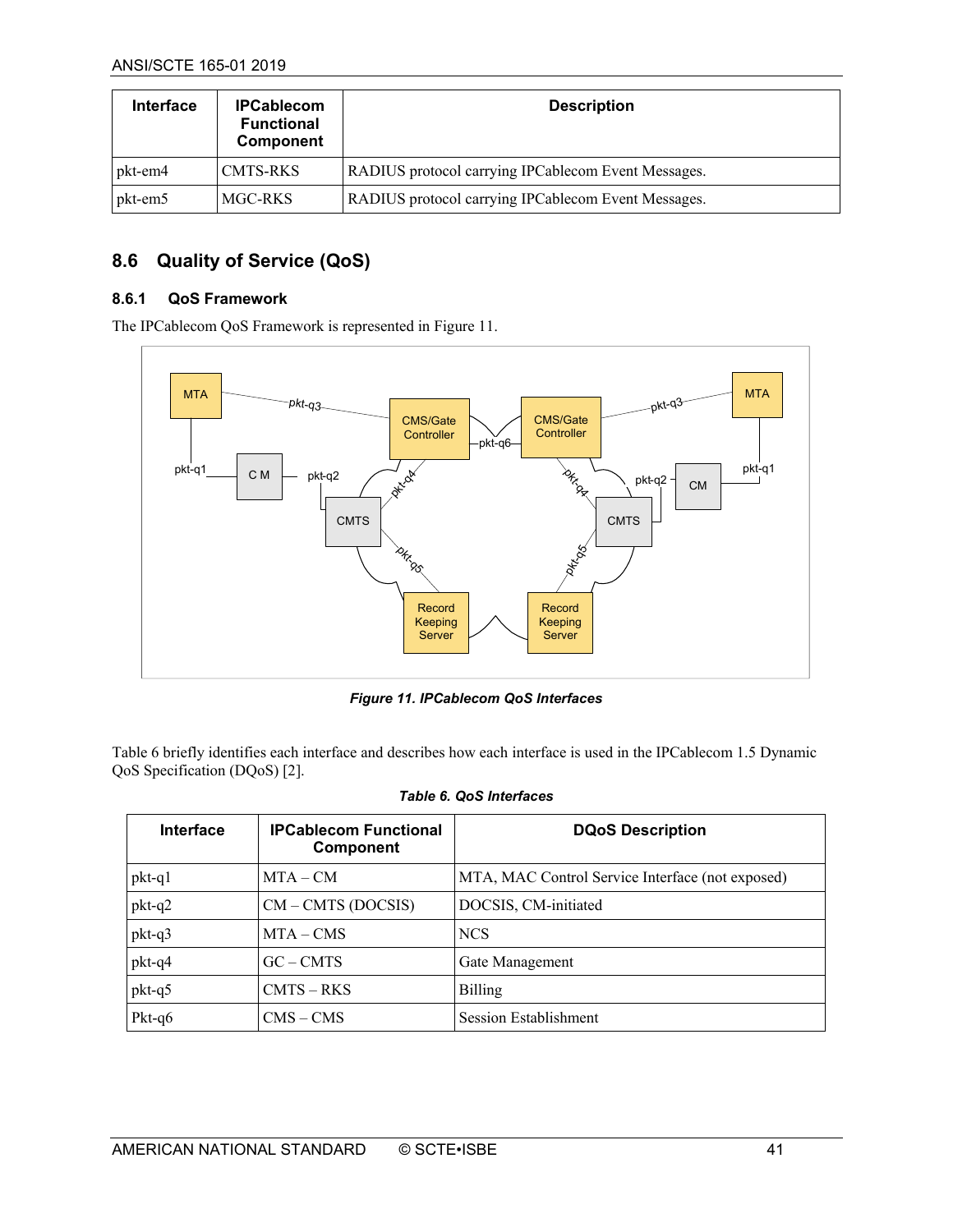| Interface | IPCablecom Functional Component | Description |
|---|---|---|
| pkt-em4 | CMTS-RKS | RADIUS protocol carrying IPCablecom Event Messages. |
| pkt-em5 | MGC-RKS | RADIUS protocol carrying IPCablecom Event Messages. |

## 8.6 Quality of Service (QoS)

### 8.6.1 QoS Framework

The IPCablecom QoS Framework is represented in Figure 11.

*Figure 11. IPCablecom QoS Interfaces*

Table 6 briefly identifies each interface and describes how each interface is used in the IPCablecom 1.5 Dynamic QoS Specification (DQoS) [2].

*Table 6. QoS Interfaces*

| Interface | IPCablecom Functional Component | DQoS Description |
|---|---|---|
| pkt-q1 | MTA – CM | MTA, MAC Control Service Interface (not exposed) |
| pkt-q2 | CM – CMTS (DOCSIS) | DOCSIS, CM-initiated |
| pkt-q3 | MTA – CMS | NCS |
| pkt-q4 | GC – CMTS | Gate Management |
| pkt-q5 | CMTS – RKS | Billing |
| Pkt-q6 | CMS – CMS | Session Establishment |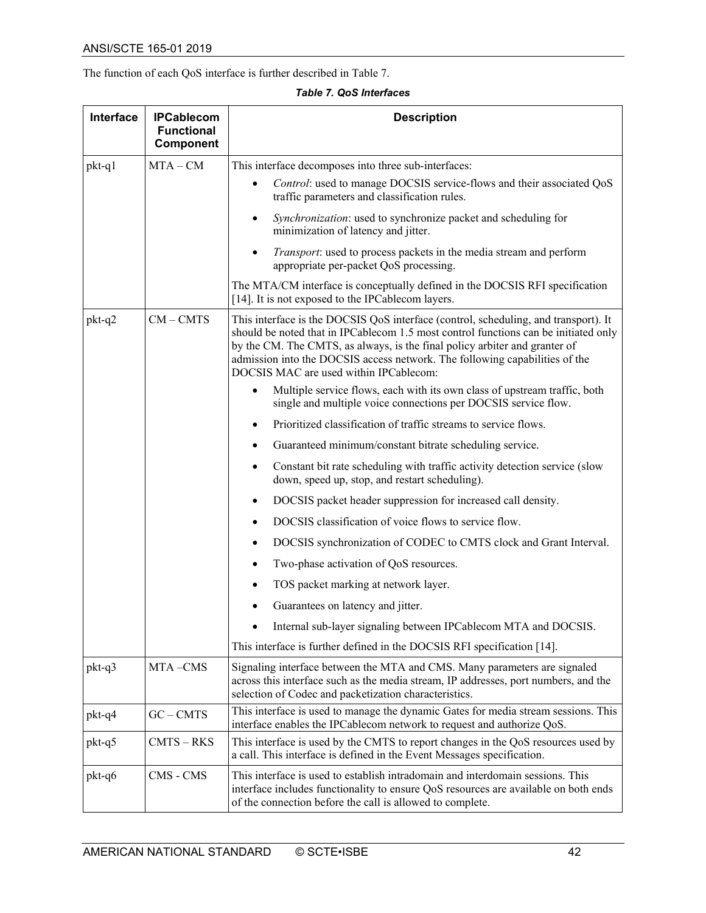The function of each QoS interface is further described in Table 7.

*Table 7. QoS Interfaces*

| Interface | IPCablecom Functional Component | Description |
|---|---|---|
| pkt-q1 | MTA – CM | This interface decomposes into three sub-interfaces:<br>• *Control*: used to manage DOCSIS service-flows and their associated QoS traffic parameters and classification rules.<br>• *Synchronization*: used to synchronize packet and scheduling for minimization of latency and jitter.<br>• *Transport*: used to process packets in the media stream and perform appropriate per-packet QoS processing.<br>The MTA/CM interface is conceptually defined in the DOCSIS RFI specification [14]. It is not exposed to the IPCablecom layers. |
| pkt-q2 | CM – CMTS | This interface is the DOCSIS QoS interface (control, scheduling, and transport). It should be noted that in IPCablecom 1.5 most control functions can be initiated only by the CM. The CMTS, as always, is the final policy arbiter and granter of admission into the DOCSIS access network. The following capabilities of the DOCSIS MAC are used within IPCablecom:<br>• Multiple service flows, each with its own class of upstream traffic, both single and multiple voice connections per DOCSIS service flow.<br>• Prioritized classification of traffic streams to service flows.<br>• Guaranteed minimum/constant bitrate scheduling service.<br>• Constant bit rate scheduling with traffic activity detection service (slow down, speed up, stop, and restart scheduling).<br>• DOCSIS packet header suppression for increased call density.<br>• DOCSIS classification of voice flows to service flow.<br>• DOCSIS synchronization of CODEC to CMTS clock and Grant Interval.<br>• Two-phase activation of QoS resources.<br>• TOS packet marking at network layer.<br>• Guarantees on latency and jitter.<br>• Internal sub-layer signaling between IPCablecom MTA and DOCSIS.<br>This interface is further defined in the DOCSIS RFI specification [14]. |
| pkt-q3 | MTA –CMS | Signaling interface between the MTA and CMS. Many parameters are signaled across this interface such as the media stream, IP addresses, port numbers, and the selection of Codec and packetization characteristics. |
| pkt-q4 | GC – CMTS | This interface is used to manage the dynamic Gates for media stream sessions. This interface enables the IPCablecom network to request and authorize QoS. |
| pkt-q5 | CMTS – RKS | This interface is used by the CMTS to report changes in the QoS resources used by a call. This interface is defined in the Event Messages specification. |
| pkt-q6 | CMS - CMS | This interface is used to establish intradomain and interdomain sessions. This interface includes functionality to ensure QoS resources are available on both ends of the connection before the call is allowed to complete. |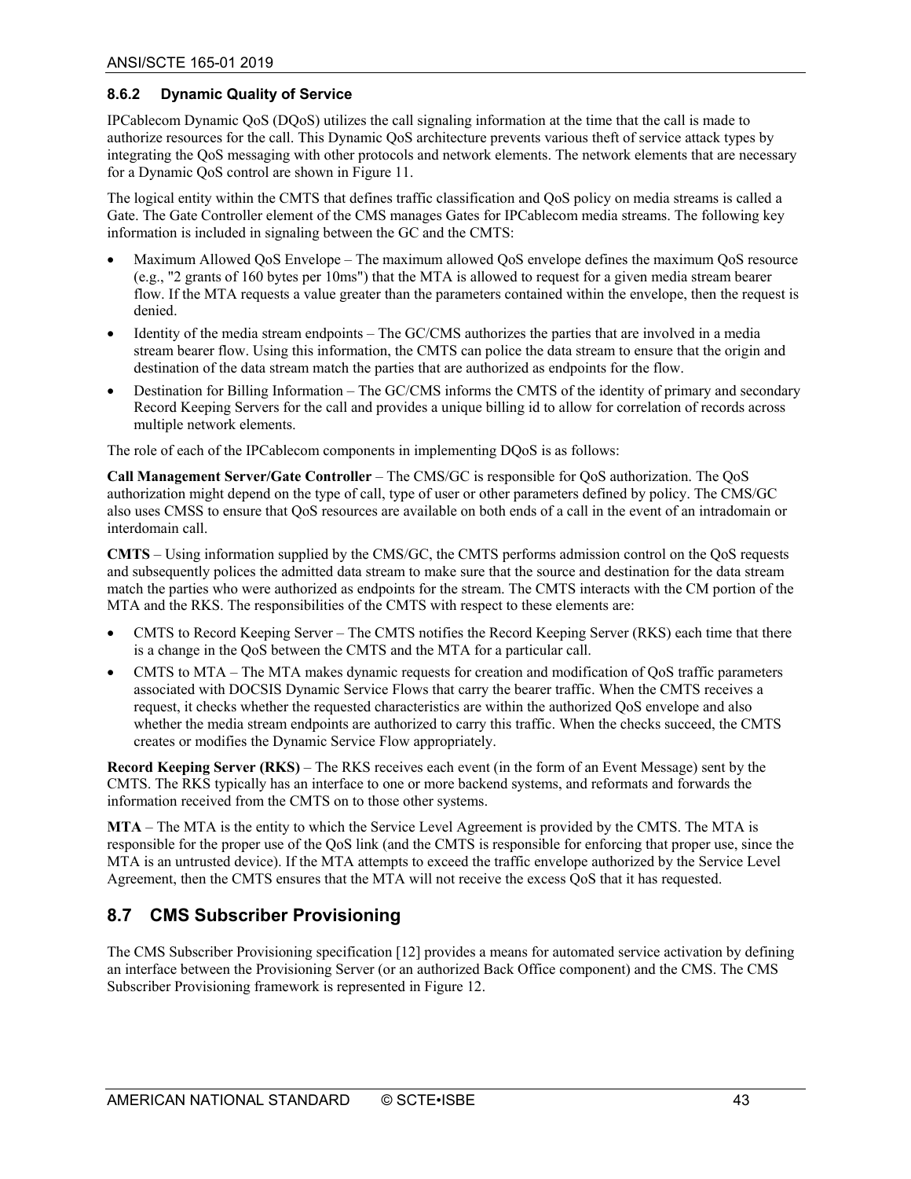### 8.6.2 Dynamic Quality of Service

IPCablecom Dynamic QoS (DQoS) utilizes the call signaling information at the time that the call is made to authorize resources for the call. This Dynamic QoS architecture prevents various theft of service attack types by integrating the QoS messaging with other protocols and network elements. The network elements that are necessary for a Dynamic QoS control are shown in Figure 11.

The logical entity within the CMTS that defines traffic classification and QoS policy on media streams is called a Gate. The Gate Controller element of the CMS manages Gates for IPCablecom media streams. The following key information is included in signaling between the GC and the CMTS:

- Maximum Allowed QoS Envelope – The maximum allowed QoS envelope defines the maximum QoS resource (e.g., "2 grants of 160 bytes per 10ms") that the MTA is allowed to request for a given media stream bearer flow. If the MTA requests a value greater than the parameters contained within the envelope, then the request is denied.
- Identity of the media stream endpoints – The GC/CMS authorizes the parties that are involved in a media stream bearer flow. Using this information, the CMTS can police the data stream to ensure that the origin and destination of the data stream match the parties that are authorized as endpoints for the flow.
- Destination for Billing Information – The GC/CMS informs the CMTS of the identity of primary and secondary Record Keeping Servers for the call and provides a unique billing id to allow for correlation of records across multiple network elements.

The role of each of the IPCablecom components in implementing DQoS is as follows:

**Call Management Server/Gate Controller** – The CMS/GC is responsible for QoS authorization. The QoS authorization might depend on the type of call, type of user or other parameters defined by policy. The CMS/GC also uses CMSS to ensure that QoS resources are available on both ends of a call in the event of an intradomain or interdomain call.

**CMTS** – Using information supplied by the CMS/GC, the CMTS performs admission control on the QoS requests and subsequently polices the admitted data stream to make sure that the source and destination for the data stream match the parties who were authorized as endpoints for the stream. The CMTS interacts with the CM portion of the MTA and the RKS. The responsibilities of the CMTS with respect to these elements are:

- CMTS to Record Keeping Server – The CMTS notifies the Record Keeping Server (RKS) each time that there is a change in the QoS between the CMTS and the MTA for a particular call.
- CMTS to MTA – The MTA makes dynamic requests for creation and modification of QoS traffic parameters associated with DOCSIS Dynamic Service Flows that carry the bearer traffic. When the CMTS receives a request, it checks whether the requested characteristics are within the authorized QoS envelope and also whether the media stream endpoints are authorized to carry this traffic. When the checks succeed, the CMTS creates or modifies the Dynamic Service Flow appropriately.

**Record Keeping Server (RKS)** – The RKS receives each event (in the form of an Event Message) sent by the CMTS. The RKS typically has an interface to one or more backend systems, and reformats and forwards the information received from the CMTS on to those other systems.

**MTA** – The MTA is the entity to which the Service Level Agreement is provided by the CMTS. The MTA is responsible for the proper use of the QoS link (and the CMTS is responsible for enforcing that proper use, since the MTA is an untrusted device). If the MTA attempts to exceed the traffic envelope authorized by the Service Level Agreement, then the CMTS ensures that the MTA will not receive the excess QoS that it has requested.

## 8.7 CMS Subscriber Provisioning

The CMS Subscriber Provisioning specification [12] provides a means for automated service activation by defining an interface between the Provisioning Server (or an authorized Back Office component) and the CMS. The CMS Subscriber Provisioning framework is represented in Figure 12.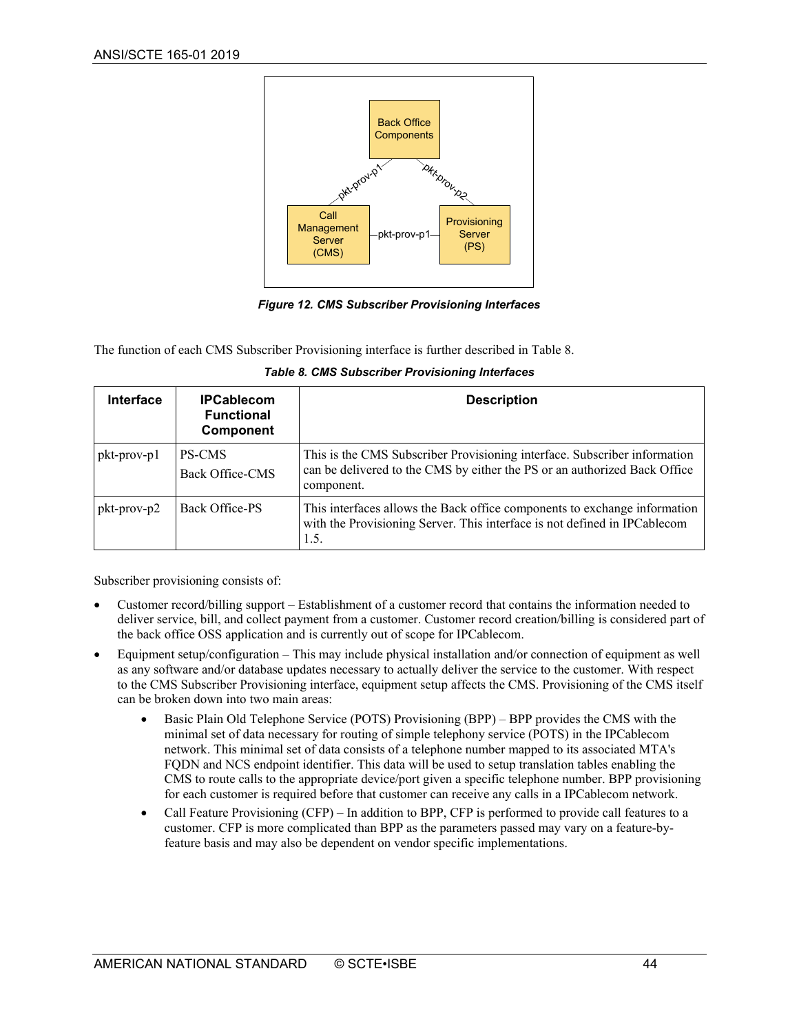Figure 12. CMS Subscriber Provisioning Interfaces

The function of each CMS Subscriber Provisioning interface is further described in Table 8.

*Table 8. CMS Subscriber Provisioning Interfaces*

| Interface | IPCablecom Functional Component | Description |
|---|---|---|
| pkt-prov-p1 | PS-CMS<br>Back Office-CMS | This is the CMS Subscriber Provisioning interface. Subscriber information can be delivered to the CMS by either the PS or an authorized Back Office component. |
| pkt-prov-p2 | Back Office-PS | This interfaces allows the Back office components to exchange information with the Provisioning Server. This interface is not defined in IPCablecom 1.5. |

Subscriber provisioning consists of:

- Customer record/billing support – Establishment of a customer record that contains the information needed to deliver service, bill, and collect payment from a customer. Customer record creation/billing is considered part of the back office OSS application and is currently out of scope for IPCablecom.
- Equipment setup/configuration – This may include physical installation and/or connection of equipment as well as any software and/or database updates necessary to actually deliver the service to the customer. With respect to the CMS Subscriber Provisioning interface, equipment setup affects the CMS. Provisioning of the CMS itself can be broken down into two main areas:
    - Basic Plain Old Telephone Service (POTS) Provisioning (BPP) – BPP provides the CMS with the minimal set of data necessary for routing of simple telephony service (POTS) in the IPCablecom network. This minimal set of data consists of a telephone number mapped to its associated MTA's FQDN and NCS endpoint identifier. This data will be used to setup translation tables enabling the CMS to route calls to the appropriate device/port given a specific telephone number. BPP provisioning for each customer is required before that customer can receive any calls in a IPCablecom network.
    - Call Feature Provisioning (CFP) – In addition to BPP, CFP is performed to provide call features to a customer. CFP is more complicated than BPP as the parameters passed may vary on a feature-by-feature basis and may also be dependent on vendor specific implementations.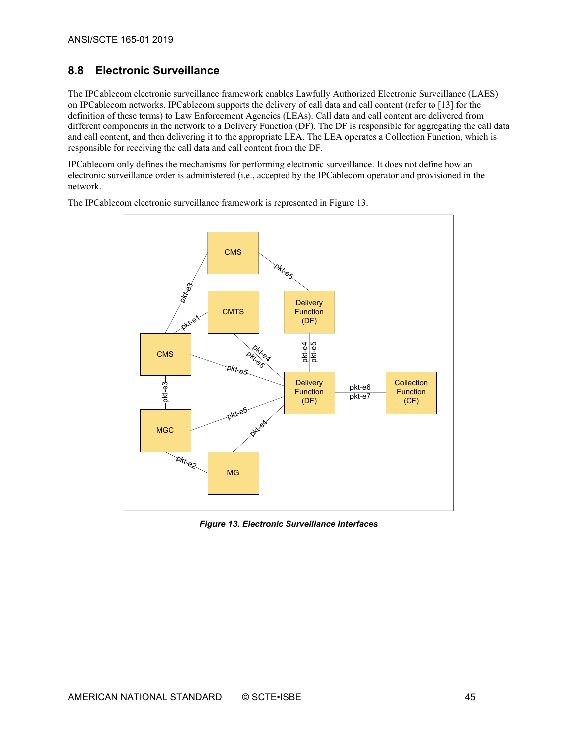## 8.8 Electronic Surveillance

The IPCablecom electronic surveillance framework enables Lawfully Authorized Electronic Surveillance (LAES) on IPCablecom networks. IPCablecom supports the delivery of call data and call content (refer to [13] for the definition of these terms) to Law Enforcement Agencies (LEAs). Call data and call content are delivered from different components in the network to a Delivery Function (DF). The DF is responsible for aggregating the call data and call content, and then delivering it to the appropriate LEA. The LEA operates a Collection Function, which is responsible for receiving the call data and call content from the DF.

IPCablecom only defines the mechanisms for performing electronic surveillance. It does not define how an electronic surveillance order is administered (i.e., accepted by the IPCablecom operator and provisioned in the network.

The IPCablecom electronic surveillance framework is represented in Figure 13.

*Figure 13. Electronic Surveillance Interfaces*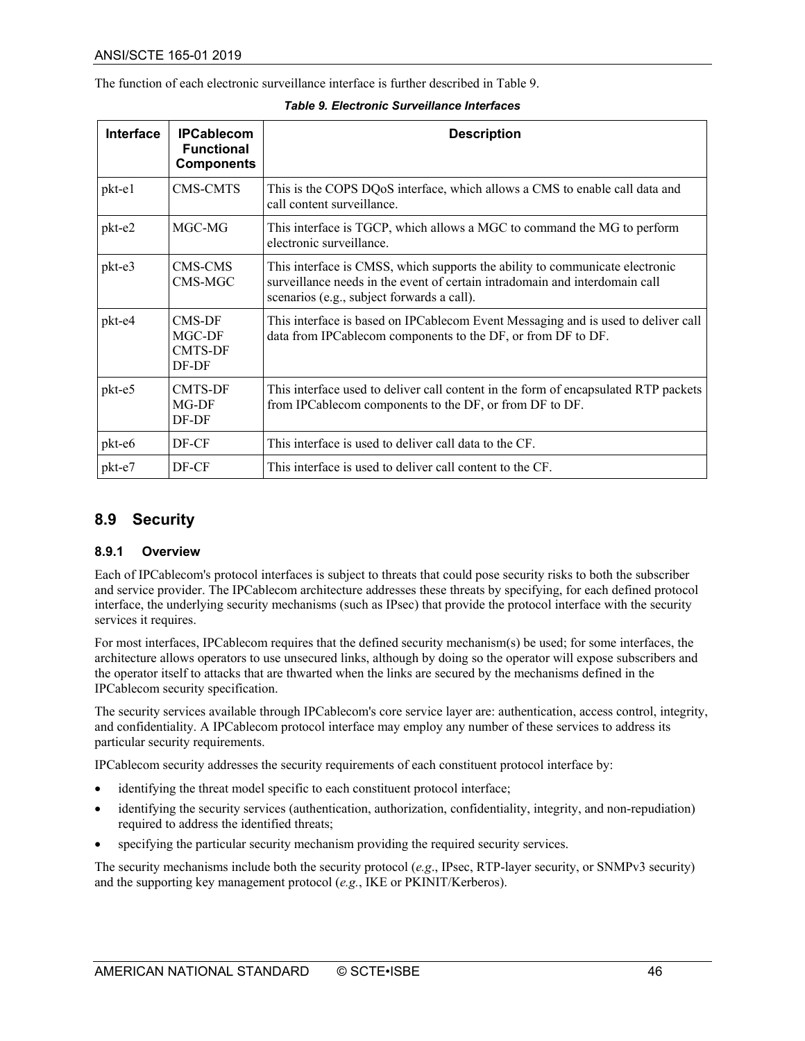The function of each electronic surveillance interface is further described in Table 9.

*Table 9. Electronic Surveillance Interfaces*

| Interface | IPCablecom Functional Components | Description |
|---|---|---|
| pkt-e1 | CMS-CMTS | This is the COPS DQoS interface, which allows a CMS to enable call data and call content surveillance. |
| pkt-e2 | MGC-MG | This interface is TGCP, which allows a MGC to command the MG to perform electronic surveillance. |
| pkt-e3 | CMS-CMS<br>CMS-MGC | This interface is CMSS, which supports the ability to communicate electronic surveillance needs in the event of certain intradomain and interdomain call scenarios (e.g., subject forwards a call). |
| pkt-e4 | CMS-DF<br>MGC-DF<br>CMTS-DF<br>DF-DF | This interface is based on IPCablecom Event Messaging and is used to deliver call data from IPCablecom components to the DF, or from DF to DF. |
| pkt-e5 | CMTS-DF<br>MG-DF<br>DF-DF | This interface used to deliver call content in the form of encapsulated RTP packets from IPCablecom components to the DF, or from DF to DF. |
| pkt-e6 | DF-CF | This interface is used to deliver call data to the CF. |
| pkt-e7 | DF-CF | This interface is used to deliver call content to the CF. |

## 8.9 Security

### 8.9.1 Overview

Each of IPCablecom's protocol interfaces is subject to threats that could pose security risks to both the subscriber and service provider. The IPCablecom architecture addresses these threats by specifying, for each defined protocol interface, the underlying security mechanisms (such as IPsec) that provide the protocol interface with the security services it requires.

For most interfaces, IPCablecom requires that the defined security mechanism(s) be used; for some interfaces, the architecture allows operators to use unsecured links, although by doing so the operator will expose subscribers and the operator itself to attacks that are thwarted when the links are secured by the mechanisms defined in the IPCablecom security specification.

The security services available through IPCablecom's core service layer are: authentication, access control, integrity, and confidentiality. A IPCablecom protocol interface may employ any number of these services to address its particular security requirements.

IPCablecom security addresses the security requirements of each constituent protocol interface by:

- identifying the threat model specific to each constituent protocol interface;
- identifying the security services (authentication, authorization, confidentiality, integrity, and non-repudiation) required to address the identified threats;
- specifying the particular security mechanism providing the required security services.

The security mechanisms include both the security protocol (*e.g*., IPsec, RTP-layer security, or SNMPv3 security) and the supporting key management protocol (*e.g.*, IKE or PKINIT/Kerberos).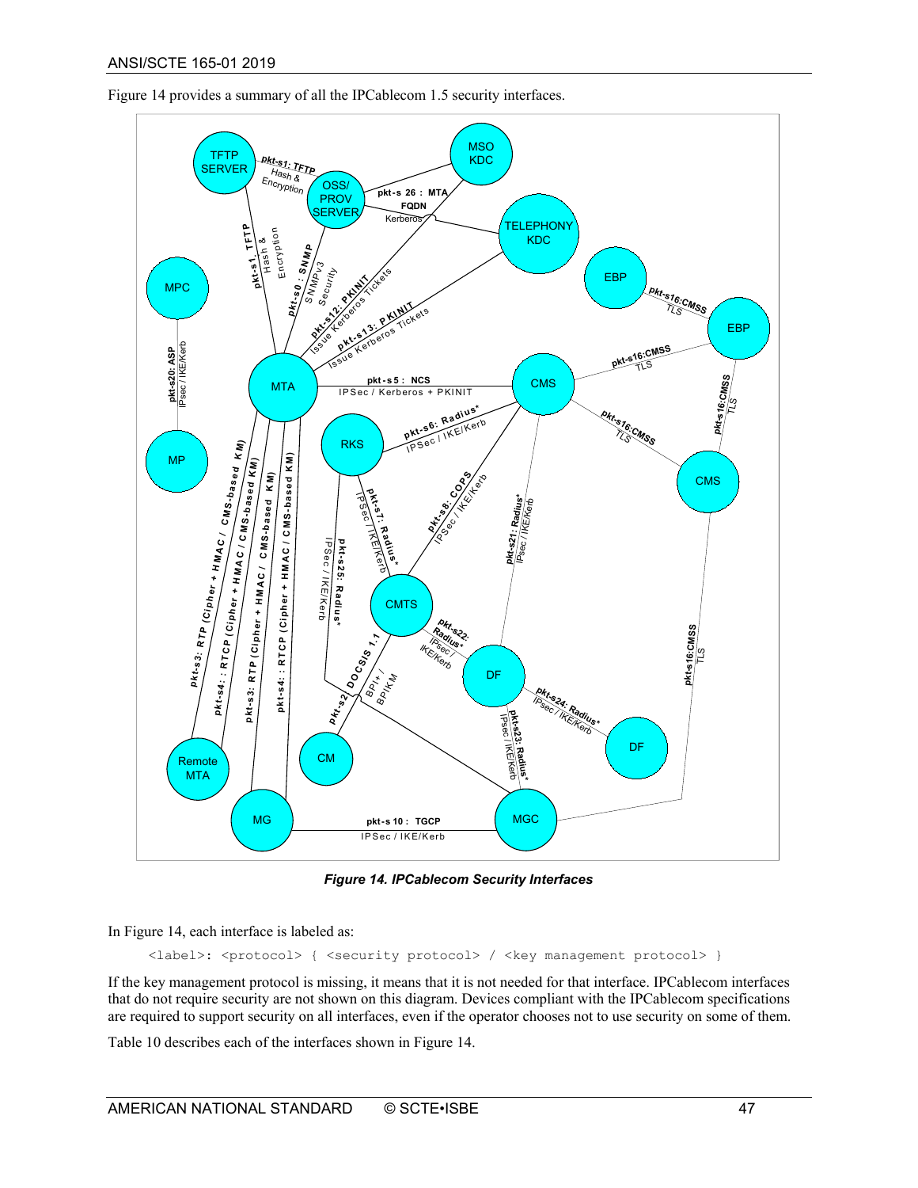Figure 14 provides a summary of all the IPCablecom 1.5 security interfaces.

***Figure 14. IPCablecom Security Interfaces***

In Figure 14, each interface is labeled as:

```
<label>: <protocol> { <security protocol> / <key management protocol> }
```

If the key management protocol is missing, it means that it is not needed for that interface. IPCablecom interfaces that do not require security are not shown on this diagram. Devices compliant with the IPCablecom specifications are required to support security on all interfaces, even if the operator chooses not to use security on some of them.

Table 10 describes each of the interfaces shown in Figure 14.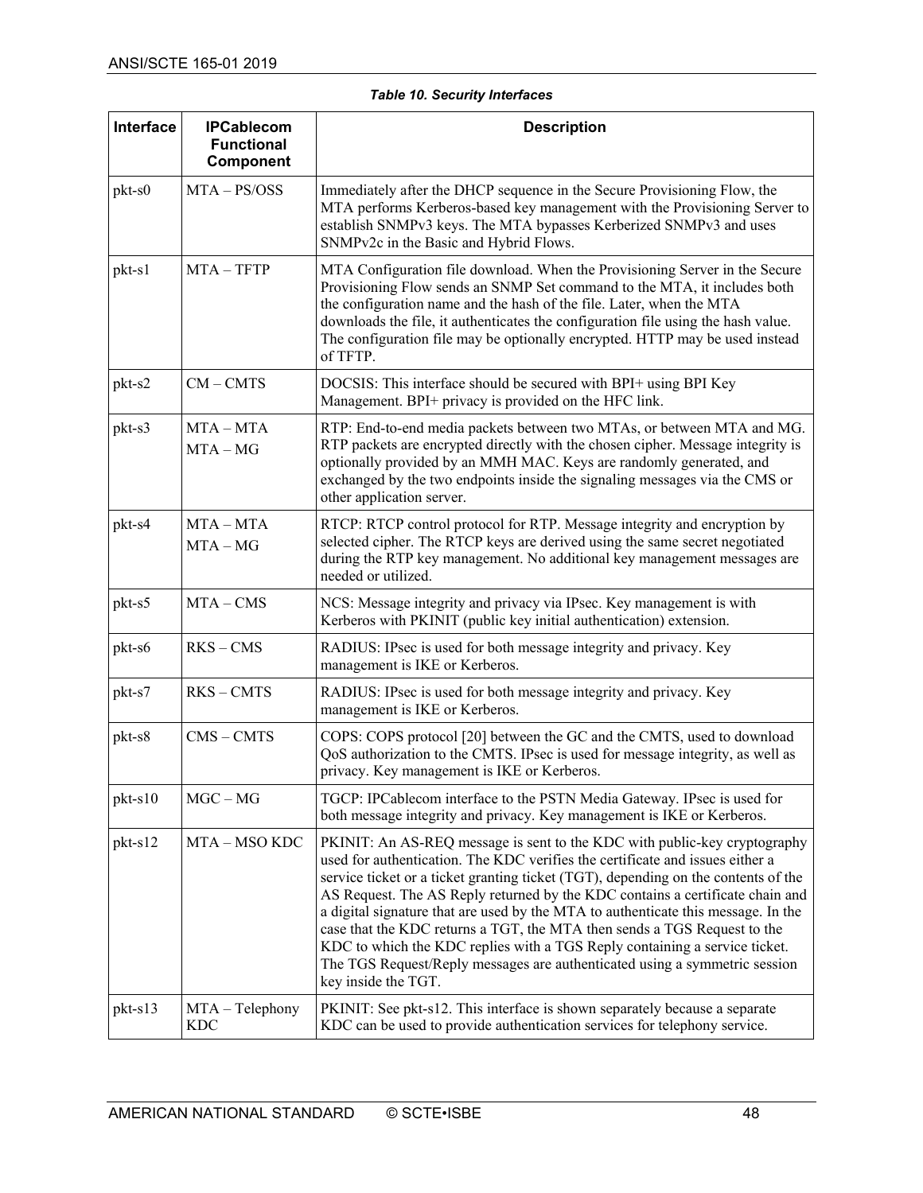*Table 10. Security Interfaces*

| Interface | IPCablecom Functional Component | Description |
|---|---|---|
| pkt-s0 | MTA – PS/OSS | Immediately after the DHCP sequence in the Secure Provisioning Flow, the MTA performs Kerberos-based key management with the Provisioning Server to establish SNMPv3 keys. The MTA bypasses Kerberized SNMPv3 and uses SNMPv2c in the Basic and Hybrid Flows. |
| pkt-s1 | MTA – TFTP | MTA Configuration file download. When the Provisioning Server in the Secure Provisioning Flow sends an SNMP Set command to the MTA, it includes both the configuration name and the hash of the file. Later, when the MTA downloads the file, it authenticates the configuration file using the hash value. The configuration file may be optionally encrypted. HTTP may be used instead of TFTP. |
| pkt-s2 | CM – CMTS | DOCSIS: This interface should be secured with BPI+ using BPI Key Management. BPI+ privacy is provided on the HFC link. |
| pkt-s3 | MTA – MTA<br>MTA – MG | RTP: End-to-end media packets between two MTAs, or between MTA and MG. RTP packets are encrypted directly with the chosen cipher. Message integrity is optionally provided by an MMH MAC. Keys are randomly generated, and exchanged by the two endpoints inside the signaling messages via the CMS or other application server. |
| pkt-s4 | MTA – MTA<br>MTA – MG | RTCP: RTCP control protocol for RTP. Message integrity and encryption by selected cipher. The RTCP keys are derived using the same secret negotiated during the RTP key management. No additional key management messages are needed or utilized. |
| pkt-s5 | MTA – CMS | NCS: Message integrity and privacy via IPsec. Key management is with Kerberos with PKINIT (public key initial authentication) extension. |
| pkt-s6 | RKS – CMS | RADIUS: IPsec is used for both message integrity and privacy. Key management is IKE or Kerberos. |
| pkt-s7 | RKS – CMTS | RADIUS: IPsec is used for both message integrity and privacy. Key management is IKE or Kerberos. |
| pkt-s8 | CMS – CMTS | COPS: COPS protocol [20] between the GC and the CMTS, used to download QoS authorization to the CMTS. IPsec is used for message integrity, as well as privacy. Key management is IKE or Kerberos. |
| pkt-s10 | MGC – MG | TGCP: IPCablecom interface to the PSTN Media Gateway. IPsec is used for both message integrity and privacy. Key management is IKE or Kerberos. |
| pkt-s12 | MTA – MSO KDC | PKINIT: An AS-REQ message is sent to the KDC with public-key cryptography used for authentication. The KDC verifies the certificate and issues either a service ticket or a ticket granting ticket (TGT), depending on the contents of the AS Request. The AS Reply returned by the KDC contains a certificate chain and a digital signature that are used by the MTA to authenticate this message. In the case that the KDC returns a TGT, the MTA then sends a TGS Request to the KDC to which the KDC replies with a TGS Reply containing a service ticket. The TGS Request/Reply messages are authenticated using a symmetric session key inside the TGT. |
| pkt-s13 | MTA – Telephony KDC | PKINIT: See pkt-s12. This interface is shown separately because a separate KDC can be used to provide authentication services for telephony service. |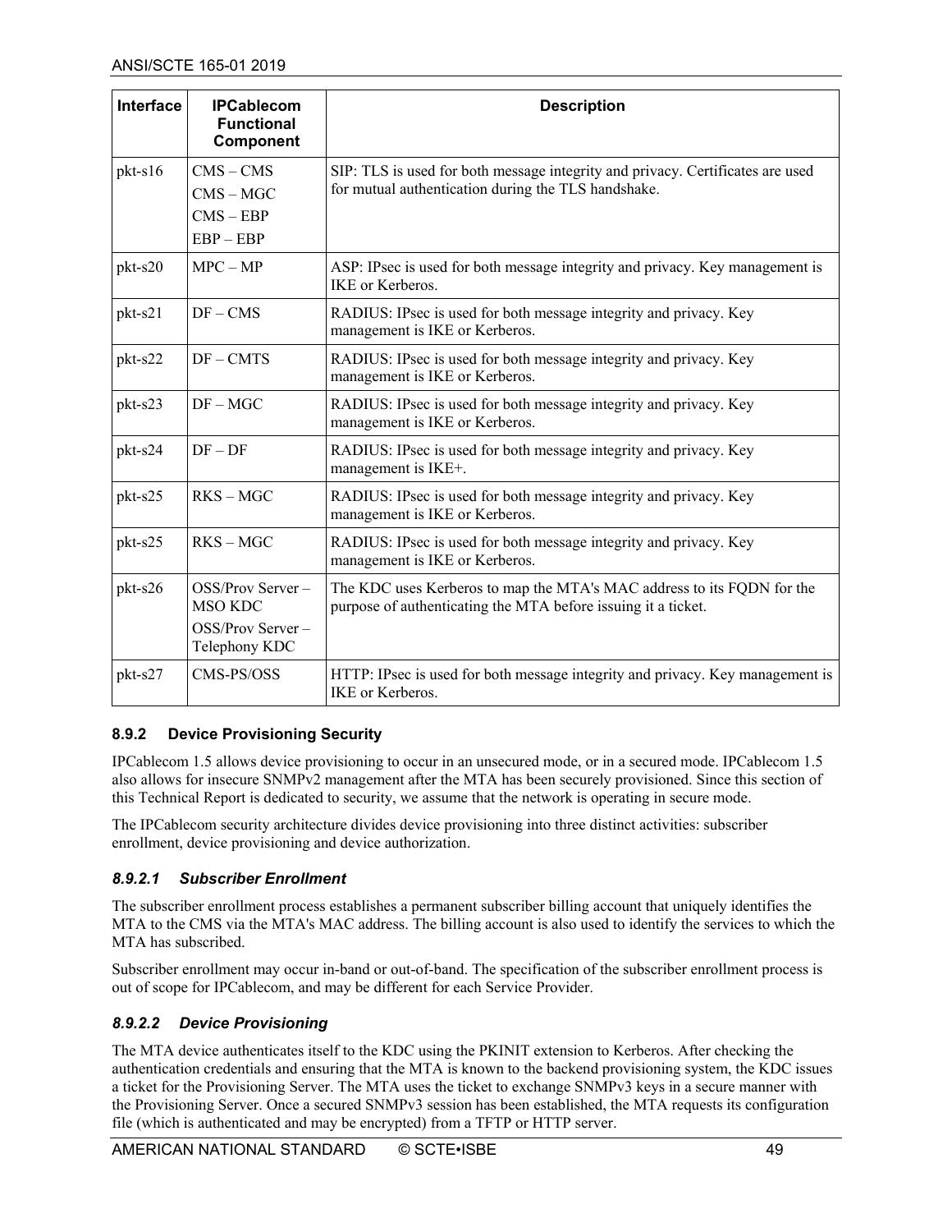| Interface | IPCablecom Functional Component | Description |
|---|---|---|
| pkt-s16 | CMS – CMS<br>CMS – MGC<br>CMS – EBP<br>EBP – EBP | SIP: TLS is used for both message integrity and privacy. Certificates are used for mutual authentication during the TLS handshake. |
| pkt-s20 | MPC – MP | ASP: IPsec is used for both message integrity and privacy. Key management is IKE or Kerberos. |
| pkt-s21 | DF – CMS | RADIUS: IPsec is used for both message integrity and privacy. Key management is IKE or Kerberos. |
| pkt-s22 | DF – CMTS | RADIUS: IPsec is used for both message integrity and privacy. Key management is IKE or Kerberos. |
| pkt-s23 | DF – MGC | RADIUS: IPsec is used for both message integrity and privacy. Key management is IKE or Kerberos. |
| pkt-s24 | DF – DF | RADIUS: IPsec is used for both message integrity and privacy. Key management is IKE+. |
| pkt-s25 | RKS – MGC | RADIUS: IPsec is used for both message integrity and privacy. Key management is IKE or Kerberos. |
| pkt-s25 | RKS – MGC | RADIUS: IPsec is used for both message integrity and privacy. Key management is IKE or Kerberos. |
| pkt-s26 | OSS/Prov Server – MSO KDC<br>OSS/Prov Server – Telephony KDC | The KDC uses Kerberos to map the MTA's MAC address to its FQDN for the purpose of authenticating the MTA before issuing it a ticket. |
| pkt-s27 | CMS-PS/OSS | HTTP: IPsec is used for both message integrity and privacy. Key management is IKE or Kerberos. |

### 8.9.2 Device Provisioning Security

IPCablecom 1.5 allows device provisioning to occur in an unsecured mode, or in a secured mode. IPCablecom 1.5 also allows for insecure SNMPv2 management after the MTA has been securely provisioned. Since this section of this Technical Report is dedicated to security, we assume that the network is operating in secure mode.

The IPCablecom security architecture divides device provisioning into three distinct activities: subscriber enrollment, device provisioning and device authorization.

#### *8.9.2.1 Subscriber Enrollment*

The subscriber enrollment process establishes a permanent subscriber billing account that uniquely identifies the MTA to the CMS via the MTA's MAC address. The billing account is also used to identify the services to which the MTA has subscribed.

Subscriber enrollment may occur in-band or out-of-band. The specification of the subscriber enrollment process is out of scope for IPCablecom, and may be different for each Service Provider.

#### *8.9.2.2 Device Provisioning*

The MTA device authenticates itself to the KDC using the PKINIT extension to Kerberos. After checking the authentication credentials and ensuring that the MTA is known to the backend provisioning system, the KDC issues a ticket for the Provisioning Server. The MTA uses the ticket to exchange SNMPv3 keys in a secure manner with the Provisioning Server. Once a secured SNMPv3 session has been established, the MTA requests its configuration file (which is authenticated and may be encrypted) from a TFTP or HTTP server.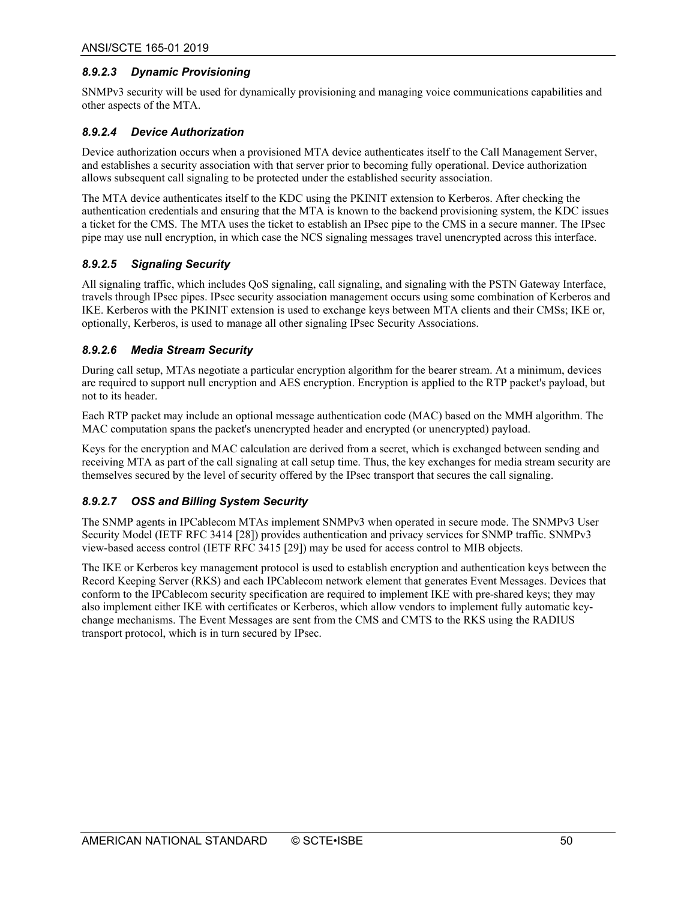#### *8.9.2.3 Dynamic Provisioning*

SNMPv3 security will be used for dynamically provisioning and managing voice communications capabilities and other aspects of the MTA.

#### *8.9.2.4 Device Authorization*

Device authorization occurs when a provisioned MTA device authenticates itself to the Call Management Server, and establishes a security association with that server prior to becoming fully operational. Device authorization allows subsequent call signaling to be protected under the established security association.

The MTA device authenticates itself to the KDC using the PKINIT extension to Kerberos. After checking the authentication credentials and ensuring that the MTA is known to the backend provisioning system, the KDC issues a ticket for the CMS. The MTA uses the ticket to establish an IPsec pipe to the CMS in a secure manner. The IPsec pipe may use null encryption, in which case the NCS signaling messages travel unencrypted across this interface.

#### *8.9.2.5 Signaling Security*

All signaling traffic, which includes QoS signaling, call signaling, and signaling with the PSTN Gateway Interface, travels through IPsec pipes. IPsec security association management occurs using some combination of Kerberos and IKE. Kerberos with the PKINIT extension is used to exchange keys between MTA clients and their CMSs; IKE or, optionally, Kerberos, is used to manage all other signaling IPsec Security Associations.

#### *8.9.2.6 Media Stream Security*

During call setup, MTAs negotiate a particular encryption algorithm for the bearer stream. At a minimum, devices are required to support null encryption and AES encryption. Encryption is applied to the RTP packet's payload, but not to its header.

Each RTP packet may include an optional message authentication code (MAC) based on the MMH algorithm. The MAC computation spans the packet's unencrypted header and encrypted (or unencrypted) payload.

Keys for the encryption and MAC calculation are derived from a secret, which is exchanged between sending and receiving MTA as part of the call signaling at call setup time. Thus, the key exchanges for media stream security are themselves secured by the level of security offered by the IPsec transport that secures the call signaling.

#### *8.9.2.7 OSS and Billing System Security*

The SNMP agents in IPCablecom MTAs implement SNMPv3 when operated in secure mode. The SNMPv3 User Security Model (IETF RFC 3414 [28]) provides authentication and privacy services for SNMP traffic. SNMPv3 view-based access control (IETF RFC 3415 [29]) may be used for access control to MIB objects.

The IKE or Kerberos key management protocol is used to establish encryption and authentication keys between the Record Keeping Server (RKS) and each IPCablecom network element that generates Event Messages. Devices that conform to the IPCablecom security specification are required to implement IKE with pre-shared keys; they may also implement either IKE with certificates or Kerberos, which allow vendors to implement fully automatic key-change mechanisms. The Event Messages are sent from the CMS and CMTS to the RKS using the RADIUS transport protocol, which is in turn secured by IPsec.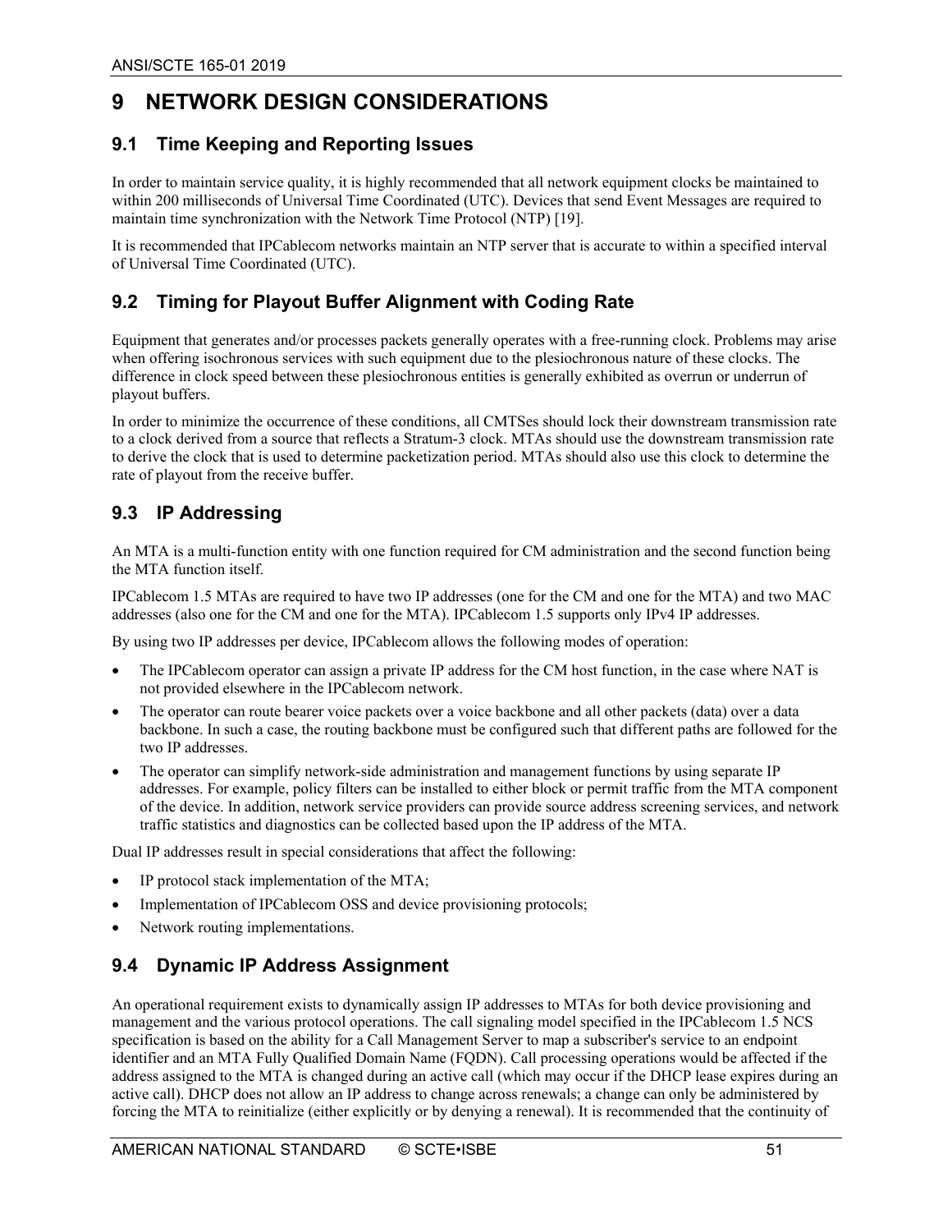# 9 NETWORK DESIGN CONSIDERATIONS

## 9.1 Time Keeping and Reporting Issues

In order to maintain service quality, it is highly recommended that all network equipment clocks be maintained to within 200 milliseconds of Universal Time Coordinated (UTC). Devices that send Event Messages are required to maintain time synchronization with the Network Time Protocol (NTP) [19].

It is recommended that IPCablecom networks maintain an NTP server that is accurate to within a specified interval of Universal Time Coordinated (UTC).

## 9.2 Timing for Playout Buffer Alignment with Coding Rate

Equipment that generates and/or processes packets generally operates with a free-running clock. Problems may arise when offering isochronous services with such equipment due to the plesiochronous nature of these clocks. The difference in clock speed between these plesiochronous entities is generally exhibited as overrun or underrun of playout buffers.

In order to minimize the occurrence of these conditions, all CMTSes should lock their downstream transmission rate to a clock derived from a source that reflects a Stratum-3 clock. MTAs should use the downstream transmission rate to derive the clock that is used to determine packetization period. MTAs should also use this clock to determine the rate of playout from the receive buffer.

## 9.3 IP Addressing

An MTA is a multi-function entity with one function required for CM administration and the second function being the MTA function itself.

IPCablecom 1.5 MTAs are required to have two IP addresses (one for the CM and one for the MTA) and two MAC addresses (also one for the CM and one for the MTA). IPCablecom 1.5 supports only IPv4 IP addresses.

By using two IP addresses per device, IPCablecom allows the following modes of operation:

- The IPCablecom operator can assign a private IP address for the CM host function, in the case where NAT is not provided elsewhere in the IPCablecom network.
- The operator can route bearer voice packets over a voice backbone and all other packets (data) over a data backbone. In such a case, the routing backbone must be configured such that different paths are followed for the two IP addresses.
- The operator can simplify network-side administration and management functions by using separate IP addresses. For example, policy filters can be installed to either block or permit traffic from the MTA component of the device. In addition, network service providers can provide source address screening services, and network traffic statistics and diagnostics can be collected based upon the IP address of the MTA.

Dual IP addresses result in special considerations that affect the following:

- IP protocol stack implementation of the MTA;
- Implementation of IPCablecom OSS and device provisioning protocols;
- Network routing implementations.

## 9.4 Dynamic IP Address Assignment

An operational requirement exists to dynamically assign IP addresses to MTAs for both device provisioning and management and the various protocol operations. The call signaling model specified in the IPCablecom 1.5 NCS specification is based on the ability for a Call Management Server to map a subscriber's service to an endpoint identifier and an MTA Fully Qualified Domain Name (FQDN). Call processing operations would be affected if the address assigned to the MTA is changed during an active call (which may occur if the DHCP lease expires during an active call). DHCP does not allow an IP address to change across renewals; a change can only be administered by forcing the MTA to reinitialize (either explicitly or by denying a renewal). It is recommended that the continuity of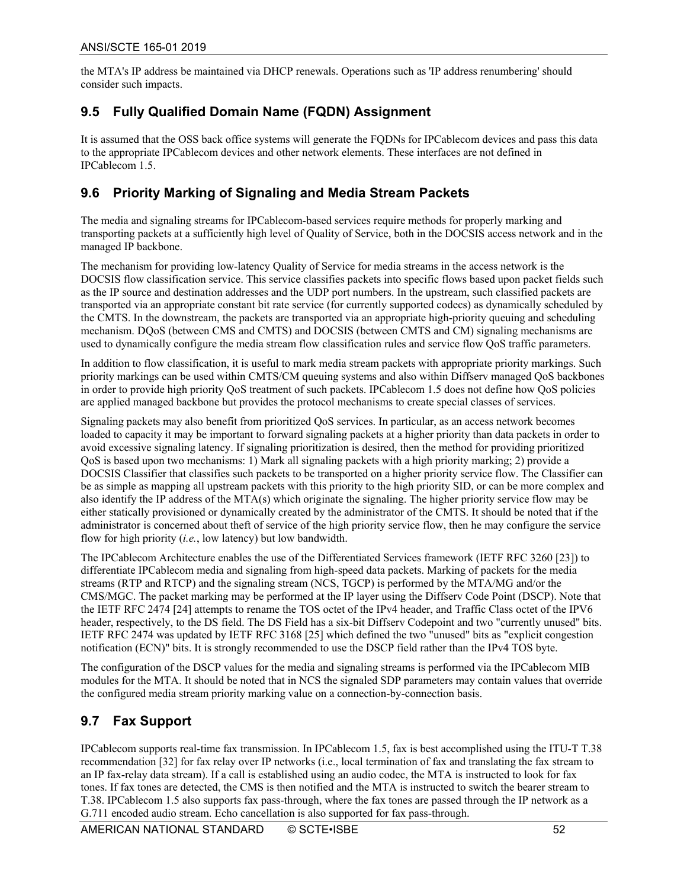the MTA's IP address be maintained via DHCP renewals. Operations such as 'IP address renumbering' should consider such impacts.

## 9.5 Fully Qualified Domain Name (FQDN) Assignment

It is assumed that the OSS back office systems will generate the FQDNs for IPCablecom devices and pass this data to the appropriate IPCablecom devices and other network elements. These interfaces are not defined in IPCablecom 1.5.

## 9.6 Priority Marking of Signaling and Media Stream Packets

The media and signaling streams for IPCablecom-based services require methods for properly marking and transporting packets at a sufficiently high level of Quality of Service, both in the DOCSIS access network and in the managed IP backbone.

The mechanism for providing low-latency Quality of Service for media streams in the access network is the DOCSIS flow classification service. This service classifies packets into specific flows based upon packet fields such as the IP source and destination addresses and the UDP port numbers. In the upstream, such classified packets are transported via an appropriate constant bit rate service (for currently supported codecs) as dynamically scheduled by the CMTS. In the downstream, the packets are transported via an appropriate high-priority queuing and scheduling mechanism. DQoS (between CMS and CMTS) and DOCSIS (between CMTS and CM) signaling mechanisms are used to dynamically configure the media stream flow classification rules and service flow QoS traffic parameters.

In addition to flow classification, it is useful to mark media stream packets with appropriate priority markings. Such priority markings can be used within CMTS/CM queuing systems and also within Diffserv managed QoS backbones in order to provide high priority QoS treatment of such packets. IPCablecom 1.5 does not define how QoS policies are applied managed backbone but provides the protocol mechanisms to create special classes of services.

Signaling packets may also benefit from prioritized QoS services. In particular, as an access network becomes loaded to capacity it may be important to forward signaling packets at a higher priority than data packets in order to avoid excessive signaling latency. If signaling prioritization is desired, then the method for providing prioritized QoS is based upon two mechanisms: 1) Mark all signaling packets with a high priority marking; 2) provide a DOCSIS Classifier that classifies such packets to be transported on a higher priority service flow. The Classifier can be as simple as mapping all upstream packets with this priority to the high priority SID, or can be more complex and also identify the IP address of the MTA(s) which originate the signaling. The higher priority service flow may be either statically provisioned or dynamically created by the administrator of the CMTS. It should be noted that if the administrator is concerned about theft of service of the high priority service flow, then he may configure the service flow for high priority (*i.e.*, low latency) but low bandwidth.

The IPCablecom Architecture enables the use of the Differentiated Services framework (IETF RFC 3260 [23]) to differentiate IPCablecom media and signaling from high-speed data packets. Marking of packets for the media streams (RTP and RTCP) and the signaling stream (NCS, TGCP) is performed by the MTA/MG and/or the CMS/MGC. The packet marking may be performed at the IP layer using the Diffserv Code Point (DSCP). Note that the IETF RFC 2474 [24] attempts to rename the TOS octet of the IPv4 header, and Traffic Class octet of the IPV6 header, respectively, to the DS field. The DS Field has a six-bit Diffserv Codepoint and two "currently unused" bits. IETF RFC 2474 was updated by IETF RFC 3168 [25] which defined the two "unused" bits as "explicit congestion notification (ECN)" bits. It is strongly recommended to use the DSCP field rather than the IPv4 TOS byte.

The configuration of the DSCP values for the media and signaling streams is performed via the IPCablecom MIB modules for the MTA. It should be noted that in NCS the signaled SDP parameters may contain values that override the configured media stream priority marking value on a connection-by-connection basis.

## 9.7 Fax Support

IPCablecom supports real-time fax transmission. In IPCablecom 1.5, fax is best accomplished using the ITU-T T.38 recommendation [32] for fax relay over IP networks (i.e., local termination of fax and translating the fax stream to an IP fax-relay data stream). If a call is established using an audio codec, the MTA is instructed to look for fax tones. If fax tones are detected, the CMS is then notified and the MTA is instructed to switch the bearer stream to T.38. IPCablecom 1.5 also supports fax pass-through, where the fax tones are passed through the IP network as a G.711 encoded audio stream. Echo cancellation is also supported for fax pass-through.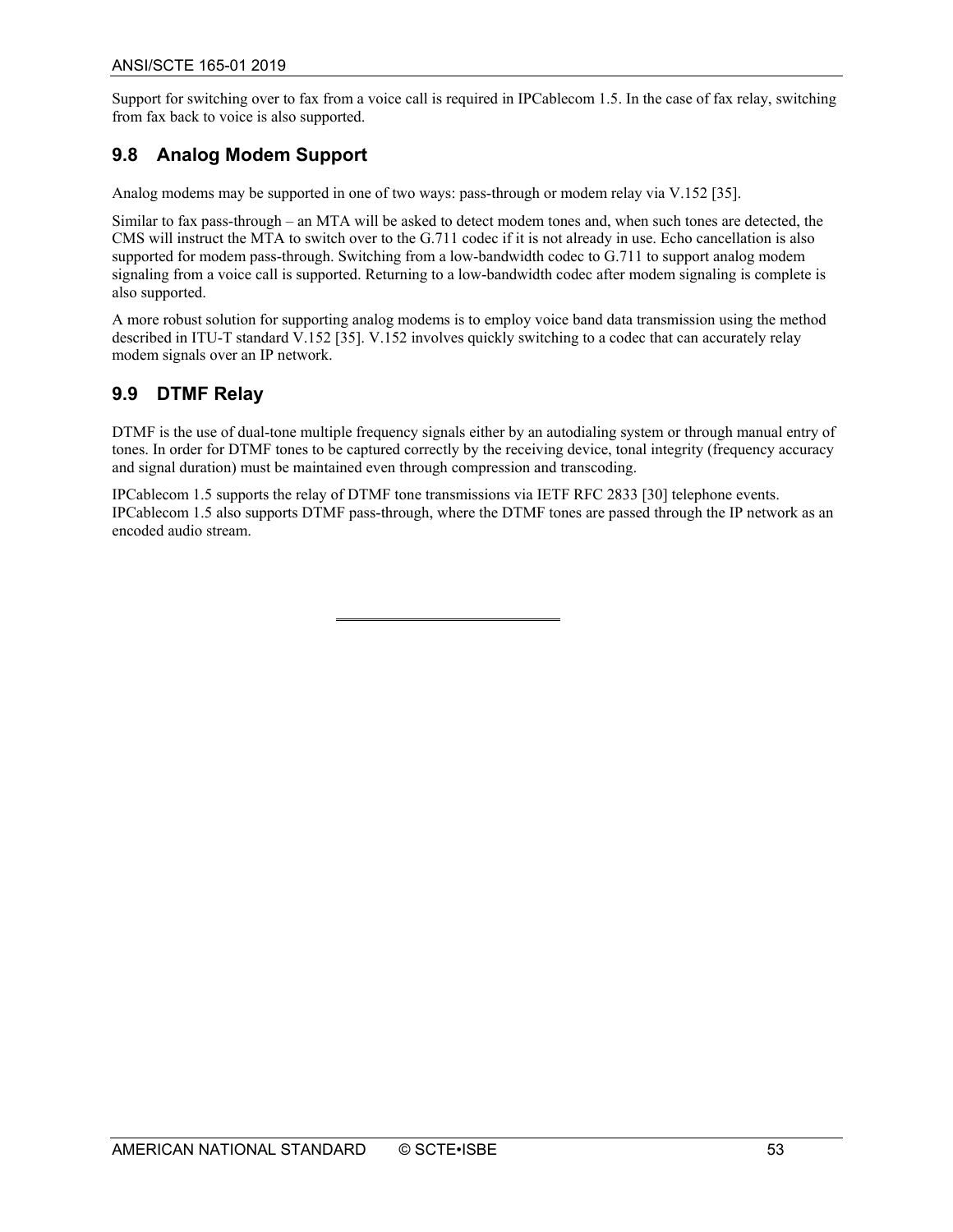Support for switching over to fax from a voice call is required in IPCablecom 1.5. In the case of fax relay, switching from fax back to voice is also supported.

## 9.8 Analog Modem Support

Analog modems may be supported in one of two ways: pass-through or modem relay via V.152 [35].

Similar to fax pass-through – an MTA will be asked to detect modem tones and, when such tones are detected, the CMS will instruct the MTA to switch over to the G.711 codec if it is not already in use. Echo cancellation is also supported for modem pass-through. Switching from a low-bandwidth codec to G.711 to support analog modem signaling from a voice call is supported. Returning to a low-bandwidth codec after modem signaling is complete is also supported.

A more robust solution for supporting analog modems is to employ voice band data transmission using the method described in ITU-T standard V.152 [35]. V.152 involves quickly switching to a codec that can accurately relay modem signals over an IP network.

## 9.9 DTMF Relay

DTMF is the use of dual-tone multiple frequency signals either by an autodialing system or through manual entry of tones. In order for DTMF tones to be captured correctly by the receiving device, tonal integrity (frequency accuracy and signal duration) must be maintained even through compression and transcoding.

IPCablecom 1.5 supports the relay of DTMF tone transmissions via IETF RFC 2833 [30] telephone events. IPCablecom 1.5 also supports DTMF pass-through, where the DTMF tones are passed through the IP network as an encoded audio stream.